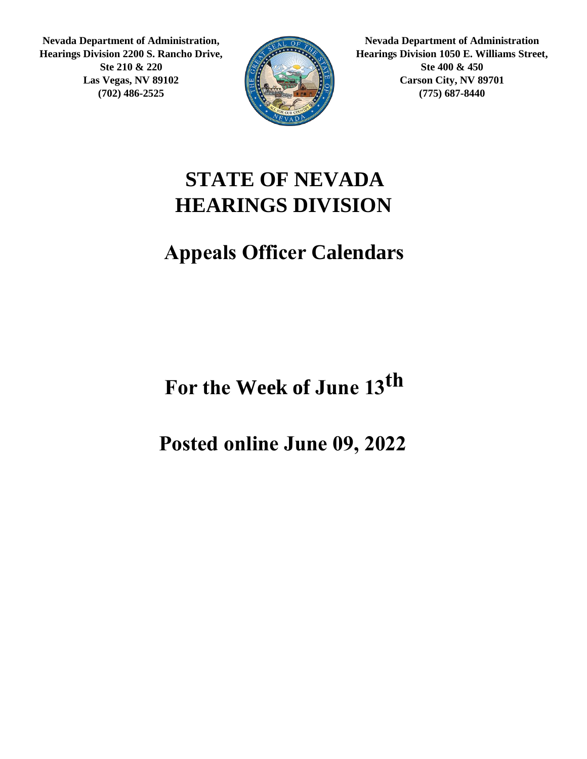**Nevada Department of Administration, Hearings Division 2200 S. Rancho Drive, Ste 210 & 220 Las Vegas, NV 89102 (702) 486-2525**

**Nevada Department of Administration Hearings Division 1050 E. Williams Street, Ste 400 & 450 Carson City, NV 89701 (775) 687-8440**

# STATE OF NEVADA HEARINGS DIVISION

# Appeals Officer Calendars

# For the Week of June 13th

# Posted online June 09, 2022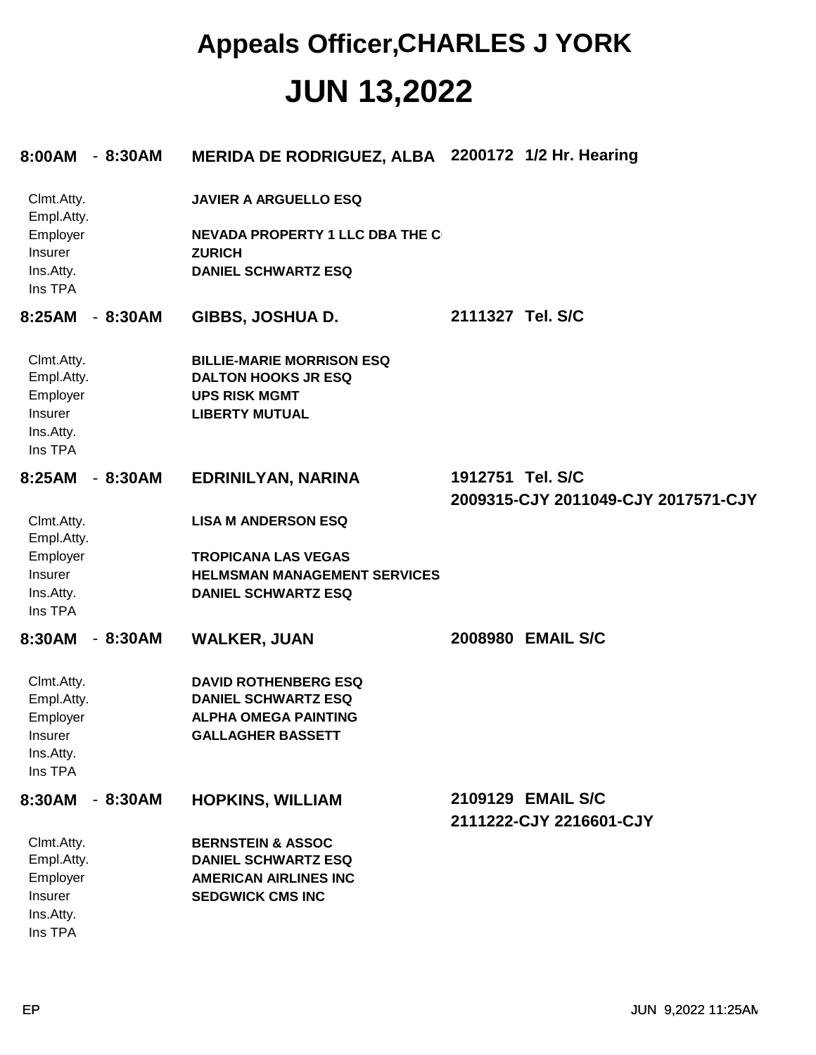# Appeals Officer,CHARLES J YORK

# JUN 13,2022

**8:00AM - 8:30AM** **MERIDA DE RODRIGUEZ, ALBA** **2200172 1/2 Hr. Hearing**

| | |
|---|---|
| Clmt.Atty. | **JAVIER A ARGUELLO ESQ** |
| Empl.Atty. | |
| Employer | **NEVADA PROPERTY 1 LLC DBA THE C** |
| Insurer | **ZURICH** |
| Ins.Atty. | **DANIEL SCHWARTZ ESQ** |
| Ins TPA | |

**8:25AM - 8:30AM** **GIBBS, JOSHUA D.** **2111327 Tel. S/C**

| | |
|---|---|
| Clmt.Atty. | **BILLIE-MARIE MORRISON ESQ** |
| Empl.Atty. | **DALTON HOOKS JR ESQ** |
| Employer | **UPS RISK MGMT** |
| Insurer | **LIBERTY MUTUAL** |
| Ins.Atty. | |
| Ins TPA | |

**8:25AM - 8:30AM** **EDRINILYAN, NARINA** **1912751 Tel. S/C**
**2009315-CJY 2011049-CJY 2017571-CJY**

| | |
|---|---|
| Clmt.Atty. | **LISA M ANDERSON ESQ** |
| Empl.Atty. | |
| Employer | **TROPICANA LAS VEGAS** |
| Insurer | **HELMSMAN MANAGEMENT SERVICES** |
| Ins.Atty. | **DANIEL SCHWARTZ ESQ** |
| Ins TPA | |

**8:30AM - 8:30AM** **WALKER, JUAN** **2008980 EMAIL S/C**

| | |
|---|---|
| Clmt.Atty. | **DAVID ROTHENBERG ESQ** |
| Empl.Atty. | **DANIEL SCHWARTZ ESQ** |
| Employer | **ALPHA OMEGA PAINTING** |
| Insurer | **GALLAGHER BASSETT** |
| Ins.Atty. | |
| Ins TPA | |

**8:30AM - 8:30AM** **HOPKINS, WILLIAM** **2109129 EMAIL S/C**
**2111222-CJY 2216601-CJY**

| | |
|---|---|
| Clmt.Atty. | **BERNSTEIN & ASSOC** |
| Empl.Atty. | **DANIEL SCHWARTZ ESQ** |
| Employer | **AMERICAN AIRLINES INC** |
| Insurer | **SEDGWICK CMS INC** |
| Ins.Atty. | |
| Ins TPA | |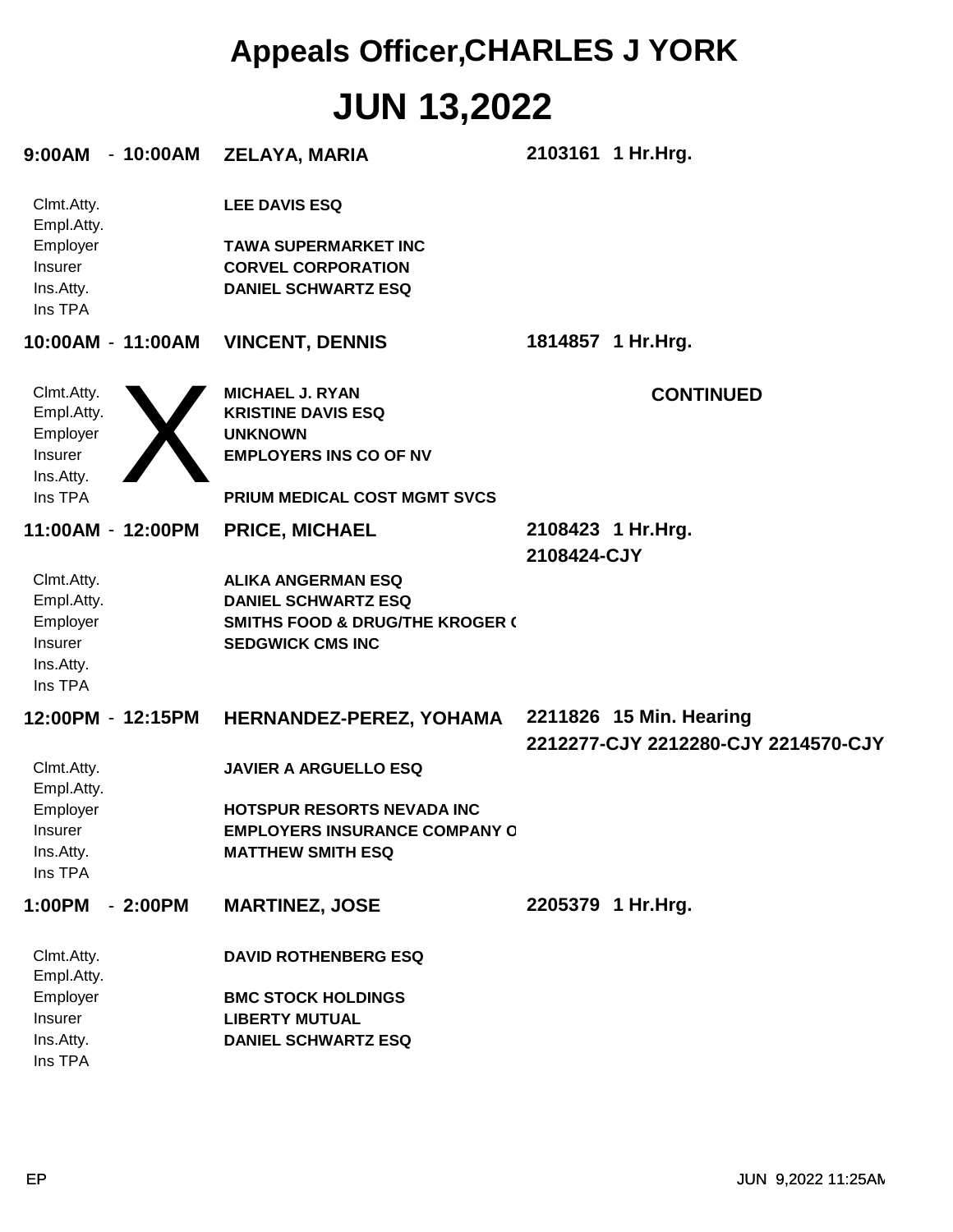# Appeals Officer,CHARLES J YORK

# JUN 13,2022

**9:00AM - 10:00AM** **ZELAYA, MARIA** **2103161 1 Hr.Hrg.**

| | |
|---|---|
| Clmt.Atty. | **LEE DAVIS ESQ** |
| Empl.Atty. | |
| Employer | **TAWA SUPERMARKET INC** |
| Insurer | **CORVEL CORPORATION** |
| Ins.Atty. | **DANIEL SCHWARTZ ESQ** |
| Ins TPA | |

**10:00AM - 11:00AM** **VINCENT, DENNIS** **1814857 1 Hr.Hrg.**

X **CONTINUED**

| | |
|---|---|
| Clmt.Atty. | **MICHAEL J. RYAN** |
| Empl.Atty. | **KRISTINE DAVIS ESQ** |
| Employer | **UNKNOWN** |
| Insurer | **EMPLOYERS INS CO OF NV** |
| Ins.Atty. | |
| Ins TPA | **PRIUM MEDICAL COST MGMT SVCS** |

**11:00AM - 12:00PM** **PRICE, MICHAEL** **2108423 1 Hr.Hrg.**
**2108424-CJY**

| | |
|---|---|
| Clmt.Atty. | **ALIKA ANGERMAN ESQ** |
| Empl.Atty. | **DANIEL SCHWARTZ ESQ** |
| Employer | **SMITHS FOOD & DRUG/THE KROGER (** |
| Insurer | **SEDGWICK CMS INC** |
| Ins.Atty. | |
| Ins TPA | |

**12:00PM - 12:15PM** **HERNANDEZ-PEREZ, YOHAMA** **2211826 15 Min. Hearing**
**2212277-CJY 2212280-CJY 2214570-CJY**

| | |
|---|---|
| Clmt.Atty. | **JAVIER A ARGUELLO ESQ** |
| Empl.Atty. | |
| Employer | **HOTSPUR RESORTS NEVADA INC** |
| Insurer | **EMPLOYERS INSURANCE COMPANY O** |
| Ins.Atty. | **MATTHEW SMITH ESQ** |
| Ins TPA | |

**1:00PM - 2:00PM** **MARTINEZ, JOSE** **2205379 1 Hr.Hrg.**

| | |
|---|---|
| Clmt.Atty. | **DAVID ROTHENBERG ESQ** |
| Empl.Atty. | |
| Employer | **BMC STOCK HOLDINGS** |
| Insurer | **LIBERTY MUTUAL** |
| Ins.Atty. | **DANIEL SCHWARTZ ESQ** |
| Ins TPA | |

EP JUN 9,2022 11:25AM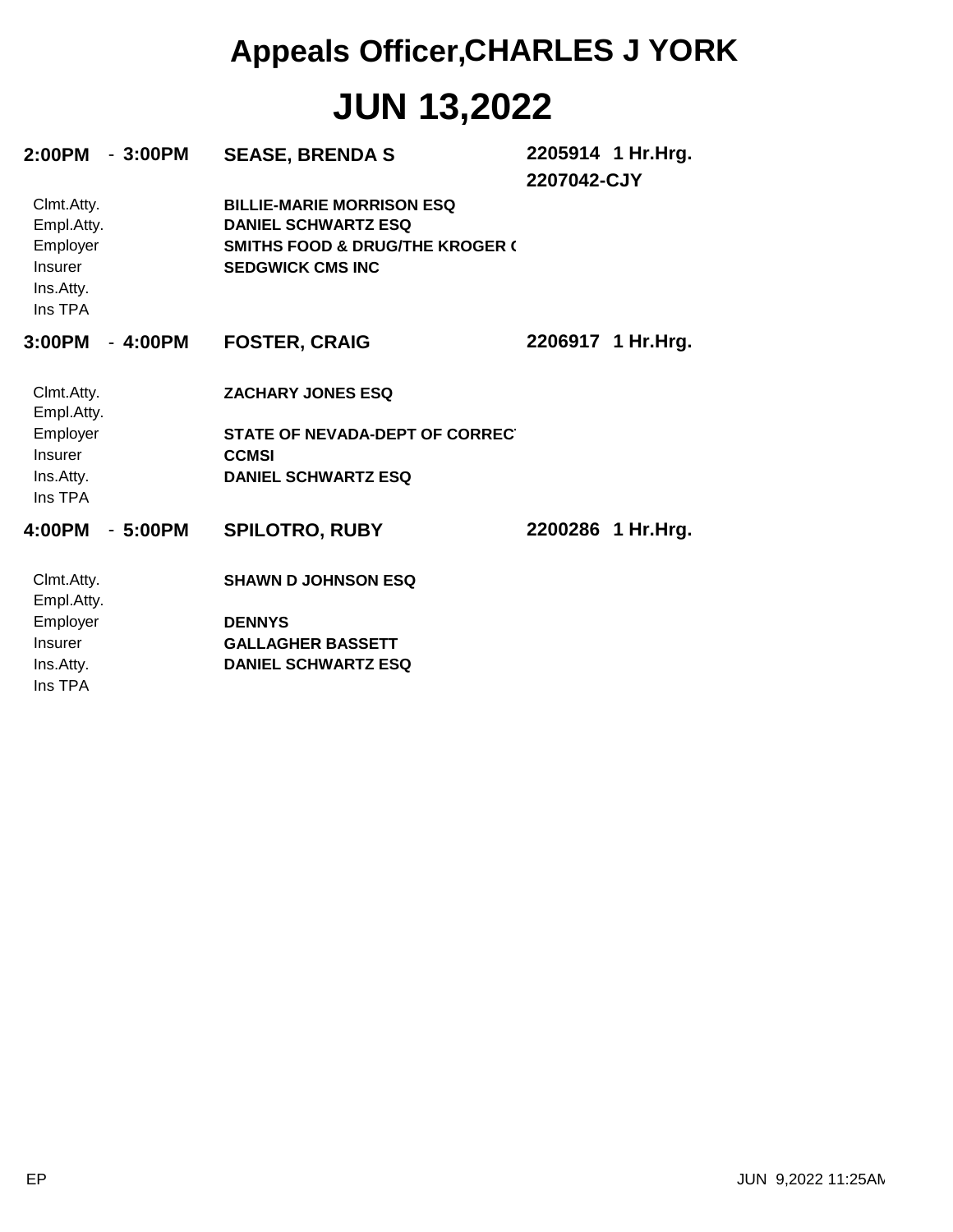# Appeals Officer,CHARLES J YORK

# JUN 13,2022

**2:00PM - 3:00PM** **SEASE, BRENDA S** **2205914 1 Hr.Hrg.**
**2207042-CJY**

| | |
|---|---|
| Clmt.Atty. | **BILLIE-MARIE MORRISON ESQ** |
| Empl.Atty. | **DANIEL SCHWARTZ ESQ** |
| Employer | **SMITHS FOOD & DRUG/THE KROGER (** |
| Insurer | **SEDGWICK CMS INC** |
| Ins.Atty. | |
| Ins TPA | |

**3:00PM - 4:00PM** **FOSTER, CRAIG** **2206917 1 Hr.Hrg.**

| | |
|---|---|
| Clmt.Atty. | **ZACHARY JONES ESQ** |
| Empl.Atty. | |
| Employer | **STATE OF NEVADA-DEPT OF CORREC** |
| Insurer | **CCMSI** |
| Ins.Atty. | **DANIEL SCHWARTZ ESQ** |
| Ins TPA | |

**4:00PM - 5:00PM** **SPILOTRO, RUBY** **2200286 1 Hr.Hrg.**

| | |
|---|---|
| Clmt.Atty. | **SHAWN D JOHNSON ESQ** |
| Empl.Atty. | |
| Employer | **DENNYS** |
| Insurer | **GALLAGHER BASSETT** |
| Ins.Atty. | **DANIEL SCHWARTZ ESQ** |
| Ins TPA | |

EP JUN 9,2022 11:25AM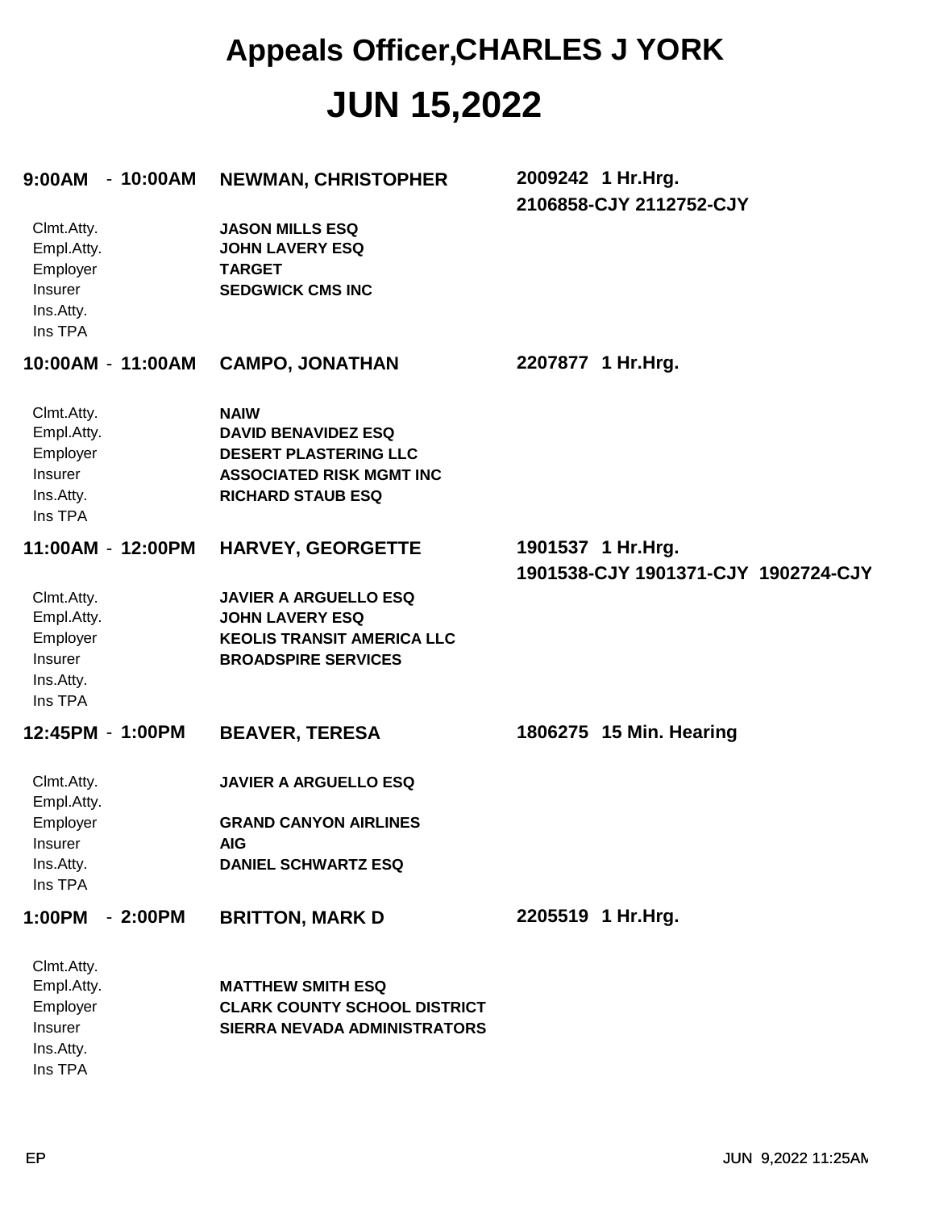# Appeals Officer,CHARLES J YORK

# JUN 15,2022

**9:00AM - 10:00AM** **NEWMAN, CHRISTOPHER** **2009242 1 Hr.Hrg.**
**2106858-CJY 2112752-CJY**

| | |
|---|---|
| Clmt.Atty. | **JASON MILLS ESQ** |
| Empl.Atty. | **JOHN LAVERY ESQ** |
| Employer | **TARGET** |
| Insurer | **SEDGWICK CMS INC** |
| Ins.Atty. | |
| Ins TPA | |

**10:00AM - 11:00AM** **CAMPO, JONATHAN** **2207877 1 Hr.Hrg.**

| | |
|---|---|
| Clmt.Atty. | **NAIW** |
| Empl.Atty. | **DAVID BENAVIDEZ ESQ** |
| Employer | **DESERT PLASTERING LLC** |
| Insurer | **ASSOCIATED RISK MGMT INC** |
| Ins.Atty. | **RICHARD STAUB ESQ** |
| Ins TPA | |

**11:00AM - 12:00PM** **HARVEY, GEORGETTE** **1901537 1 Hr.Hrg.**
**1901538-CJY 1901371-CJY 1902724-CJY**

| | |
|---|---|
| Clmt.Atty. | **JAVIER A ARGUELLO ESQ** |
| Empl.Atty. | **JOHN LAVERY ESQ** |
| Employer | **KEOLIS TRANSIT AMERICA LLC** |
| Insurer | **BROADSPIRE SERVICES** |
| Ins.Atty. | |
| Ins TPA | |

**12:45PM - 1:00PM** **BEAVER, TERESA** **1806275 15 Min. Hearing**

| | |
|---|---|
| Clmt.Atty. | **JAVIER A ARGUELLO ESQ** |
| Empl.Atty. | |
| Employer | **GRAND CANYON AIRLINES** |
| Insurer | **AIG** |
| Ins.Atty. | **DANIEL SCHWARTZ ESQ** |
| Ins TPA | |

**1:00PM - 2:00PM** **BRITTON, MARK D** **2205519 1 Hr.Hrg.**

| | |
|---|---|
| Clmt.Atty. | |
| Empl.Atty. | **MATTHEW SMITH ESQ** |
| Employer | **CLARK COUNTY SCHOOL DISTRICT** |
| Insurer | **SIERRA NEVADA ADMINISTRATORS** |
| Ins.Atty. | |
| Ins TPA | |

EP JUN 9,2022 11:25AM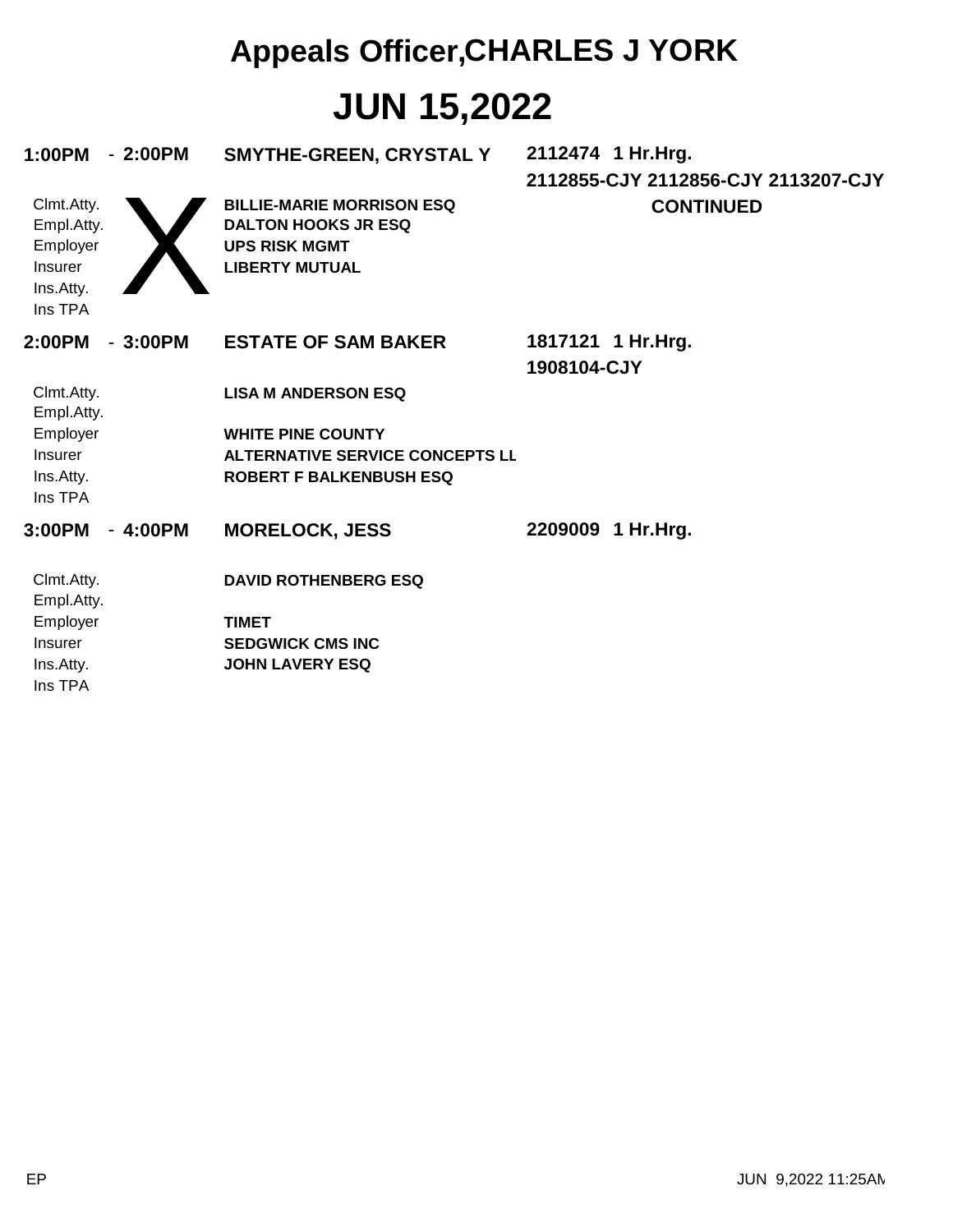# Appeals Officer,CHARLES J YORK

# JUN 15,2022

**1:00PM - 2:00PM** **SMYTHE-GREEN, CRYSTAL Y** **2112474 1 Hr.Hrg.**
**2112855-CJY 2112856-CJY 2113207-CJY**

X **CONTINUED**

| | |
|---|---|
| Clmt.Atty. | **BILLIE-MARIE MORRISON ESQ** |
| Empl.Atty. | **DALTON HOOKS JR ESQ** |
| Employer | **UPS RISK MGMT** |
| Insurer | **LIBERTY MUTUAL** |
| Ins.Atty. | |
| Ins TPA | |

**2:00PM - 3:00PM** **ESTATE OF SAM BAKER** **1817121 1 Hr.Hrg.**
**1908104-CJY**

| | |
|---|---|
| Clmt.Atty. | **LISA M ANDERSON ESQ** |
| Empl.Atty. | |
| Employer | **WHITE PINE COUNTY** |
| Insurer | **ALTERNATIVE SERVICE CONCEPTS LL** |
| Ins.Atty. | **ROBERT F BALKENBUSH ESQ** |
| Ins TPA | |

**3:00PM - 4:00PM** **MORELOCK, JESS** **2209009 1 Hr.Hrg.**

| | |
|---|---|
| Clmt.Atty. | **DAVID ROTHENBERG ESQ** |
| Empl.Atty. | |
| Employer | **TIMET** |
| Insurer | **SEDGWICK CMS INC** |
| Ins.Atty. | **JOHN LAVERY ESQ** |
| Ins TPA | |

EP JUN 9,2022 11:25AM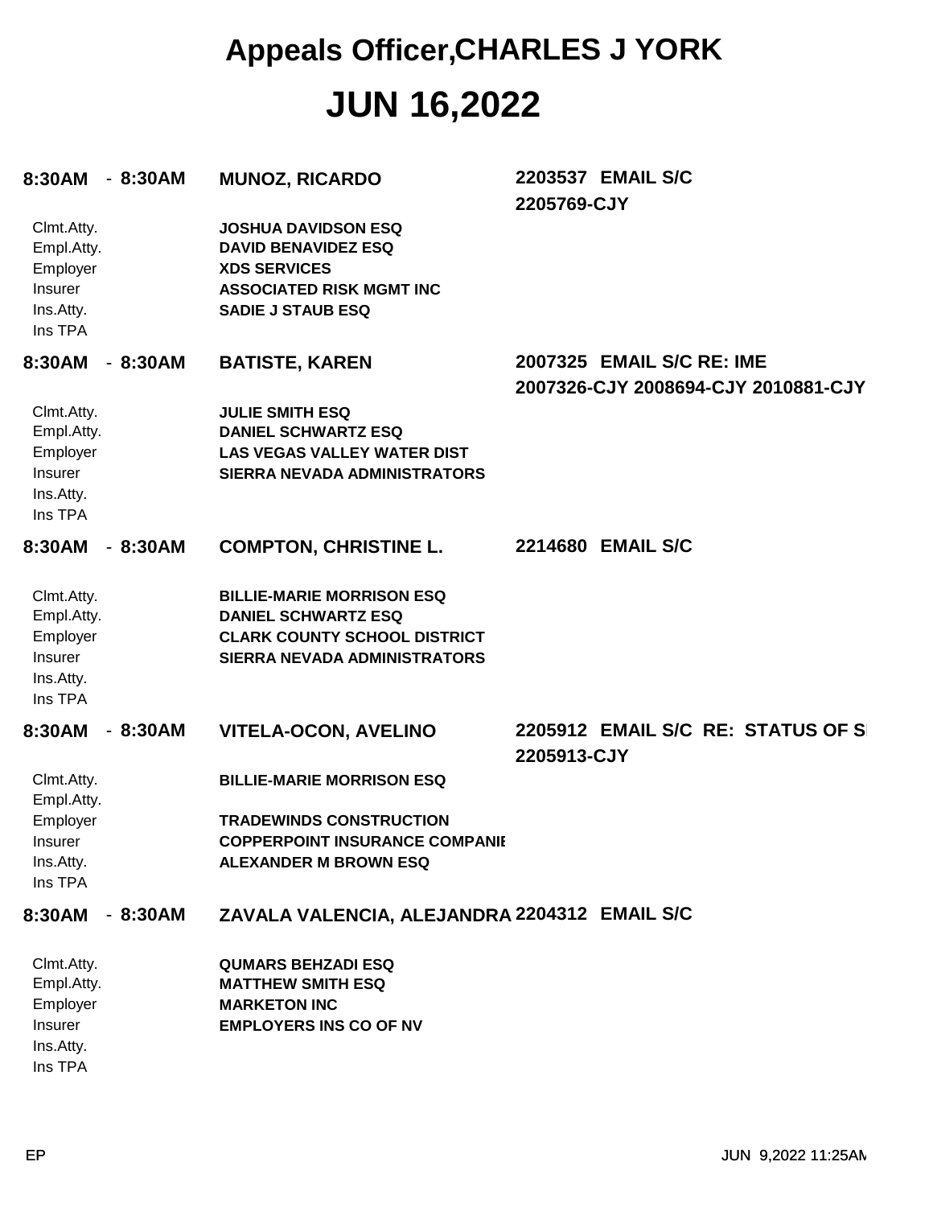# Appeals Officer,CHARLES J YORK

# JUN 16,2022

**8:30AM - 8:30AM** **MUNOZ, RICARDO** **2203537 EMAIL S/C**
**2205769-CJY**

| | |
|---|---|
| Clmt.Atty. | **JOSHUA DAVIDSON ESQ** |
| Empl.Atty. | **DAVID BENAVIDEZ ESQ** |
| Employer | **XDS SERVICES** |
| Insurer | **ASSOCIATED RISK MGMT INC** |
| Ins.Atty. | **SADIE J STAUB ESQ** |
| Ins TPA | |

**8:30AM - 8:30AM** **BATISTE, KAREN** **2007325 EMAIL S/C RE: IME**
**2007326-CJY 2008694-CJY 2010881-CJY**

| | |
|---|---|
| Clmt.Atty. | **JULIE SMITH ESQ** |
| Empl.Atty. | **DANIEL SCHWARTZ ESQ** |
| Employer | **LAS VEGAS VALLEY WATER DIST** |
| Insurer | **SIERRA NEVADA ADMINISTRATORS** |
| Ins.Atty. | |
| Ins TPA | |

**8:30AM - 8:30AM** **COMPTON, CHRISTINE L.** **2214680 EMAIL S/C**

| | |
|---|---|
| Clmt.Atty. | **BILLIE-MARIE MORRISON ESQ** |
| Empl.Atty. | **DANIEL SCHWARTZ ESQ** |
| Employer | **CLARK COUNTY SCHOOL DISTRICT** |
| Insurer | **SIERRA NEVADA ADMINISTRATORS** |
| Ins.Atty. | |
| Ins TPA | |

**8:30AM - 8:30AM** **VITELA-OCON, AVELINO** **2205912 EMAIL S/C RE: STATUS OF S**
**2205913-CJY**

| | |
|---|---|
| Clmt.Atty. | **BILLIE-MARIE MORRISON ESQ** |
| Empl.Atty. | |
| Employer | **TRADEWINDS CONSTRUCTION** |
| Insurer | **COPPERPOINT INSURANCE COMPANIE** |
| Ins.Atty. | **ALEXANDER M BROWN ESQ** |
| Ins TPA | |

**8:30AM - 8:30AM** **ZAVALA VALENCIA, ALEJANDRA** **2204312 EMAIL S/C**

| | |
|---|---|
| Clmt.Atty. | **QUMARS BEHZADI ESQ** |
| Empl.Atty. | **MATTHEW SMITH ESQ** |
| Employer | **MARKETON INC** |
| Insurer | **EMPLOYERS INS CO OF NV** |
| Ins.Atty. | |
| Ins TPA | |

EP JUN 9,2022 11:25AM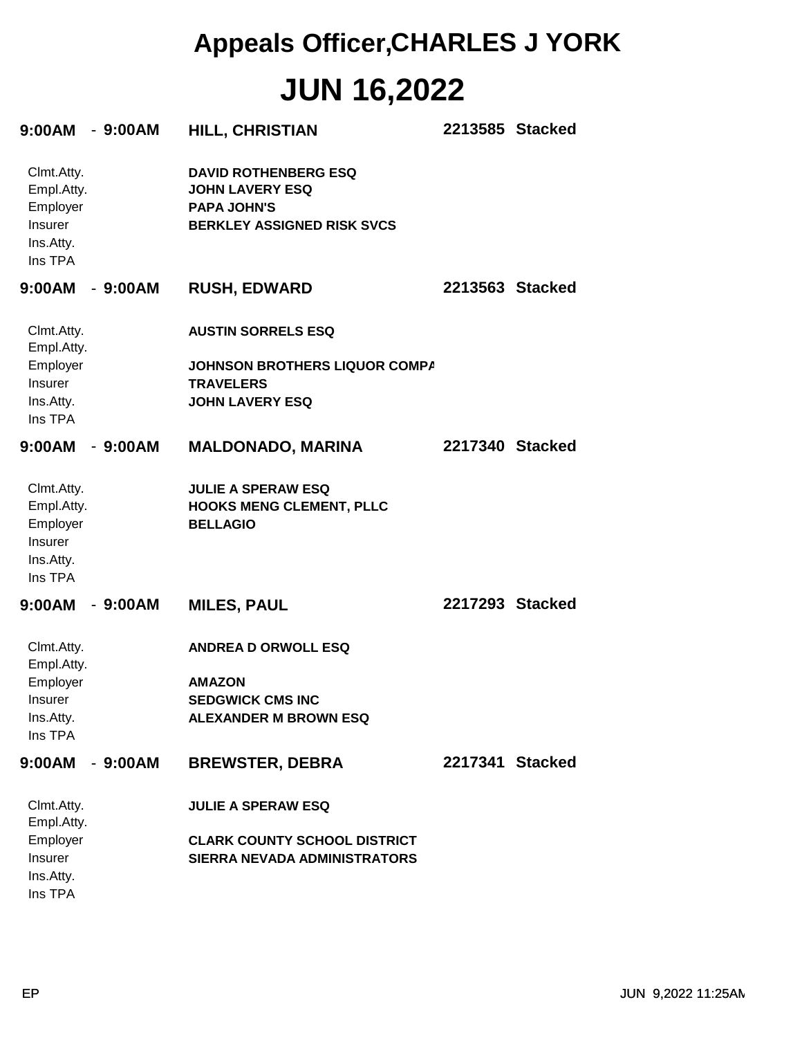# Appeals Officer,CHARLES J YORK

# JUN 16,2022

**9:00AM - 9:00AM** **HILL, CHRISTIAN** **2213585 Stacked**

| | |
|---|---|
| Clmt.Atty. | **DAVID ROTHENBERG ESQ** |
| Empl.Atty. | **JOHN LAVERY ESQ** |
| Employer | **PAPA JOHN'S** |
| Insurer | **BERKLEY ASSIGNED RISK SVCS** |
| Ins.Atty. | |
| Ins TPA | |

**9:00AM - 9:00AM** **RUSH, EDWARD** **2213563 Stacked**

| | |
|---|---|
| Clmt.Atty. | **AUSTIN SORRELS ESQ** |
| Empl.Atty. | |
| Employer | **JOHNSON BROTHERS LIQUOR COMPA** |
| Insurer | **TRAVELERS** |
| Ins.Atty. | **JOHN LAVERY ESQ** |
| Ins TPA | |

**9:00AM - 9:00AM** **MALDONADO, MARINA** **2217340 Stacked**

| | |
|---|---|
| Clmt.Atty. | **JULIE A SPERAW ESQ** |
| Empl.Atty. | **HOOKS MENG CLEMENT, PLLC** |
| Employer | **BELLAGIO** |
| Insurer | |
| Ins.Atty. | |
| Ins TPA | |

**9:00AM - 9:00AM** **MILES, PAUL** **2217293 Stacked**

| | |
|---|---|
| Clmt.Atty. | **ANDREA D ORWOLL ESQ** |
| Empl.Atty. | |
| Employer | **AMAZON** |
| Insurer | **SEDGWICK CMS INC** |
| Ins.Atty. | **ALEXANDER M BROWN ESQ** |
| Ins TPA | |

**9:00AM - 9:00AM** **BREWSTER, DEBRA** **2217341 Stacked**

| | |
|---|---|
| Clmt.Atty. | **JULIE A SPERAW ESQ** |
| Empl.Atty. | |
| Employer | **CLARK COUNTY SCHOOL DISTRICT** |
| Insurer | **SIERRA NEVADA ADMINISTRATORS** |
| Ins.Atty. | |
| Ins TPA | |

EP JUN 9,2022 11:25AM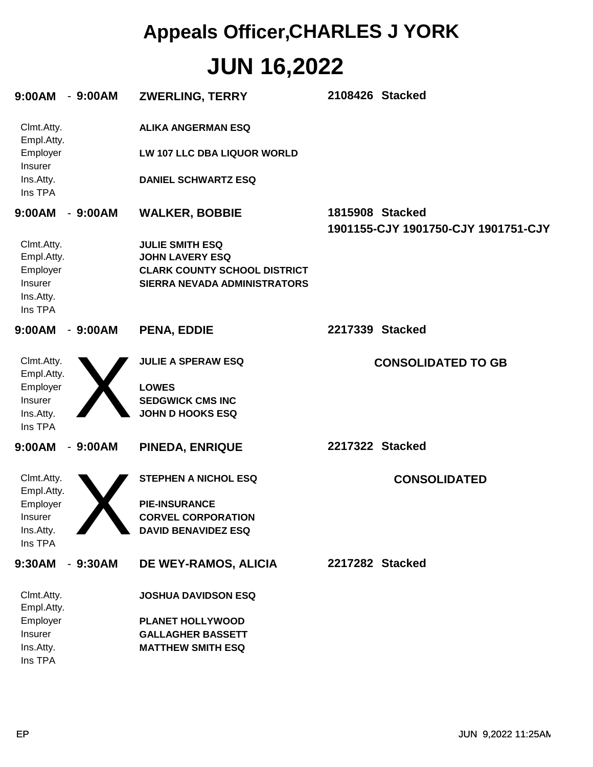# Appeals Officer,CHARLES J YORK

# JUN 16,2022

**9:00AM - 9:00AM** **ZWERLING, TERRY** **2108426 Stacked**

| | |
|---|---|
| Clmt.Atty. | **ALIKA ANGERMAN ESQ** |
| Empl.Atty. | |
| Employer | **LW 107 LLC DBA LIQUOR WORLD** |
| Insurer | |
| Ins.Atty. | **DANIEL SCHWARTZ ESQ** |
| Ins TPA | |

**9:00AM - 9:00AM** **WALKER, BOBBIE** **1815908 Stacked**
**1901155-CJY 1901750-CJY 1901751-CJY**

| | |
|---|---|
| Clmt.Atty. | **JULIE SMITH ESQ** |
| Empl.Atty. | **JOHN LAVERY ESQ** |
| Employer | **CLARK COUNTY SCHOOL DISTRICT** |
| Insurer | **SIERRA NEVADA ADMINISTRATORS** |
| Ins.Atty. | |
| Ins TPA | |

**9:00AM - 9:00AM** **PENA, EDDIE** **2217339 Stacked**

**CONSOLIDATED TO GB**

| | |
|---|---|
| Clmt.Atty. | **JULIE A SPERAW ESQ** |
| Empl.Atty. | |
| Employer | **LOWES** |
| Insurer | **SEDGWICK CMS INC** |
| Ins.Atty. | **JOHN D HOOKS ESQ** |
| Ins TPA | |

X

**9:00AM - 9:00AM** **PINEDA, ENRIQUE** **2217322 Stacked**

**CONSOLIDATED**

| | |
|---|---|
| Clmt.Atty. | **STEPHEN A NICHOL ESQ** |
| Empl.Atty. | |
| Employer | **PIE-INSURANCE** |
| Insurer | **CORVEL CORPORATION** |
| Ins.Atty. | **DAVID BENAVIDEZ ESQ** |
| Ins TPA | |

X

**9:30AM - 9:30AM** **DE WEY-RAMOS, ALICIA** **2217282 Stacked**

| | |
|---|---|
| Clmt.Atty. | **JOSHUA DAVIDSON ESQ** |
| Empl.Atty. | |
| Employer | **PLANET HOLLYWOOD** |
| Insurer | **GALLAGHER BASSETT** |
| Ins.Atty. | **MATTHEW SMITH ESQ** |
| Ins TPA | |

EP JUN 9,2022 11:25AM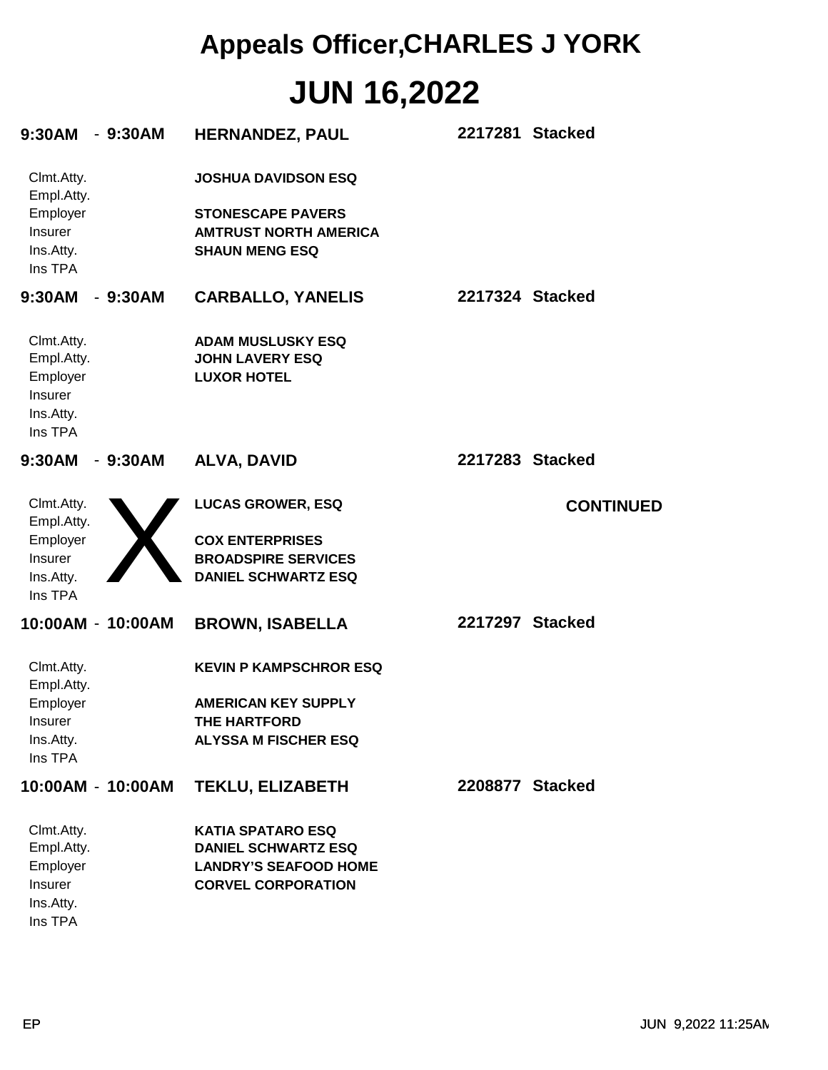# Appeals Officer,CHARLES J YORK

# JUN 16,2022

**9:30AM - 9:30AM** **HERNANDEZ, PAUL** **2217281 Stacked**

| | |
|---|---|
| Clmt.Atty. | **JOSHUA DAVIDSON ESQ** |
| Empl.Atty. | |
| Employer | **STONESCAPE PAVERS** |
| Insurer | **AMTRUST NORTH AMERICA** |
| Ins.Atty. | **SHAUN MENG ESQ** |
| Ins TPA | |

**9:30AM - 9:30AM** **CARBALLO, YANELIS** **2217324 Stacked**

| | |
|---|---|
| Clmt.Atty. | **ADAM MUSLUSKY ESQ** |
| Empl.Atty. | **JOHN LAVERY ESQ** |
| Employer | **LUXOR HOTEL** |
| Insurer | |
| Ins.Atty. | |
| Ins TPA | |

**9:30AM - 9:30AM** **ALVA, DAVID** **2217283 Stacked**

X **CONTINUED**

| | |
|---|---|
| Clmt.Atty. | **LUCAS GROWER, ESQ** |
| Empl.Atty. | |
| Employer | **COX ENTERPRISES** |
| Insurer | **BROADSPIRE SERVICES** |
| Ins.Atty. | **DANIEL SCHWARTZ ESQ** |
| Ins TPA | |

**10:00AM - 10:00AM** **BROWN, ISABELLA** **2217297 Stacked**

| | |
|---|---|
| Clmt.Atty. | **KEVIN P KAMPSCHROR ESQ** |
| Empl.Atty. | |
| Employer | **AMERICAN KEY SUPPLY** |
| Insurer | **THE HARTFORD** |
| Ins.Atty. | **ALYSSA M FISCHER ESQ** |
| Ins TPA | |

**10:00AM - 10:00AM** **TEKLU, ELIZABETH** **2208877 Stacked**

| | |
|---|---|
| Clmt.Atty. | **KATIA SPATARO ESQ** |
| Empl.Atty. | **DANIEL SCHWARTZ ESQ** |
| Employer | **LANDRY'S SEAFOOD HOME** |
| Insurer | **CORVEL CORPORATION** |
| Ins.Atty. | |
| Ins TPA | |

EP JUN 9,2022 11:25AM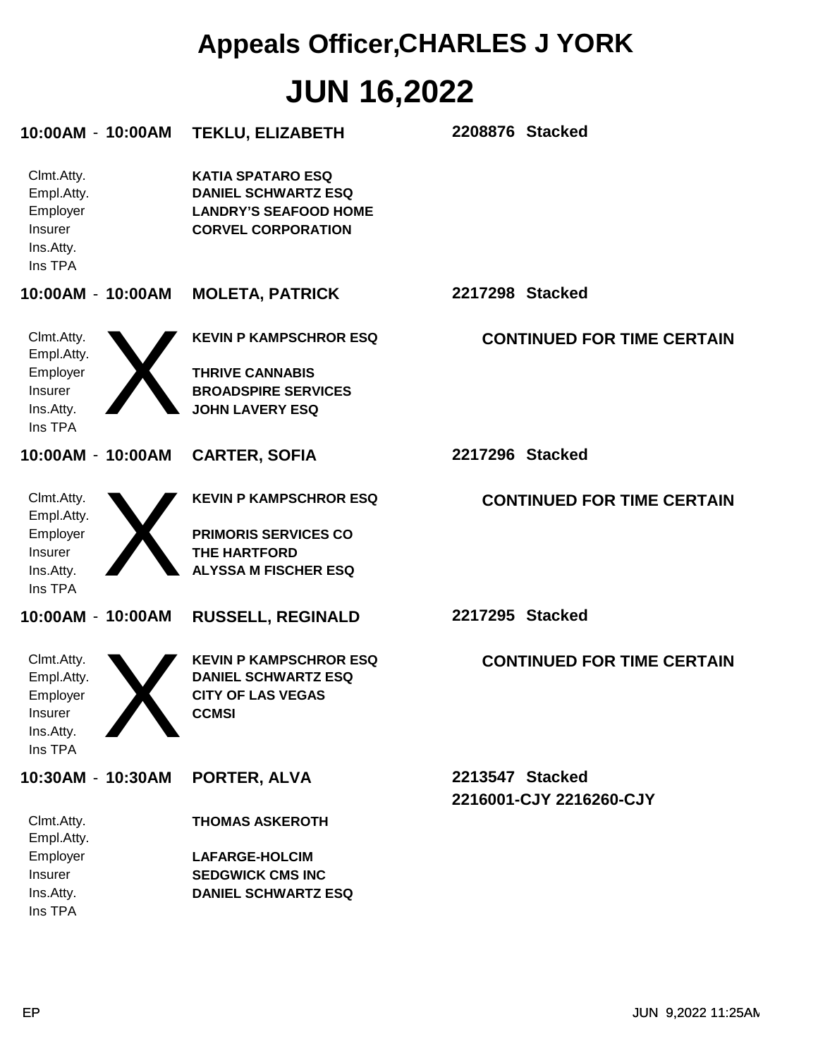# Appeals Officer,CHARLES J YORK

# JUN 16,2022

**10:00AM - 10:00AM** **TEKLU, ELIZABETH** **2208876 Stacked**

| | |
|---|---|
| Clmt.Atty. | **KATIA SPATARO ESQ** |
| Empl.Atty. | **DANIEL SCHWARTZ ESQ** |
| Employer | **LANDRY'S SEAFOOD HOME** |
| Insurer | **CORVEL CORPORATION** |
| Ins.Atty. | |
| Ins TPA | |

**10:00AM - 10:00AM** **MOLETA, PATRICK** **2217298 Stacked**

X

**CONTINUED FOR TIME CERTAIN**

| | |
|---|---|
| Clmt.Atty. | **KEVIN P KAMPSCHROR ESQ** |
| Empl.Atty. | |
| Employer | **THRIVE CANNABIS** |
| Insurer | **BROADSPIRE SERVICES** |
| Ins.Atty. | **JOHN LAVERY ESQ** |
| Ins TPA | |

**10:00AM - 10:00AM** **CARTER, SOFIA** **2217296 Stacked**

X

**CONTINUED FOR TIME CERTAIN**

| | |
|---|---|
| Clmt.Atty. | **KEVIN P KAMPSCHROR ESQ** |
| Empl.Atty. | |
| Employer | **PRIMORIS SERVICES CO** |
| Insurer | **THE HARTFORD** |
| Ins.Atty. | **ALYSSA M FISCHER ESQ** |
| Ins TPA | |

**10:00AM - 10:00AM** **RUSSELL, REGINALD** **2217295 Stacked**

X

**CONTINUED FOR TIME CERTAIN**

| | |
|---|---|
| Clmt.Atty. | **KEVIN P KAMPSCHROR ESQ** |
| Empl.Atty. | **DANIEL SCHWARTZ ESQ** |
| Employer | **CITY OF LAS VEGAS** |
| Insurer | **CCMSI** |
| Ins.Atty. | |
| Ins TPA | |

**10:30AM - 10:30AM** **PORTER, ALVA** **2213547 Stacked**
**2216001-CJY 2216260-CJY**

| | |
|---|---|
| Clmt.Atty. | **THOMAS ASKEROTH** |
| Empl.Atty. | |
| Employer | **LAFARGE-HOLCIM** |
| Insurer | **SEDGWICK CMS INC** |
| Ins.Atty. | **DANIEL SCHWARTZ ESQ** |
| Ins TPA | |

EP JUN 9,2022 11:25AM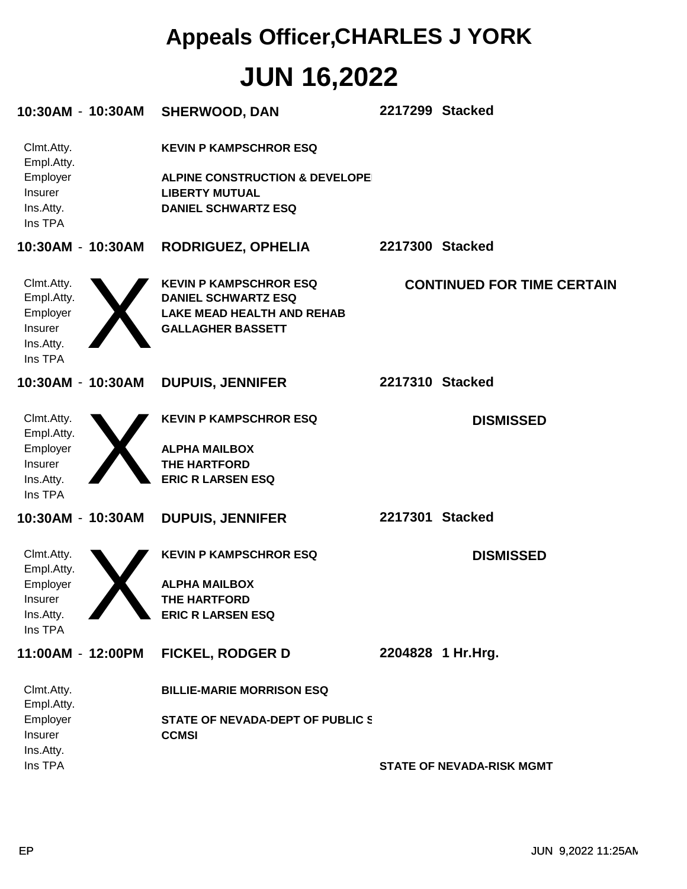# Appeals Officer,CHARLES J YORK

# JUN 16,2022

**10:30AM - 10:30AM** **SHERWOOD, DAN** **2217299 Stacked**

| | |
|---|---|
| Clmt.Atty. | KEVIN P KAMPSCHROR ESQ |
| Empl.Atty. | |
| Employer | ALPINE CONSTRUCTION & DEVELOPE |
| Insurer | LIBERTY MUTUAL |
| Ins.Atty. | DANIEL SCHWARTZ ESQ |
| Ins TPA | |

**10:30AM - 10:30AM** **RODRIGUEZ, OPHELIA** **2217300 Stacked**

X

**CONTINUED FOR TIME CERTAIN**

| | |
|---|---|
| Clmt.Atty. | KEVIN P KAMPSCHROR ESQ |
| Empl.Atty. | DANIEL SCHWARTZ ESQ |
| Employer | LAKE MEAD HEALTH AND REHAB |
| Insurer | GALLAGHER BASSETT |
| Ins.Atty. | |
| Ins TPA | |

**10:30AM - 10:30AM** **DUPUIS, JENNIFER** **2217310 Stacked**

X

**DISMISSED**

| | |
|---|---|
| Clmt.Atty. | KEVIN P KAMPSCHROR ESQ |
| Empl.Atty. | |
| Employer | ALPHA MAILBOX |
| Insurer | THE HARTFORD |
| Ins.Atty. | ERIC R LARSEN ESQ |
| Ins TPA | |

**10:30AM - 10:30AM** **DUPUIS, JENNIFER** **2217301 Stacked**

X

**DISMISSED**

| | |
|---|---|
| Clmt.Atty. | KEVIN P KAMPSCHROR ESQ |
| Empl.Atty. | |
| Employer | ALPHA MAILBOX |
| Insurer | THE HARTFORD |
| Ins.Atty. | ERIC R LARSEN ESQ |
| Ins TPA | |

**11:00AM - 12:00PM** **FICKEL, RODGER D** **2204828 1 Hr.Hrg.**

| | |
|---|---|
| Clmt.Atty. | BILLIE-MARIE MORRISON ESQ |
| Empl.Atty. | |
| Employer | STATE OF NEVADA-DEPT OF PUBLIC S |
| Insurer | CCMSI |
| Ins.Atty. | |
| Ins TPA | STATE OF NEVADA-RISK MGMT |

EP JUN 9,2022 11:25AM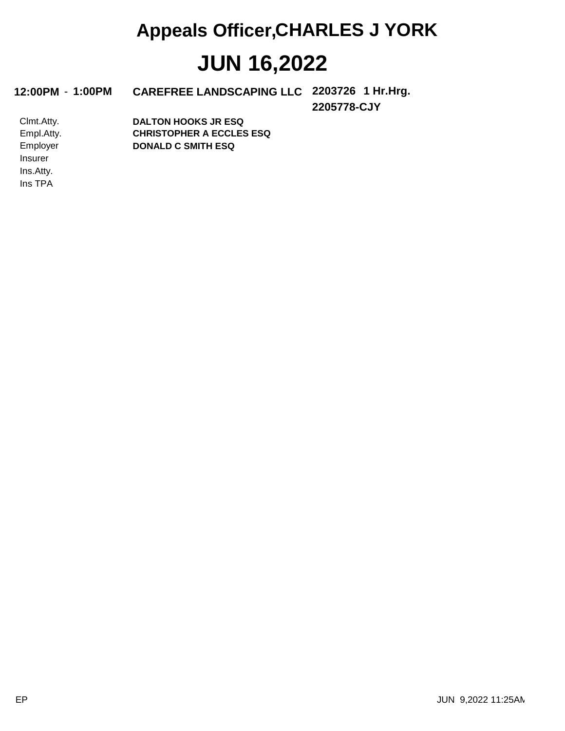# Appeals Officer,CHARLES J YORK

# JUN 16,2022

**12:00PM - 1:00PM** **CAREFREE LANDSCAPING LLC** **2203726 1 Hr.Hrg.**

**2205778-CJY**

| | |
|---|---|
| Clmt.Atty. | **DALTON HOOKS JR ESQ** |
| Empl.Atty. | **CHRISTOPHER A ECCLES ESQ** |
| Employer | **DONALD C SMITH ESQ** |
| Insurer | |
| Ins.Atty. | |
| Ins TPA | |

EP

JUN 9,2022 11:25AM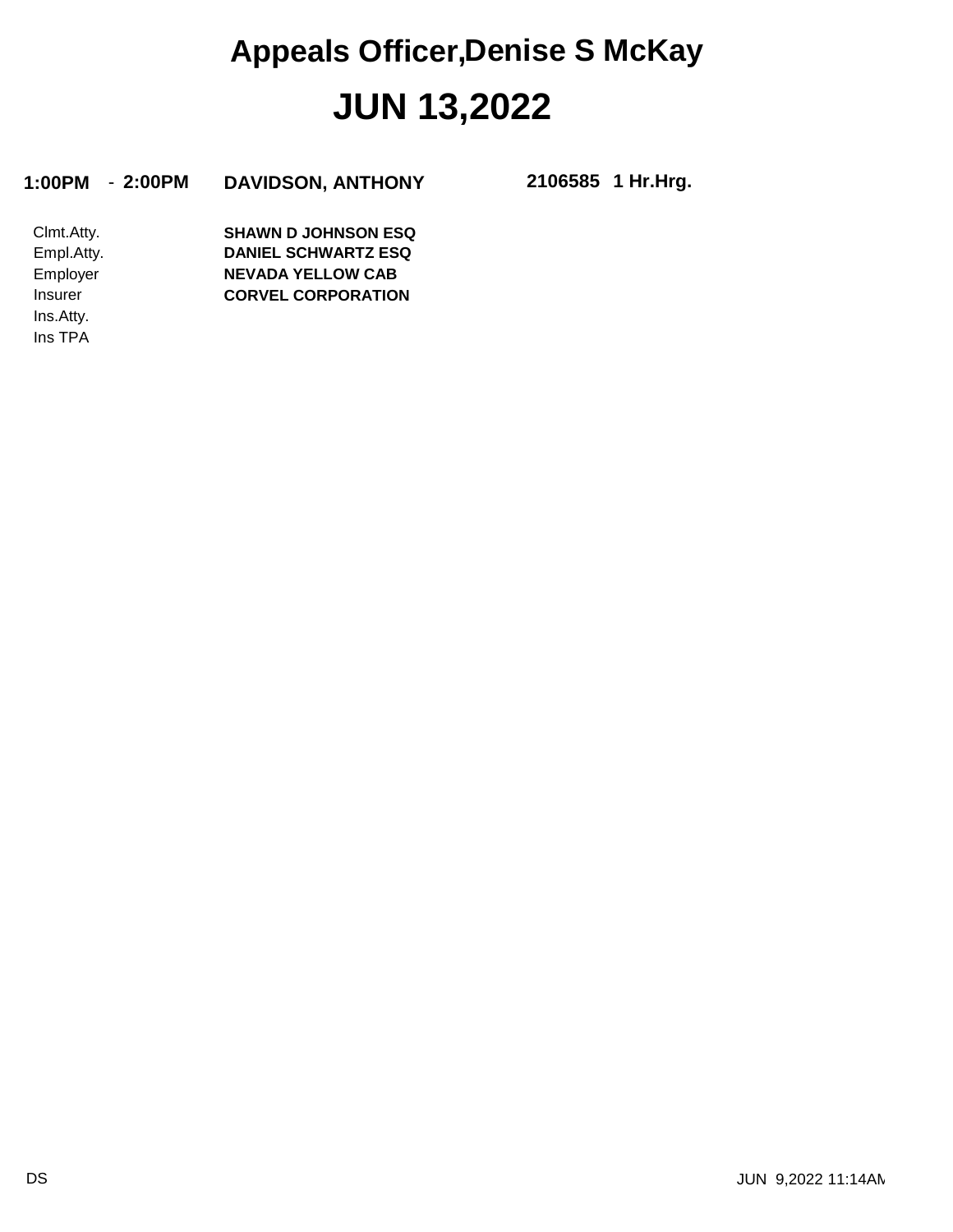# Appeals Officer,Denise S McKay

# JUN 13,2022

**1:00PM** - **2:00PM** **DAVIDSON, ANTHONY** **2106585** **1 Hr.Hrg.**

| | |
|---|---|
| Clmt.Atty. | **SHAWN D JOHNSON ESQ** |
| Empl.Atty. | **DANIEL SCHWARTZ ESQ** |
| Employer | **NEVADA YELLOW CAB** |
| Insurer | **CORVEL CORPORATION** |
| Ins.Atty. | |
| Ins TPA | |

DS

JUN 9,2022 11:14AM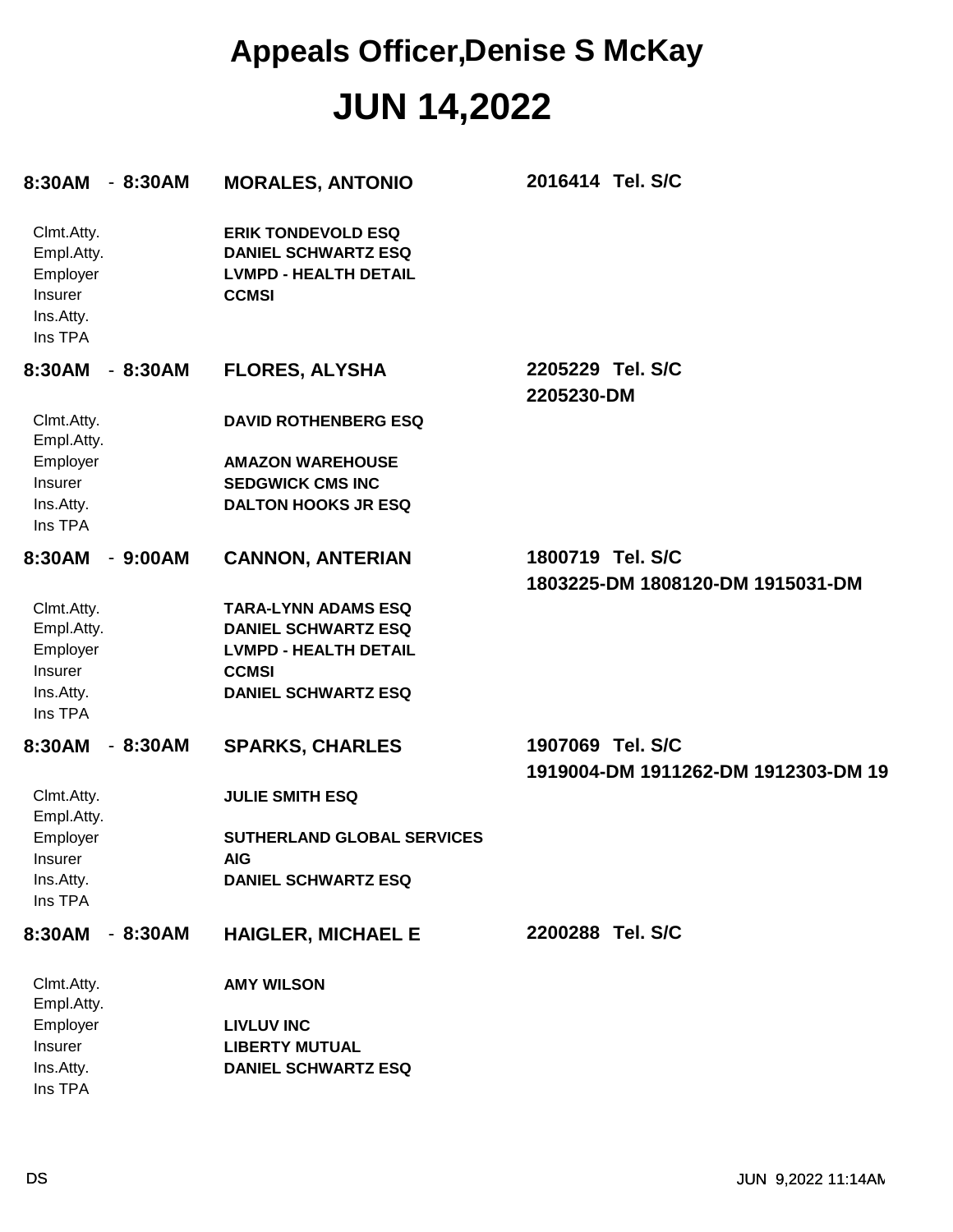# Appeals Officer,Denise S McKay

# JUN 14,2022

**8:30AM - 8:30AM** **MORALES, ANTONIO** **2016414 Tel. S/C**

| | |
|---|---|
| Clmt.Atty. | **ERIK TONDEVOLD ESQ** |
| Empl.Atty. | **DANIEL SCHWARTZ ESQ** |
| Employer | **LVMPD - HEALTH DETAIL** |
| Insurer | **CCMSI** |
| Ins.Atty. | |
| Ins TPA | |

**8:30AM - 8:30AM** **FLORES, ALYSHA** **2205229 Tel. S/C**
**2205230-DM**

| | |
|---|---|
| Clmt.Atty. | **DAVID ROTHENBERG ESQ** |
| Empl.Atty. | |
| Employer | **AMAZON WAREHOUSE** |
| Insurer | **SEDGWICK CMS INC** |
| Ins.Atty. | **DALTON HOOKS JR ESQ** |
| Ins TPA | |

**8:30AM - 9:00AM** **CANNON, ANTERIAN** **1800719 Tel. S/C**
**1803225-DM 1808120-DM 1915031-DM**

| | |
|---|---|
| Clmt.Atty. | **TARA-LYNN ADAMS ESQ** |
| Empl.Atty. | **DANIEL SCHWARTZ ESQ** |
| Employer | **LVMPD - HEALTH DETAIL** |
| Insurer | **CCMSI** |
| Ins.Atty. | **DANIEL SCHWARTZ ESQ** |
| Ins TPA | |

**8:30AM - 8:30AM** **SPARKS, CHARLES** **1907069 Tel. S/C**
**1919004-DM 1911262-DM 1912303-DM 19**

| | |
|---|---|
| Clmt.Atty. | **JULIE SMITH ESQ** |
| Empl.Atty. | |
| Employer | **SUTHERLAND GLOBAL SERVICES** |
| Insurer | **AIG** |
| Ins.Atty. | **DANIEL SCHWARTZ ESQ** |
| Ins TPA | |

**8:30AM - 8:30AM** **HAIGLER, MICHAEL E** **2200288 Tel. S/C**

| | |
|---|---|
| Clmt.Atty. | **AMY WILSON** |
| Empl.Atty. | |
| Employer | **LIVLUV INC** |
| Insurer | **LIBERTY MUTUAL** |
| Ins.Atty. | **DANIEL SCHWARTZ ESQ** |
| Ins TPA | |

DS JUN 9,2022 11:14AM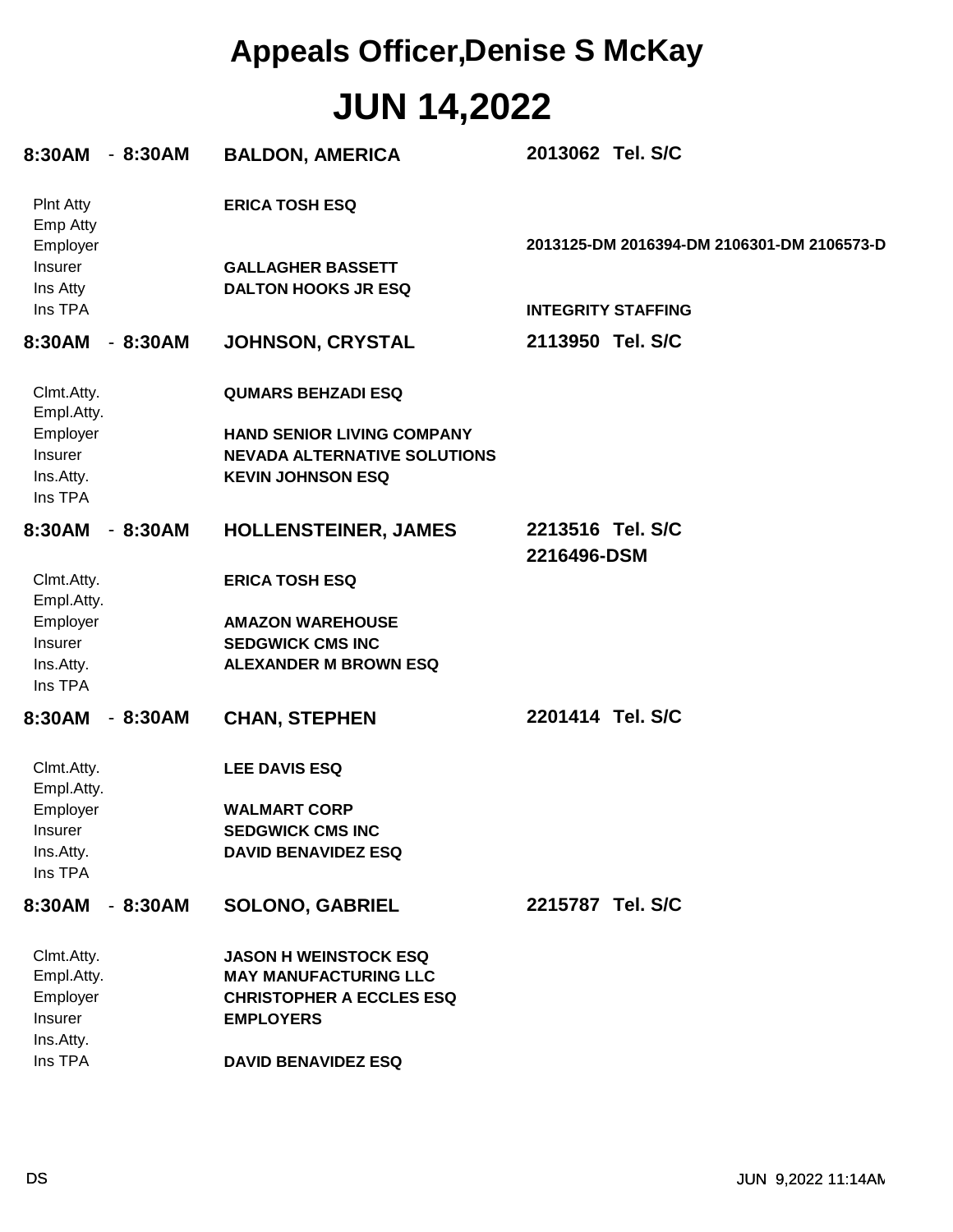# Appeals Officer,Denise S McKay

# JUN 14,2022

**8:30AM - 8:30AM** **BALDON, AMERICA** **2013062 Tel. S/C**

| | |
|---|---|
| Plnt Atty | **ERICA TOSH ESQ** |
| Emp Atty | |
| Employer | **2013125-DM 2016394-DM 2106301-DM 2106573-D** |
| Insurer | **GALLAGHER BASSETT** |
| Ins Atty | **DALTON HOOKS JR ESQ** |
| Ins TPA | **INTEGRITY STAFFING** |

**8:30AM - 8:30AM** **JOHNSON, CRYSTAL** **2113950 Tel. S/C**

| | |
|---|---|
| Clmt.Atty. | **QUMARS BEHZADI ESQ** |
| Empl.Atty. | |
| Employer | **HAND SENIOR LIVING COMPANY** |
| Insurer | **NEVADA ALTERNATIVE SOLUTIONS** |
| Ins.Atty. | **KEVIN JOHNSON ESQ** |
| Ins TPA | |

**8:30AM - 8:30AM** **HOLLENSTEINER, JAMES** **2213516 Tel. S/C**
**2216496-DSM**

| | |
|---|---|
| Clmt.Atty. | **ERICA TOSH ESQ** |
| Empl.Atty. | |
| Employer | **AMAZON WAREHOUSE** |
| Insurer | **SEDGWICK CMS INC** |
| Ins.Atty. | **ALEXANDER M BROWN ESQ** |
| Ins TPA | |

**8:30AM - 8:30AM** **CHAN, STEPHEN** **2201414 Tel. S/C**

| | |
|---|---|
| Clmt.Atty. | **LEE DAVIS ESQ** |
| Empl.Atty. | |
| Employer | **WALMART CORP** |
| Insurer | **SEDGWICK CMS INC** |
| Ins.Atty. | **DAVID BENAVIDEZ ESQ** |
| Ins TPA | |

**8:30AM - 8:30AM** **SOLONO, GABRIEL** **2215787 Tel. S/C**

| | |
|---|---|
| Clmt.Atty. | **JASON H WEINSTOCK ESQ** |
| Empl.Atty. | **MAY MANUFACTURING LLC** |
| Employer | **CHRISTOPHER A ECCLES ESQ** |
| Insurer | **EMPLOYERS** |
| Ins.Atty. | |
| Ins TPA | **DAVID BENAVIDEZ ESQ** |

DS JUN 9,2022 11:14AM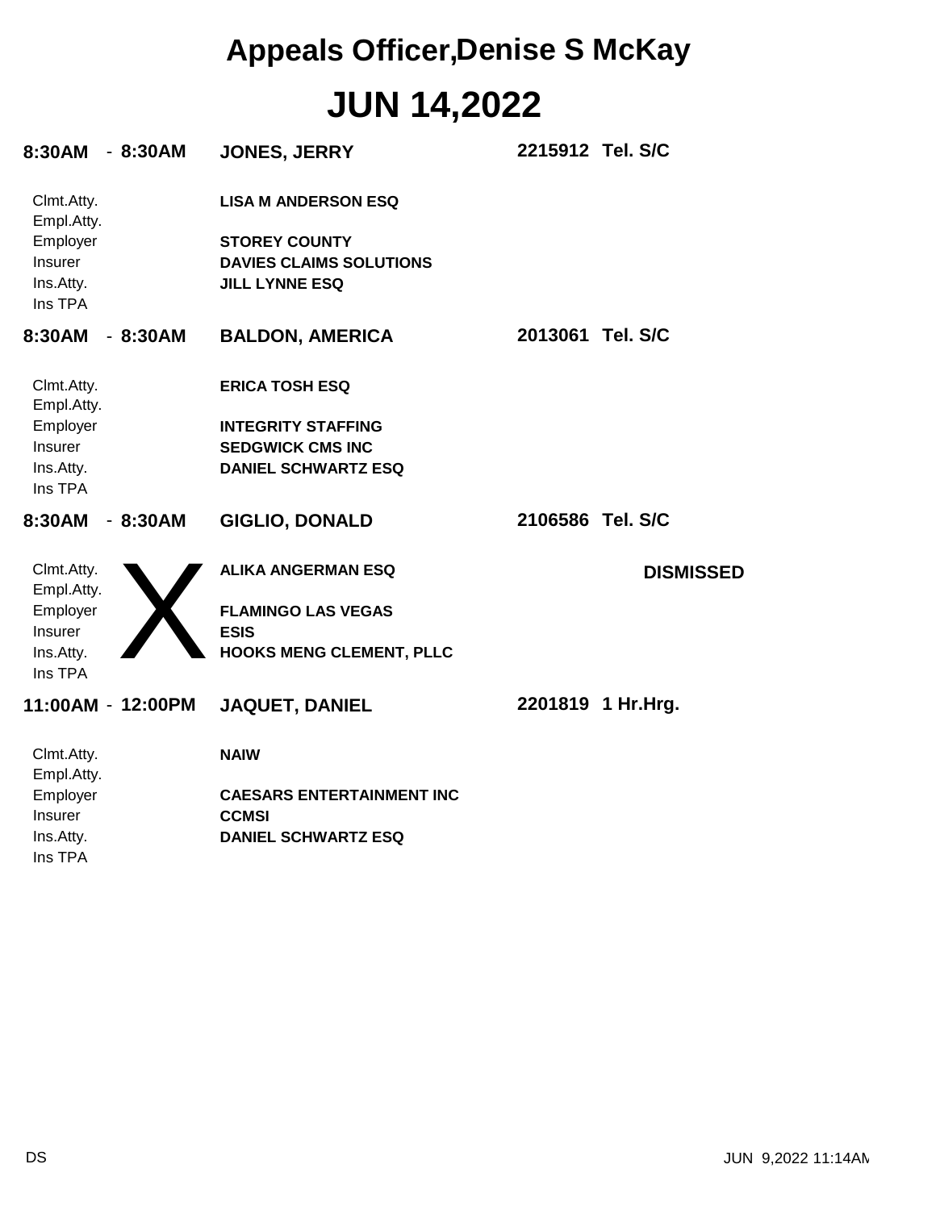# Appeals Officer,Denise S McKay

# JUN 14,2022

**8:30AM - 8:30AM** **JONES, JERRY** **2215912 Tel. S/C**

| | |
|---|---|
| Clmt.Atty. | **LISA M ANDERSON ESQ** |
| Empl.Atty. | |
| Employer | **STOREY COUNTY** |
| Insurer | **DAVIES CLAIMS SOLUTIONS** |
| Ins.Atty. | **JILL LYNNE ESQ** |
| Ins TPA | |

**8:30AM - 8:30AM** **BALDON, AMERICA** **2013061 Tel. S/C**

| | |
|---|---|
| Clmt.Atty. | **ERICA TOSH ESQ** |
| Empl.Atty. | |
| Employer | **INTEGRITY STAFFING** |
| Insurer | **SEDGWICK CMS INC** |
| Ins.Atty. | **DANIEL SCHWARTZ ESQ** |
| Ins TPA | |

**8:30AM - 8:30AM** **GIGLIO, DONALD** **2106586 Tel. S/C**

X **DISMISSED**

| | |
|---|---|
| Clmt.Atty. | **ALIKA ANGERMAN ESQ** |
| Empl.Atty. | |
| Employer | **FLAMINGO LAS VEGAS** |
| Insurer | **ESIS** |
| Ins.Atty. | **HOOKS MENG CLEMENT, PLLC** |
| Ins TPA | |

**11:00AM - 12:00PM** **JAQUET, DANIEL** **2201819 1 Hr.Hrg.**

| | |
|---|---|
| Clmt.Atty. | **NAIW** |
| Empl.Atty. | |
| Employer | **CAESARS ENTERTAINMENT INC** |
| Insurer | **CCMSI** |
| Ins.Atty. | **DANIEL SCHWARTZ ESQ** |
| Ins TPA | |

DS JUN 9,2022 11:14AM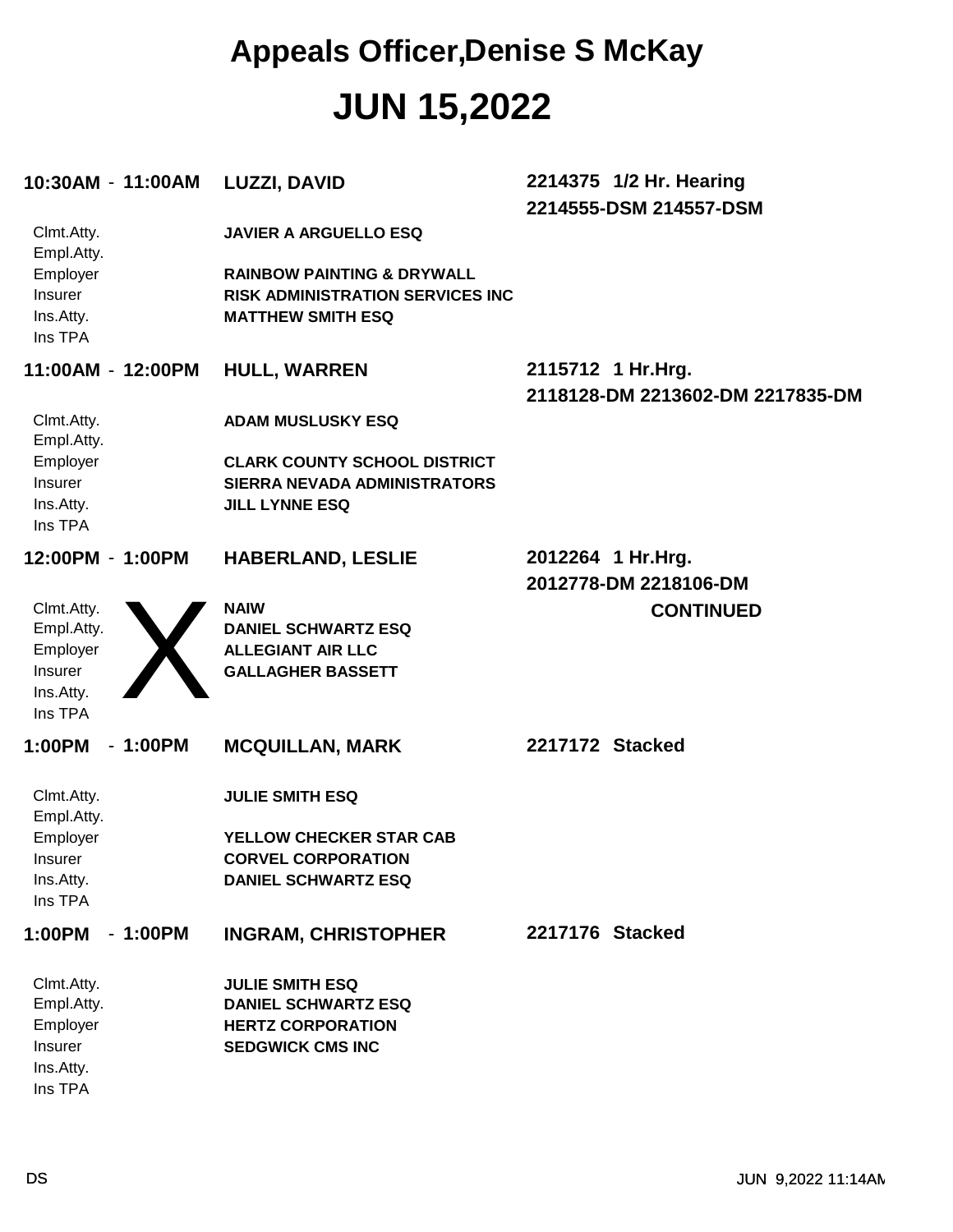# Appeals Officer,Denise S McKay

# JUN 15,2022

**10:30AM - 11:00AM** **LUZZI, DAVID** **2214375 1/2 Hr. Hearing**
**2214555-DSM 214557-DSM**

| | |
|---|---|
| Clmt.Atty. | **JAVIER A ARGUELLO ESQ** |
| Empl.Atty. | |
| Employer | **RAINBOW PAINTING & DRYWALL** |
| Insurer | **RISK ADMINISTRATION SERVICES INC** |
| Ins.Atty. | **MATTHEW SMITH ESQ** |
| Ins TPA | |

**11:00AM - 12:00PM** **HULL, WARREN** **2115712 1 Hr.Hrg.**
**2118128-DM 2213602-DM 2217835-DM**

| | |
|---|---|
| Clmt.Atty. | **ADAM MUSLUSKY ESQ** |
| Empl.Atty. | |
| Employer | **CLARK COUNTY SCHOOL DISTRICT** |
| Insurer | **SIERRA NEVADA ADMINISTRATORS** |
| Ins.Atty. | **JILL LYNNE ESQ** |
| Ins TPA | |

**12:00PM - 1:00PM** **HABERLAND, LESLIE** **2012264 1 Hr.Hrg.**
**2012778-DM 2218106-DM**

X **CONTINUED**

| | |
|---|---|
| Clmt.Atty. | **NAIW** |
| Empl.Atty. | **DANIEL SCHWARTZ ESQ** |
| Employer | **ALLEGIANT AIR LLC** |
| Insurer | **GALLAGHER BASSETT** |
| Ins.Atty. | |
| Ins TPA | |

**1:00PM - 1:00PM** **MCQUILLAN, MARK** **2217172 Stacked**

| | |
|---|---|
| Clmt.Atty. | **JULIE SMITH ESQ** |
| Empl.Atty. | |
| Employer | **YELLOW CHECKER STAR CAB** |
| Insurer | **CORVEL CORPORATION** |
| Ins.Atty. | **DANIEL SCHWARTZ ESQ** |
| Ins TPA | |

**1:00PM - 1:00PM** **INGRAM, CHRISTOPHER** **2217176 Stacked**

| | |
|---|---|
| Clmt.Atty. | **JULIE SMITH ESQ** |
| Empl.Atty. | **DANIEL SCHWARTZ ESQ** |
| Employer | **HERTZ CORPORATION** |
| Insurer | **SEDGWICK CMS INC** |
| Ins.Atty. | |
| Ins TPA | |

DS JUN 9,2022 11:14AM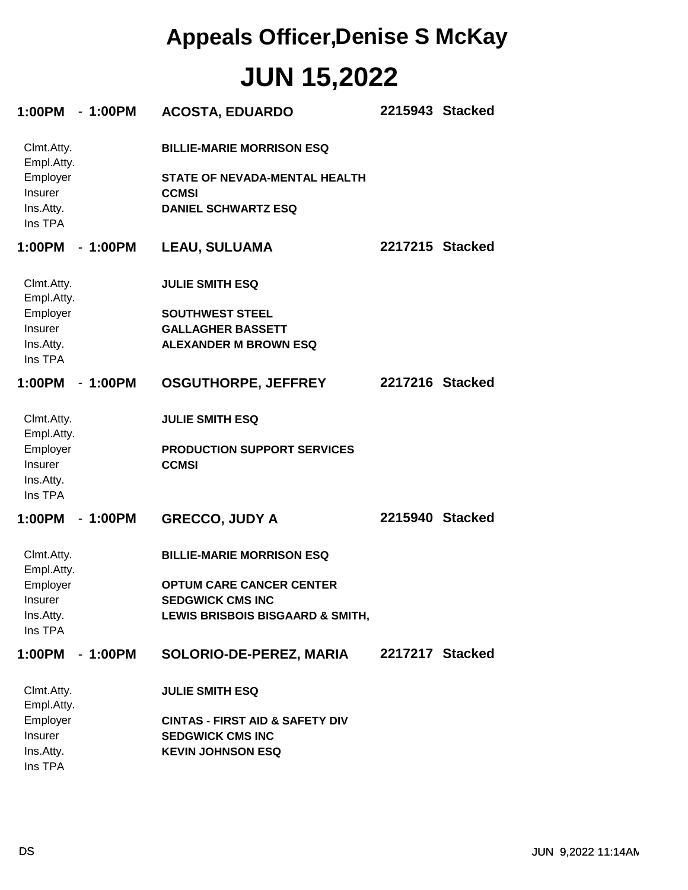# Appeals Officer,Denise S McKay

# JUN 15,2022

**1:00PM - 1:00PM** **ACOSTA, EDUARDO** **2215943 Stacked**

| | |
|---|---|
| Clmt.Atty. | **BILLIE-MARIE MORRISON ESQ** |
| Empl.Atty. | |
| Employer | **STATE OF NEVADA-MENTAL HEALTH** |
| Insurer | **CCMSI** |
| Ins.Atty. | **DANIEL SCHWARTZ ESQ** |
| Ins TPA | |

**1:00PM - 1:00PM** **LEAU, SULUAMA** **2217215 Stacked**

| | |
|---|---|
| Clmt.Atty. | **JULIE SMITH ESQ** |
| Empl.Atty. | |
| Employer | **SOUTHWEST STEEL** |
| Insurer | **GALLAGHER BASSETT** |
| Ins.Atty. | **ALEXANDER M BROWN ESQ** |
| Ins TPA | |

**1:00PM - 1:00PM** **OSGUTHORPE, JEFFREY** **2217216 Stacked**

| | |
|---|---|
| Clmt.Atty. | **JULIE SMITH ESQ** |
| Empl.Atty. | |
| Employer | **PRODUCTION SUPPORT SERVICES** |
| Insurer | **CCMSI** |
| Ins.Atty. | |
| Ins TPA | |

**1:00PM - 1:00PM** **GRECCO, JUDY A** **2215940 Stacked**

| | |
|---|---|
| Clmt.Atty. | **BILLIE-MARIE MORRISON ESQ** |
| Empl.Atty. | |
| Employer | **OPTUM CARE CANCER CENTER** |
| Insurer | **SEDGWICK CMS INC** |
| Ins.Atty. | **LEWIS BRISBOIS BISGAARD & SMITH,** |
| Ins TPA | |

**1:00PM - 1:00PM** **SOLORIO-DE-PEREZ, MARIA** **2217217 Stacked**

| | |
|---|---|
| Clmt.Atty. | **JULIE SMITH ESQ** |
| Empl.Atty. | |
| Employer | **CINTAS - FIRST AID & SAFETY DIV** |
| Insurer | **SEDGWICK CMS INC** |
| Ins.Atty. | **KEVIN JOHNSON ESQ** |
| Ins TPA | |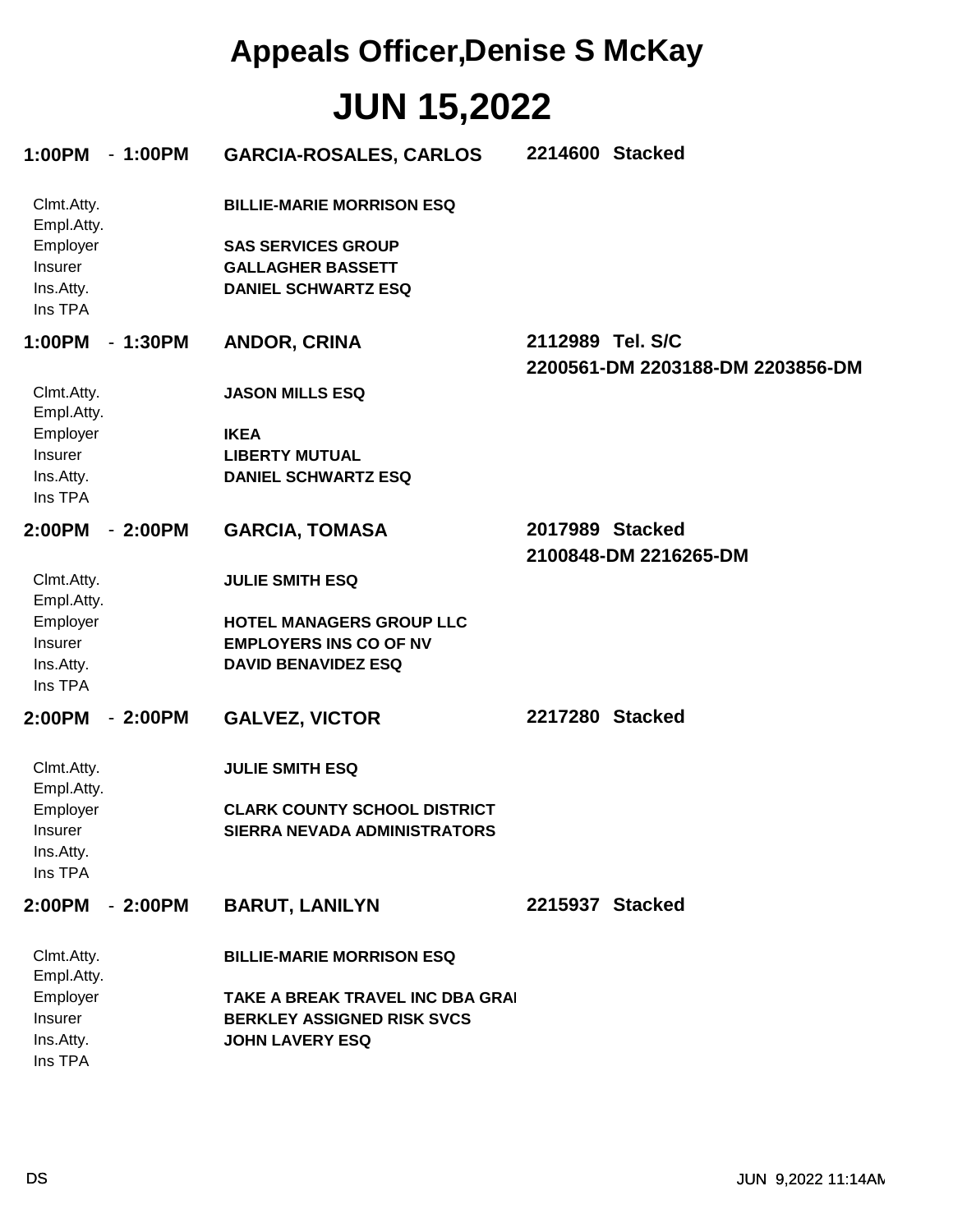# Appeals Officer,Denise S McKay

# JUN 15,2022

**1:00PM - 1:00PM** **GARCIA-ROSALES, CARLOS** **2214600 Stacked**

Clmt.Atty. **BILLIE-MARIE MORRISON ESQ**
Empl.Atty.
Employer **SAS SERVICES GROUP**
Insurer **GALLAGHER BASSETT**
Ins.Atty. **DANIEL SCHWARTZ ESQ**
Ins TPA

**1:00PM - 1:30PM** **ANDOR, CRINA** **2112989 Tel. S/C**
**2200561-DM 2203188-DM 2203856-DM**

Clmt.Atty. **JASON MILLS ESQ**
Empl.Atty.
Employer **IKEA**
Insurer **LIBERTY MUTUAL**
Ins.Atty. **DANIEL SCHWARTZ ESQ**
Ins TPA

**2:00PM - 2:00PM** **GARCIA, TOMASA** **2017989 Stacked**
**2100848-DM 2216265-DM**

Clmt.Atty. **JULIE SMITH ESQ**
Empl.Atty.
Employer **HOTEL MANAGERS GROUP LLC**
Insurer **EMPLOYERS INS CO OF NV**
Ins.Atty. **DAVID BENAVIDEZ ESQ**
Ins TPA

**2:00PM - 2:00PM** **GALVEZ, VICTOR** **2217280 Stacked**

Clmt.Atty. **JULIE SMITH ESQ**
Empl.Atty.
Employer **CLARK COUNTY SCHOOL DISTRICT**
Insurer **SIERRA NEVADA ADMINISTRATORS**
Ins.Atty.
Ins TPA

**2:00PM - 2:00PM** **BARUT, LANILYN** **2215937 Stacked**

Clmt.Atty. **BILLIE-MARIE MORRISON ESQ**
Empl.Atty.
Employer **TAKE A BREAK TRAVEL INC DBA GRAI**
Insurer **BERKLEY ASSIGNED RISK SVCS**
Ins.Atty. **JOHN LAVERY ESQ**
Ins TPA

DS JUN 9,2022 11:14AM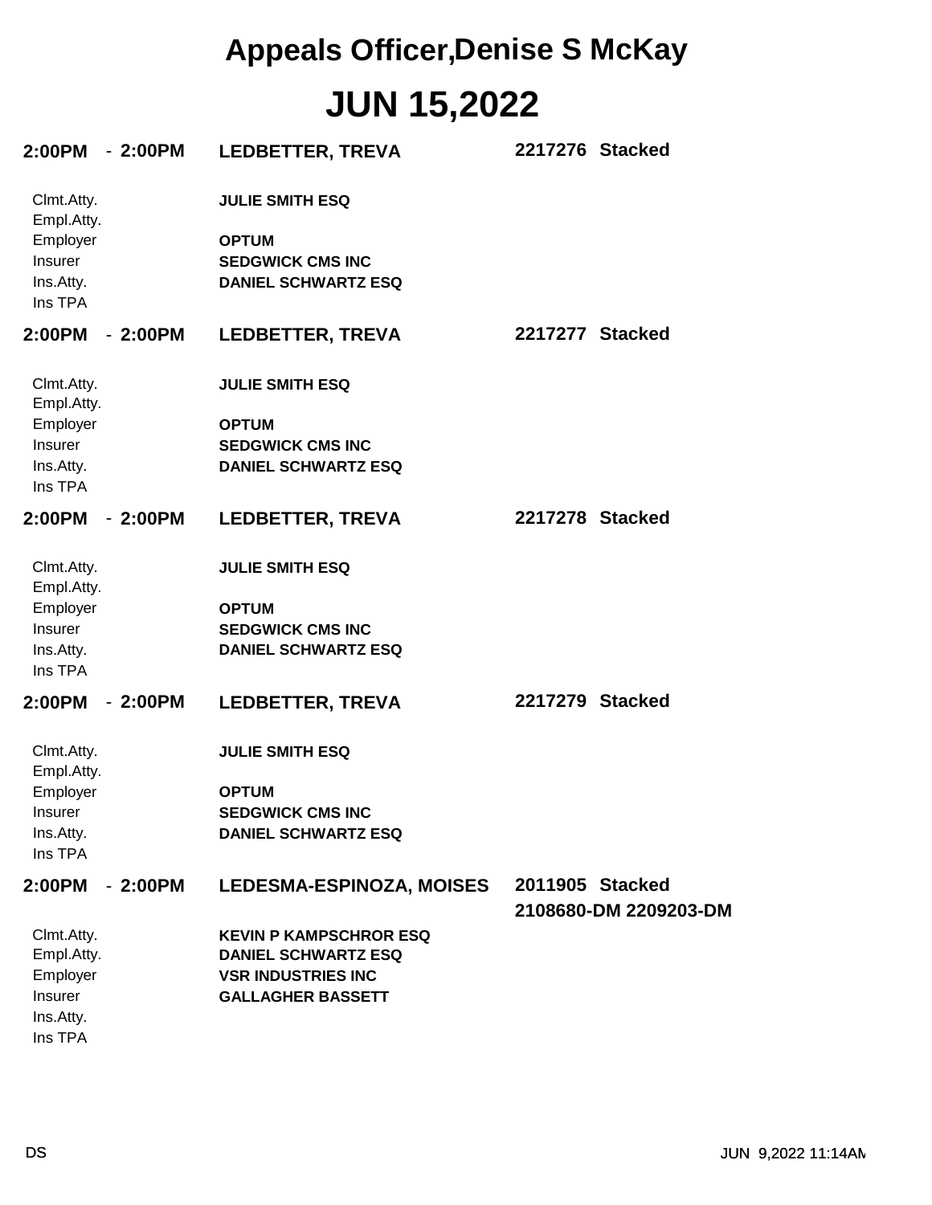# Appeals Officer,Denise S McKay

# JUN 15,2022

**2:00PM - 2:00PM** **LEDBETTER, TREVA** **2217276 Stacked**

| | |
|---|---|
| Clmt.Atty. | **JULIE SMITH ESQ** |
| Empl.Atty. | |
| Employer | **OPTUM** |
| Insurer | **SEDGWICK CMS INC** |
| Ins.Atty. | **DANIEL SCHWARTZ ESQ** |
| Ins TPA | |

**2:00PM - 2:00PM** **LEDBETTER, TREVA** **2217277 Stacked**

| | |
|---|---|
| Clmt.Atty. | **JULIE SMITH ESQ** |
| Empl.Atty. | |
| Employer | **OPTUM** |
| Insurer | **SEDGWICK CMS INC** |
| Ins.Atty. | **DANIEL SCHWARTZ ESQ** |
| Ins TPA | |

**2:00PM - 2:00PM** **LEDBETTER, TREVA** **2217278 Stacked**

| | |
|---|---|
| Clmt.Atty. | **JULIE SMITH ESQ** |
| Empl.Atty. | |
| Employer | **OPTUM** |
| Insurer | **SEDGWICK CMS INC** |
| Ins.Atty. | **DANIEL SCHWARTZ ESQ** |
| Ins TPA | |

**2:00PM - 2:00PM** **LEDBETTER, TREVA** **2217279 Stacked**

| | |
|---|---|
| Clmt.Atty. | **JULIE SMITH ESQ** |
| Empl.Atty. | |
| Employer | **OPTUM** |
| Insurer | **SEDGWICK CMS INC** |
| Ins.Atty. | **DANIEL SCHWARTZ ESQ** |
| Ins TPA | |

**2:00PM - 2:00PM** **LEDESMA-ESPINOZA, MOISES** **2011905 Stacked**
**2108680-DM 2209203-DM**

| | |
|---|---|
| Clmt.Atty. | **KEVIN P KAMPSCHROR ESQ** |
| Empl.Atty. | **DANIEL SCHWARTZ ESQ** |
| Employer | **VSR INDUSTRIES INC** |
| Insurer | **GALLAGHER BASSETT** |
| Ins.Atty. | |
| Ins TPA | |

DS JUN 9,2022 11:14AM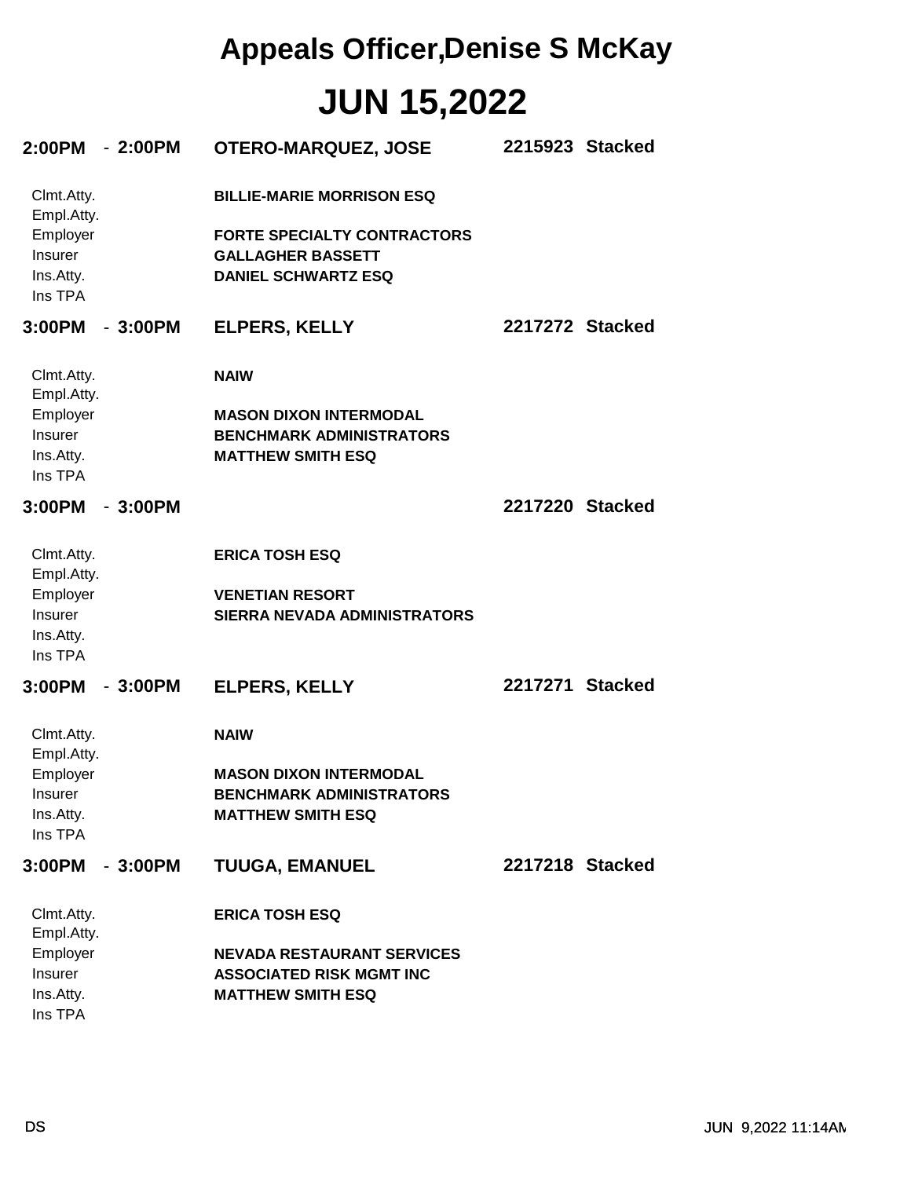# Appeals Officer,Denise S McKay

# JUN 15,2022

**2:00PM - 2:00PM** **OTERO-MARQUEZ, JOSE** **2215923 Stacked**

| | |
|---|---|
| Clmt.Atty. | **BILLIE-MARIE MORRISON ESQ** |
| Empl.Atty. | |
| Employer | **FORTE SPECIALTY CONTRACTORS** |
| Insurer | **GALLAGHER BASSETT** |
| Ins.Atty. | **DANIEL SCHWARTZ ESQ** |
| Ins TPA | |

**3:00PM - 3:00PM** **ELPERS, KELLY** **2217272 Stacked**

| | |
|---|---|
| Clmt.Atty. | **NAIW** |
| Empl.Atty. | |
| Employer | **MASON DIXON INTERMODAL** |
| Insurer | **BENCHMARK ADMINISTRATORS** |
| Ins.Atty. | **MATTHEW SMITH ESQ** |
| Ins TPA | |

**3:00PM - 3:00PM** **2217220 Stacked**

| | |
|---|---|
| Clmt.Atty. | **ERICA TOSH ESQ** |
| Empl.Atty. | |
| Employer | **VENETIAN RESORT** |
| Insurer | **SIERRA NEVADA ADMINISTRATORS** |
| Ins.Atty. | |
| Ins TPA | |

**3:00PM - 3:00PM** **ELPERS, KELLY** **2217271 Stacked**

| | |
|---|---|
| Clmt.Atty. | **NAIW** |
| Empl.Atty. | |
| Employer | **MASON DIXON INTERMODAL** |
| Insurer | **BENCHMARK ADMINISTRATORS** |
| Ins.Atty. | **MATTHEW SMITH ESQ** |
| Ins TPA | |

**3:00PM - 3:00PM** **TUUGA, EMANUEL** **2217218 Stacked**

| | |
|---|---|
| Clmt.Atty. | **ERICA TOSH ESQ** |
| Empl.Atty. | |
| Employer | **NEVADA RESTAURANT SERVICES** |
| Insurer | **ASSOCIATED RISK MGMT INC** |
| Ins.Atty. | **MATTHEW SMITH ESQ** |
| Ins TPA | |

DS JUN 9,2022 11:14AM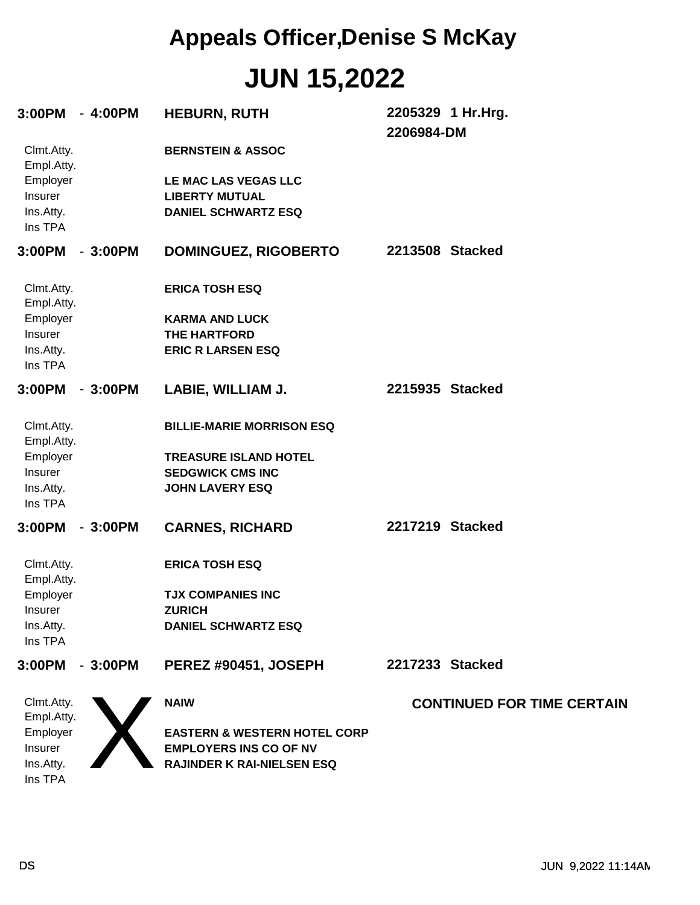# Appeals Officer,Denise S McKay

# JUN 15,2022

**3:00PM - 4:00PM** **HEBURN, RUTH** **2205329 1 Hr.Hrg.**
**2206984-DM**

| | |
|---|---|
| Clmt.Atty. | **BERNSTEIN & ASSOC** |
| Empl.Atty. | |
| Employer | **LE MAC LAS VEGAS LLC** |
| Insurer | **LIBERTY MUTUAL** |
| Ins.Atty. | **DANIEL SCHWARTZ ESQ** |
| Ins TPA | |

**3:00PM - 3:00PM** **DOMINGUEZ, RIGOBERTO** **2213508 Stacked**

| | |
|---|---|
| Clmt.Atty. | **ERICA TOSH ESQ** |
| Empl.Atty. | |
| Employer | **KARMA AND LUCK** |
| Insurer | **THE HARTFORD** |
| Ins.Atty. | **ERIC R LARSEN ESQ** |
| Ins TPA | |

**3:00PM - 3:00PM** **LABIE, WILLIAM J.** **2215935 Stacked**

| | |
|---|---|
| Clmt.Atty. | **BILLIE-MARIE MORRISON ESQ** |
| Empl.Atty. | |
| Employer | **TREASURE ISLAND HOTEL** |
| Insurer | **SEDGWICK CMS INC** |
| Ins.Atty. | **JOHN LAVERY ESQ** |
| Ins TPA | |

**3:00PM - 3:00PM** **CARNES, RICHARD** **2217219 Stacked**

| | |
|---|---|
| Clmt.Atty. | **ERICA TOSH ESQ** |
| Empl.Atty. | |
| Employer | **TJX COMPANIES INC** |
| Insurer | **ZURICH** |
| Ins.Atty. | **DANIEL SCHWARTZ ESQ** |
| Ins TPA | |

**3:00PM - 3:00PM** **PEREZ #90451, JOSEPH** **2217233 Stacked**

X

**CONTINUED FOR TIME CERTAIN**

| | |
|---|---|
| Clmt.Atty. | **NAIW** |
| Empl.Atty. | |
| Employer | **EASTERN & WESTERN HOTEL CORP** |
| Insurer | **EMPLOYERS INS CO OF NV** |
| Ins.Atty. | **RAJINDER K RAI-NIELSEN ESQ** |
| Ins TPA | |

DS

JUN 9,2022 11:14AM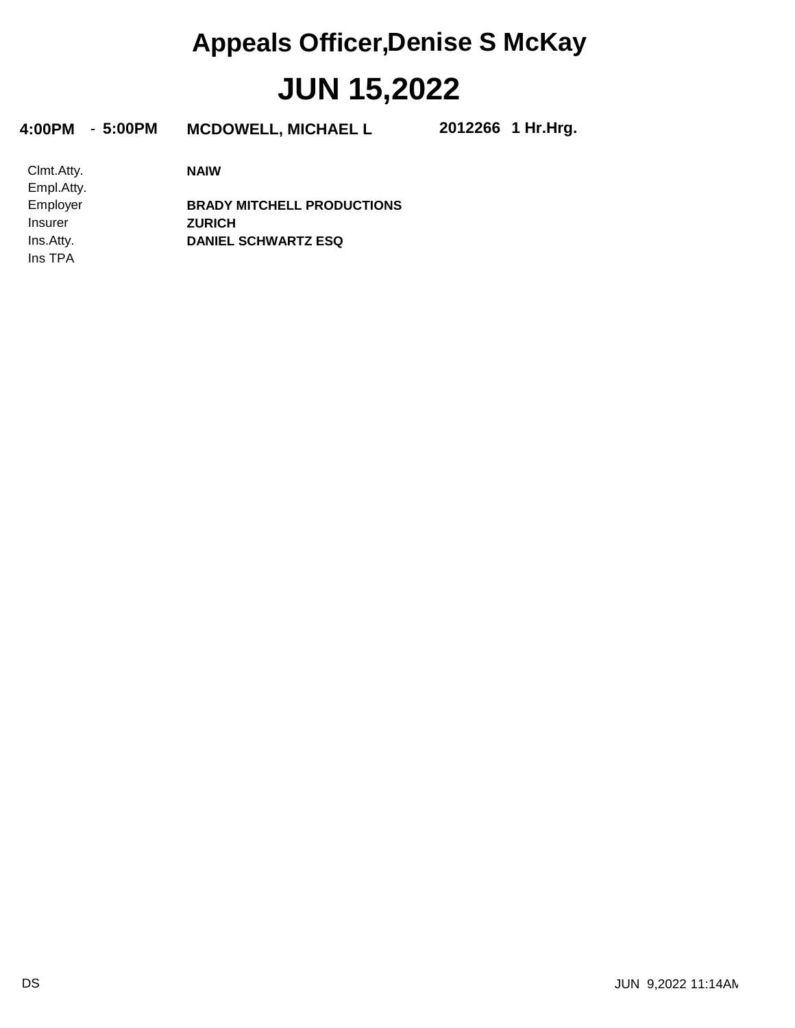# Appeals Officer,Denise S McKay

# JUN 15,2022

**4:00PM - 5:00PM** **MCDOWELL, MICHAEL L** **2012266 1 Hr.Hrg.**

| | |
|---|---|
| Clmt.Atty. | **NAIW** |
| Empl.Atty. | |
| Employer | **BRADY MITCHELL PRODUCTIONS** |
| Insurer | **ZURICH** |
| Ins.Atty. | **DANIEL SCHWARTZ ESQ** |
| Ins TPA | |

DS

JUN 9,2022 11:14AM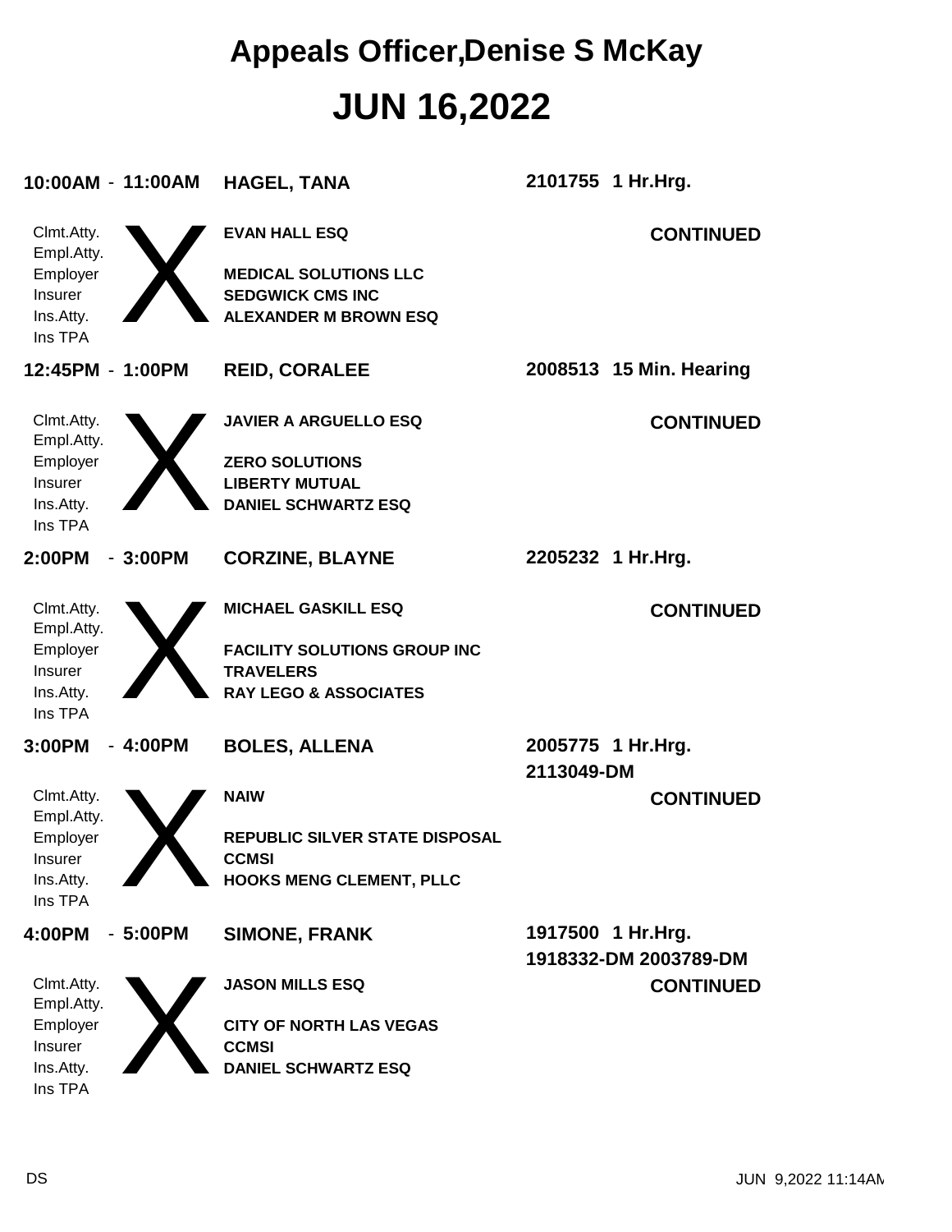# Appeals Officer,Denise S McKay

# JUN 16,2022

**10:00AM - 11:00AM** **HAGEL, TANA** **2101755 1 Hr.Hrg.**

Clmt.Atty.
Empl.Atty.
Employer
Insurer
Ins.Atty.
Ins TPA

X

**EVAN HALL ESQ**

**MEDICAL SOLUTIONS LLC**
**SEDGWICK CMS INC**
**ALEXANDER M BROWN ESQ**

**CONTINUED**

**12:45PM - 1:00PM** **REID, CORALEE** **2008513 15 Min. Hearing**

Clmt.Atty.
Empl.Atty.
Employer
Insurer
Ins.Atty.
Ins TPA

X

**JAVIER A ARGUELLO ESQ**

**ZERO SOLUTIONS**
**LIBERTY MUTUAL**
**DANIEL SCHWARTZ ESQ**

**CONTINUED**

**2:00PM - 3:00PM** **CORZINE, BLAYNE** **2205232 1 Hr.Hrg.**

Clmt.Atty.
Empl.Atty.
Employer
Insurer
Ins.Atty.
Ins TPA

X

**MICHAEL GASKILL ESQ**

**FACILITY SOLUTIONS GROUP INC**
**TRAVELERS**
**RAY LEGO & ASSOCIATES**

**CONTINUED**

**3:00PM - 4:00PM** **BOLES, ALLENA** **2005775 1 Hr.Hrg.**
**2113049-DM**

Clmt.Atty.
Empl.Atty.
Employer
Insurer
Ins.Atty.
Ins TPA

X

**NAIW**

**REPUBLIC SILVER STATE DISPOSAL**
**CCMSI**
**HOOKS MENG CLEMENT, PLLC**

**CONTINUED**

**4:00PM - 5:00PM** **SIMONE, FRANK** **1917500 1 Hr.Hrg.**
**1918332-DM 2003789-DM**

Clmt.Atty.
Empl.Atty.
Employer
Insurer
Ins.Atty.
Ins TPA

X

**JASON MILLS ESQ**

**CITY OF NORTH LAS VEGAS**
**CCMSI**
**DANIEL SCHWARTZ ESQ**

**CONTINUED**

DS JUN 9,2022 11:14AM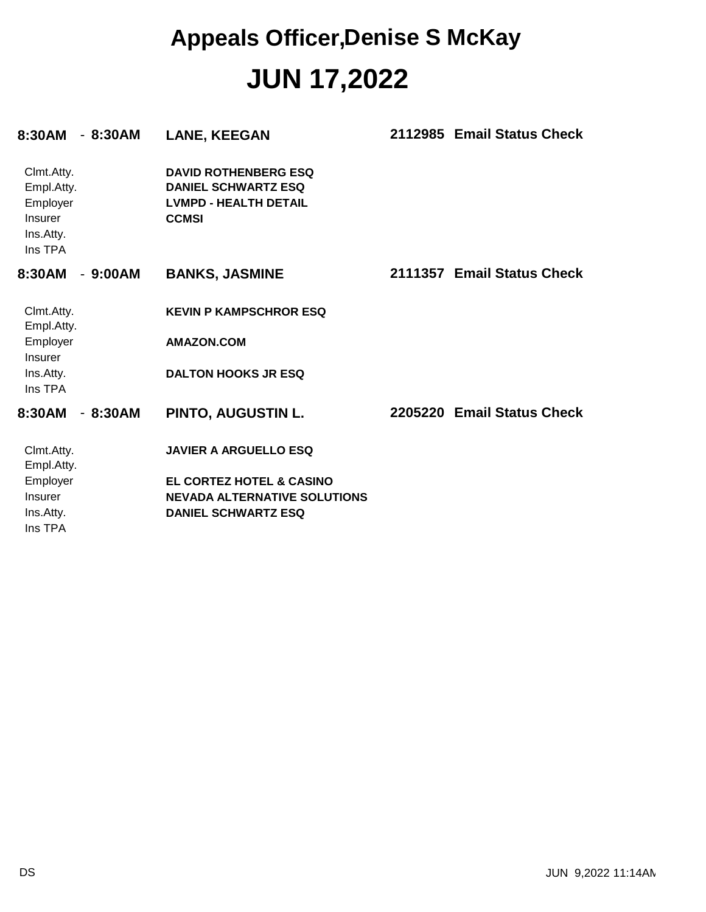# Appeals Officer,Denise S McKay

# JUN 17,2022

**8:30AM - 8:30AM** **LANE, KEEGAN** **2112985 Email Status Check**

| | |
|---|---|
| Clmt.Atty. | **DAVID ROTHENBERG ESQ** |
| Empl.Atty. | **DANIEL SCHWARTZ ESQ** |
| Employer | **LVMPD - HEALTH DETAIL** |
| Insurer | **CCMSI** |
| Ins.Atty. | |
| Ins TPA | |

**8:30AM - 9:00AM** **BANKS, JASMINE** **2111357 Email Status Check**

| | |
|---|---|
| Clmt.Atty. | **KEVIN P KAMPSCHROR ESQ** |
| Empl.Atty. | |
| Employer | **AMAZON.COM** |
| Insurer | |
| Ins.Atty. | **DALTON HOOKS JR ESQ** |
| Ins TPA | |

**8:30AM - 8:30AM** **PINTO, AUGUSTIN L.** **2205220 Email Status Check**

| | |
|---|---|
| Clmt.Atty. | **JAVIER A ARGUELLO ESQ** |
| Empl.Atty. | |
| Employer | **EL CORTEZ HOTEL & CASINO** |
| Insurer | **NEVADA ALTERNATIVE SOLUTIONS** |
| Ins.Atty. | **DANIEL SCHWARTZ ESQ** |
| Ins TPA | |

DS JUN 9,2022 11:14AM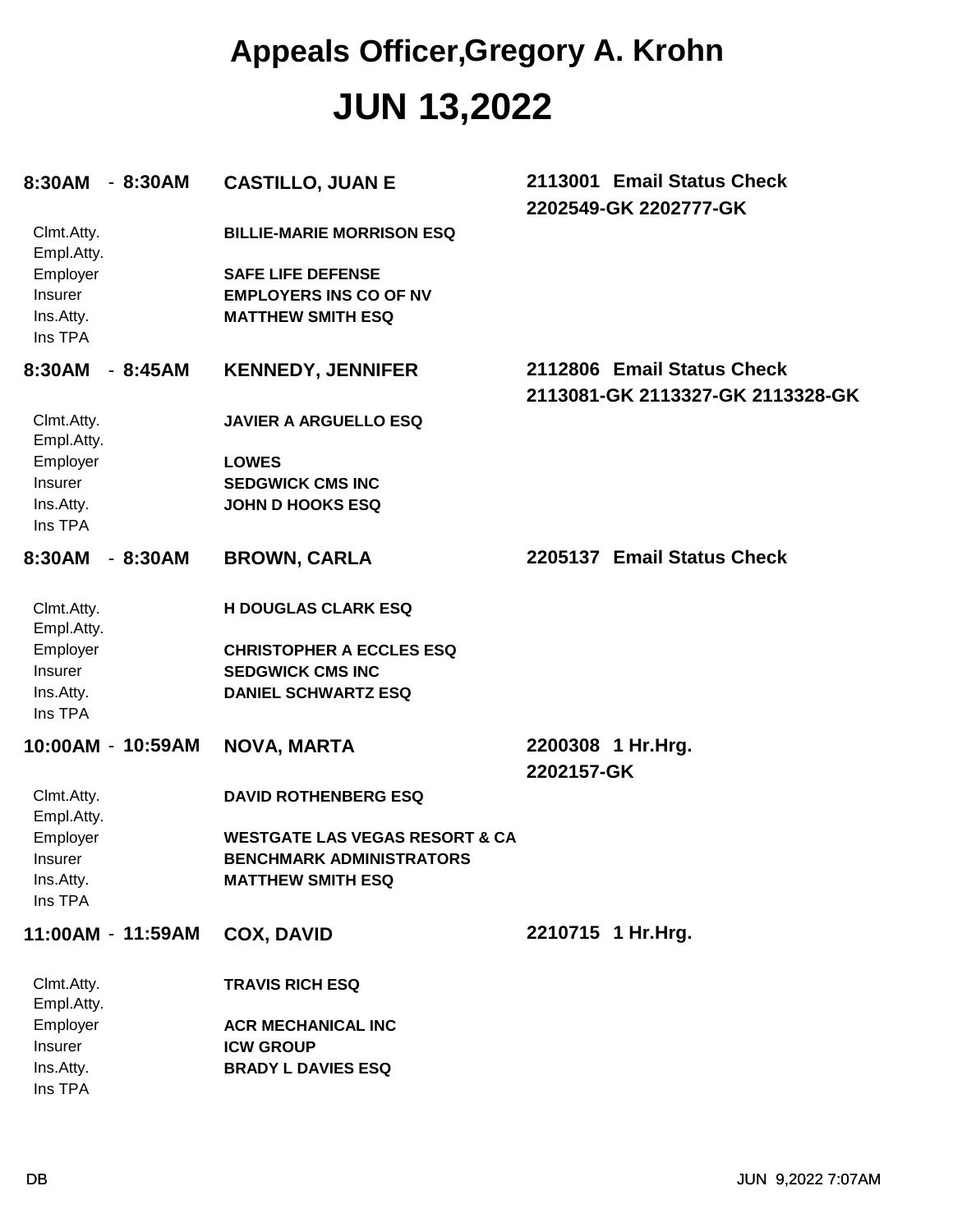# Appeals Officer,Gregory A. Krohn

# JUN 13,2022

**8:30AM - 8:30AM** **CASTILLO, JUAN E** **2113001 Email Status Check**
**2202549-GK 2202777-GK**

| | |
|---|---|
| Clmt.Atty. | **BILLIE-MARIE MORRISON ESQ** |
| Empl.Atty. | |
| Employer | **SAFE LIFE DEFENSE** |
| Insurer | **EMPLOYERS INS CO OF NV** |
| Ins.Atty. | **MATTHEW SMITH ESQ** |
| Ins TPA | |

**8:30AM - 8:45AM** **KENNEDY, JENNIFER** **2112806 Email Status Check**
**2113081-GK 2113327-GK 2113328-GK**

| | |
|---|---|
| Clmt.Atty. | **JAVIER A ARGUELLO ESQ** |
| Empl.Atty. | |
| Employer | **LOWES** |
| Insurer | **SEDGWICK CMS INC** |
| Ins.Atty. | **JOHN D HOOKS ESQ** |
| Ins TPA | |

**8:30AM - 8:30AM** **BROWN, CARLA** **2205137 Email Status Check**

| | |
|---|---|
| Clmt.Atty. | **H DOUGLAS CLARK ESQ** |
| Empl.Atty. | |
| Employer | **CHRISTOPHER A ECCLES ESQ** |
| Insurer | **SEDGWICK CMS INC** |
| Ins.Atty. | **DANIEL SCHWARTZ ESQ** |
| Ins TPA | |

**10:00AM - 10:59AM** **NOVA, MARTA** **2200308 1 Hr.Hrg.**
**2202157-GK**

| | |
|---|---|
| Clmt.Atty. | **DAVID ROTHENBERG ESQ** |
| Empl.Atty. | |
| Employer | **WESTGATE LAS VEGAS RESORT & CA** |
| Insurer | **BENCHMARK ADMINISTRATORS** |
| Ins.Atty. | **MATTHEW SMITH ESQ** |
| Ins TPA | |

**11:00AM - 11:59AM** **COX, DAVID** **2210715 1 Hr.Hrg.**

| | |
|---|---|
| Clmt.Atty. | **TRAVIS RICH ESQ** |
| Empl.Atty. | |
| Employer | **ACR MECHANICAL INC** |
| Insurer | **ICW GROUP** |
| Ins.Atty. | **BRADY L DAVIES ESQ** |
| Ins TPA | |

DB JUN 9,2022 7:07AM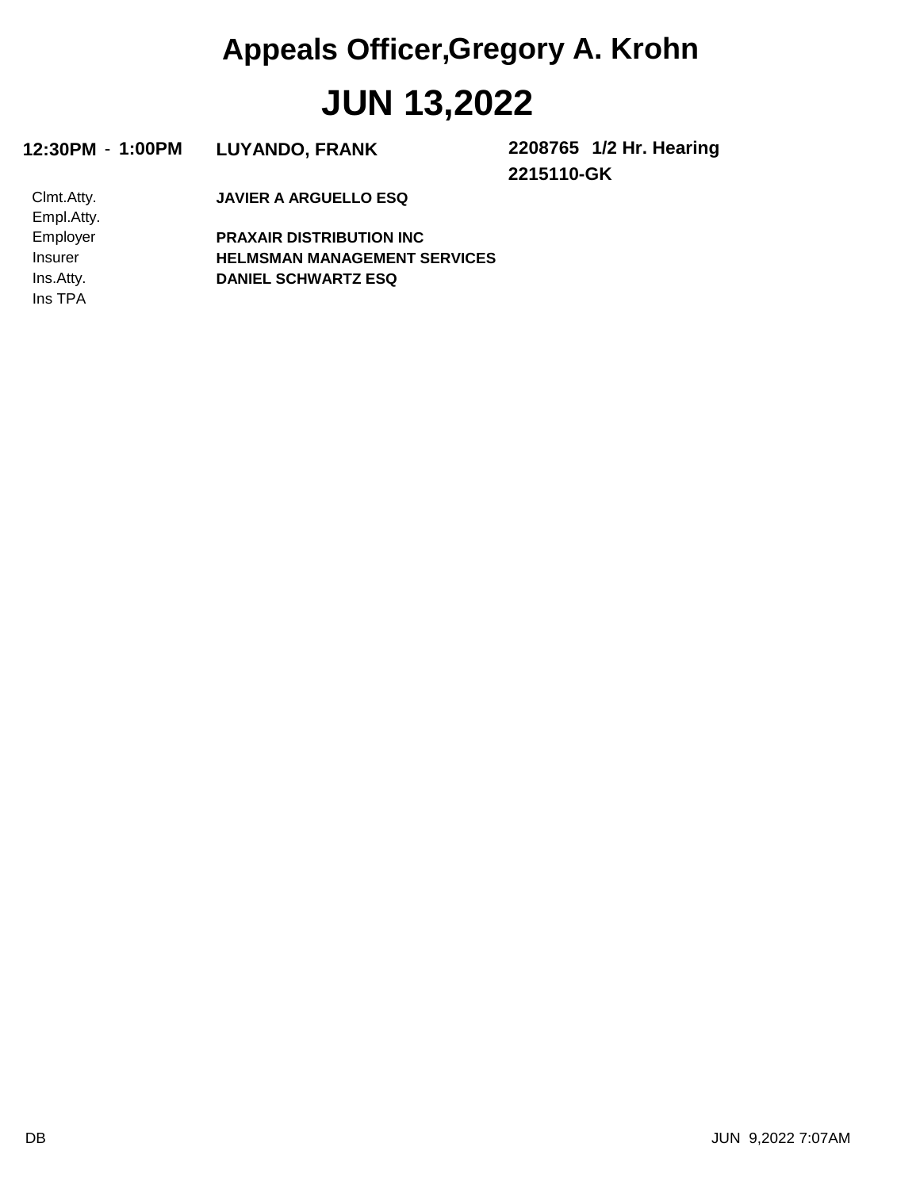# Appeals Officer,Gregory A. Krohn

# JUN 13,2022

**12:30PM - 1:00PM** **LUYANDO, FRANK** **2208765 1/2 Hr. Hearing**
**2215110-GK**

| | |
|---|---|
| Clmt.Atty. | **JAVIER A ARGUELLO ESQ** |
| Empl.Atty. | |
| Employer | **PRAXAIR DISTRIBUTION INC** |
| Insurer | **HELMSMAN MANAGEMENT SERVICES** |
| Ins.Atty. | **DANIEL SCHWARTZ ESQ** |
| Ins TPA | |

DB JUN 9,2022 7:07AM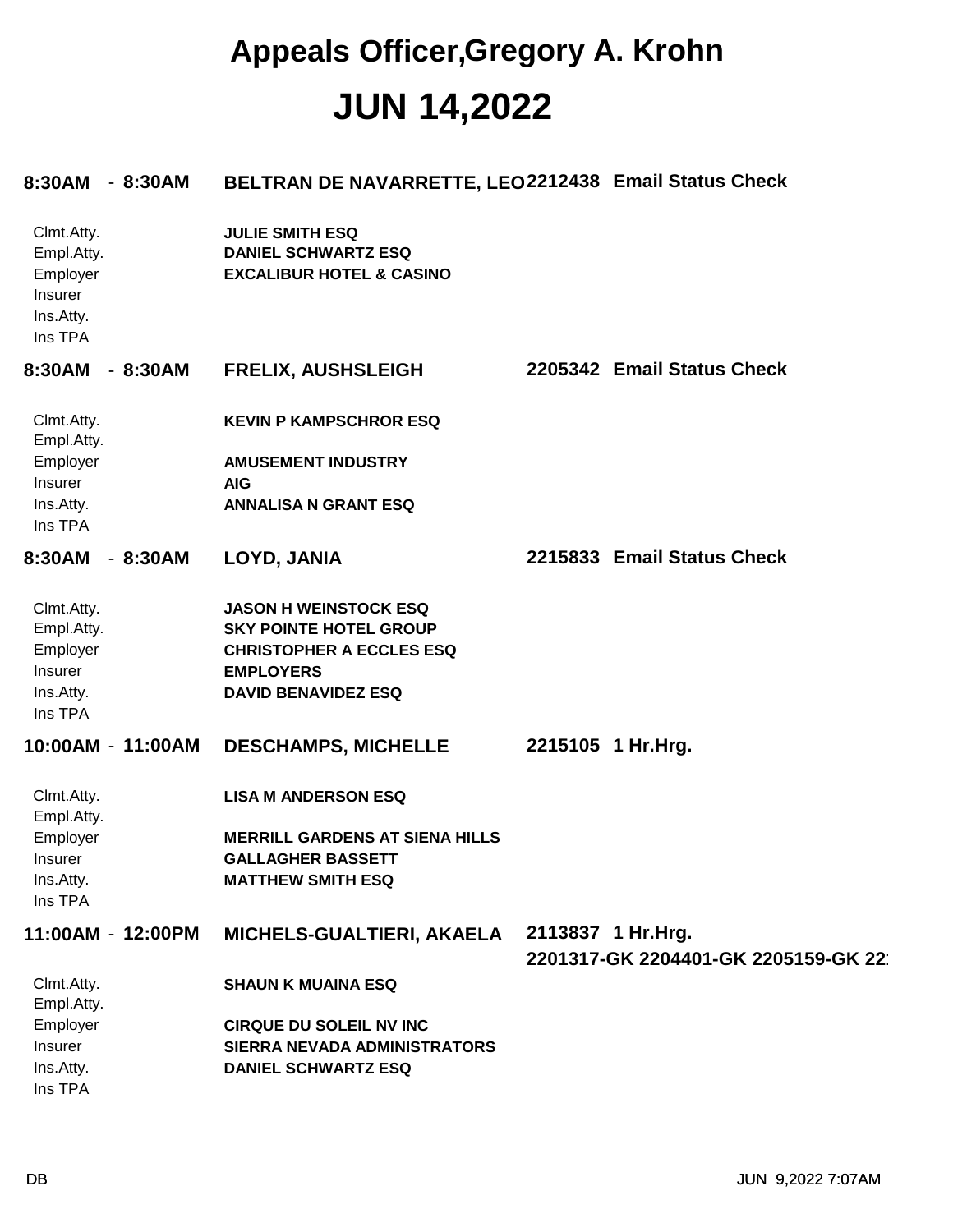# Appeals Officer,Gregory A. Krohn

# JUN 14,2022

**8:30AM - 8:30AM** **BELTRAN DE NAVARRETTE, LEO** **2212438 Email Status Check**

| | |
|---|---|
| Clmt.Atty. | **JULIE SMITH ESQ** |
| Empl.Atty. | **DANIEL SCHWARTZ ESQ** |
| Employer | **EXCALIBUR HOTEL & CASINO** |
| Insurer | |
| Ins.Atty. | |
| Ins TPA | |

**8:30AM - 8:30AM** **FRELIX, AUSHSLEIGH** **2205342 Email Status Check**

| | |
|---|---|
| Clmt.Atty. | **KEVIN P KAMPSCHROR ESQ** |
| Empl.Atty. | |
| Employer | **AMUSEMENT INDUSTRY** |
| Insurer | **AIG** |
| Ins.Atty. | **ANNALISA N GRANT ESQ** |
| Ins TPA | |

**8:30AM - 8:30AM** **LOYD, JANIA** **2215833 Email Status Check**

| | |
|---|---|
| Clmt.Atty. | **JASON H WEINSTOCK ESQ** |
| Empl.Atty. | **SKY POINTE HOTEL GROUP** |
| Employer | **CHRISTOPHER A ECCLES ESQ** |
| Insurer | **EMPLOYERS** |
| Ins.Atty. | **DAVID BENAVIDEZ ESQ** |
| Ins TPA | |

**10:00AM - 11:00AM** **DESCHAMPS, MICHELLE** **2215105 1 Hr.Hrg.**

| | |
|---|---|
| Clmt.Atty. | **LISA M ANDERSON ESQ** |
| Empl.Atty. | |
| Employer | **MERRILL GARDENS AT SIENA HILLS** |
| Insurer | **GALLAGHER BASSETT** |
| Ins.Atty. | **MATTHEW SMITH ESQ** |
| Ins TPA | |

**11:00AM - 12:00PM** **MICHELS-GUALTIERI, AKAELA** **2113837 1 Hr.Hrg.**
**2201317-GK 2204401-GK 2205159-GK 22**

| | |
|---|---|
| Clmt.Atty. | **SHAUN K MUAINA ESQ** |
| Empl.Atty. | |
| Employer | **CIRQUE DU SOLEIL NV INC** |
| Insurer | **SIERRA NEVADA ADMINISTRATORS** |
| Ins.Atty. | **DANIEL SCHWARTZ ESQ** |
| Ins TPA | |

DB JUN 9,2022 7:07AM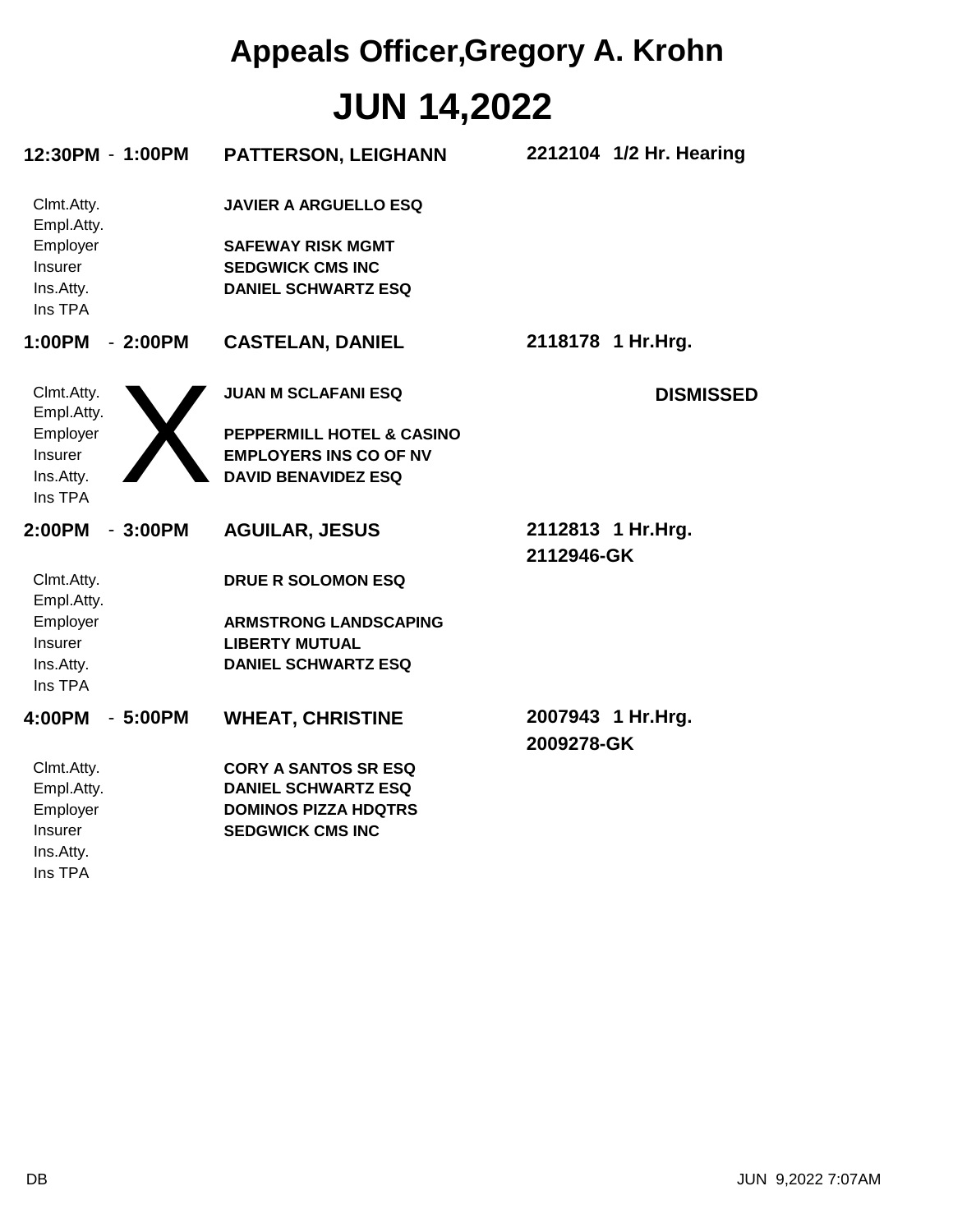# Appeals Officer,Gregory A. Krohn

# JUN 14,2022

**12:30PM - 1:00PM** **PATTERSON, LEIGHANN** **2212104 1/2 Hr. Hearing**

| | |
|---|---|
| Clmt.Atty. | **JAVIER A ARGUELLO ESQ** |
| Empl.Atty. | |
| Employer | **SAFEWAY RISK MGMT** |
| Insurer | **SEDGWICK CMS INC** |
| Ins.Atty. | **DANIEL SCHWARTZ ESQ** |
| Ins TPA | |

**1:00PM - 2:00PM** **CASTELAN, DANIEL** **2118178 1 Hr.Hrg.**

X **DISMISSED**

| | |
|---|---|
| Clmt.Atty. | **JUAN M SCLAFANI ESQ** |
| Empl.Atty. | |
| Employer | **PEPPERMILL HOTEL & CASINO** |
| Insurer | **EMPLOYERS INS CO OF NV** |
| Ins.Atty. | **DAVID BENAVIDEZ ESQ** |
| Ins TPA | |

**2:00PM - 3:00PM** **AGUILAR, JESUS** **2112813 1 Hr.Hrg.**
**2112946-GK**

| | |
|---|---|
| Clmt.Atty. | **DRUE R SOLOMON ESQ** |
| Empl.Atty. | |
| Employer | **ARMSTRONG LANDSCAPING** |
| Insurer | **LIBERTY MUTUAL** |
| Ins.Atty. | **DANIEL SCHWARTZ ESQ** |
| Ins TPA | |

**4:00PM - 5:00PM** **WHEAT, CHRISTINE** **2007943 1 Hr.Hrg.**
**2009278-GK**

| | |
|---|---|
| Clmt.Atty. | **CORY A SANTOS SR ESQ** |
| Empl.Atty. | **DANIEL SCHWARTZ ESQ** |
| Employer | **DOMINOS PIZZA HDQTRS** |
| Insurer | **SEDGWICK CMS INC** |
| Ins.Atty. | |
| Ins TPA | |

DB JUN 9,2022 7:07AM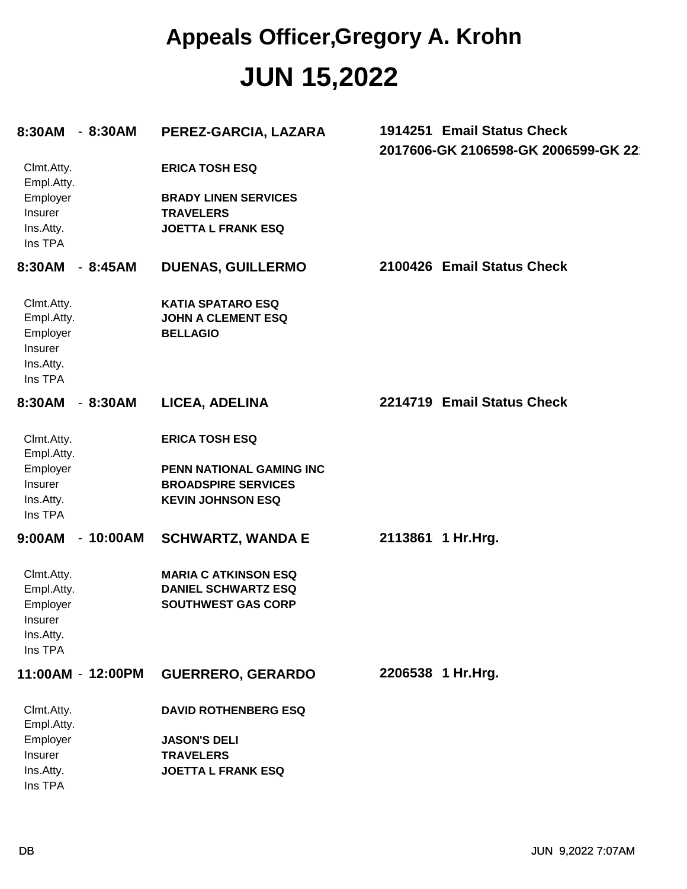# Appeals Officer,Gregory A. Krohn

# JUN 15,2022

**8:30AM - 8:30AM** **PEREZ-GARCIA, LAZARA** **1914251 Email Status Check**
**2017606-GK 2106598-GK 2006599-GK 22**

| | |
|---|---|
| Clmt.Atty. | **ERICA TOSH ESQ** |
| Empl.Atty. | |
| Employer | **BRADY LINEN SERVICES** |
| Insurer | **TRAVELERS** |
| Ins.Atty. | **JOETTA L FRANK ESQ** |
| Ins TPA | |

**8:30AM - 8:45AM** **DUENAS, GUILLERMO** **2100426 Email Status Check**

| | |
|---|---|
| Clmt.Atty. | **KATIA SPATARO ESQ** |
| Empl.Atty. | **JOHN A CLEMENT ESQ** |
| Employer | **BELLAGIO** |
| Insurer | |
| Ins.Atty. | |
| Ins TPA | |

**8:30AM - 8:30AM** **LICEA, ADELINA** **2214719 Email Status Check**

| | |
|---|---|
| Clmt.Atty. | **ERICA TOSH ESQ** |
| Empl.Atty. | |
| Employer | **PENN NATIONAL GAMING INC** |
| Insurer | **BROADSPIRE SERVICES** |
| Ins.Atty. | **KEVIN JOHNSON ESQ** |
| Ins TPA | |

**9:00AM - 10:00AM** **SCHWARTZ, WANDA E** **2113861 1 Hr.Hrg.**

| | |
|---|---|
| Clmt.Atty. | **MARIA C ATKINSON ESQ** |
| Empl.Atty. | **DANIEL SCHWARTZ ESQ** |
| Employer | **SOUTHWEST GAS CORP** |
| Insurer | |
| Ins.Atty. | |
| Ins TPA | |

**11:00AM - 12:00PM** **GUERRERO, GERARDO** **2206538 1 Hr.Hrg.**

| | |
|---|---|
| Clmt.Atty. | **DAVID ROTHENBERG ESQ** |
| Empl.Atty. | |
| Employer | **JASON'S DELI** |
| Insurer | **TRAVELERS** |
| Ins.Atty. | **JOETTA L FRANK ESQ** |
| Ins TPA | |

DB JUN 9,2022 7:07AM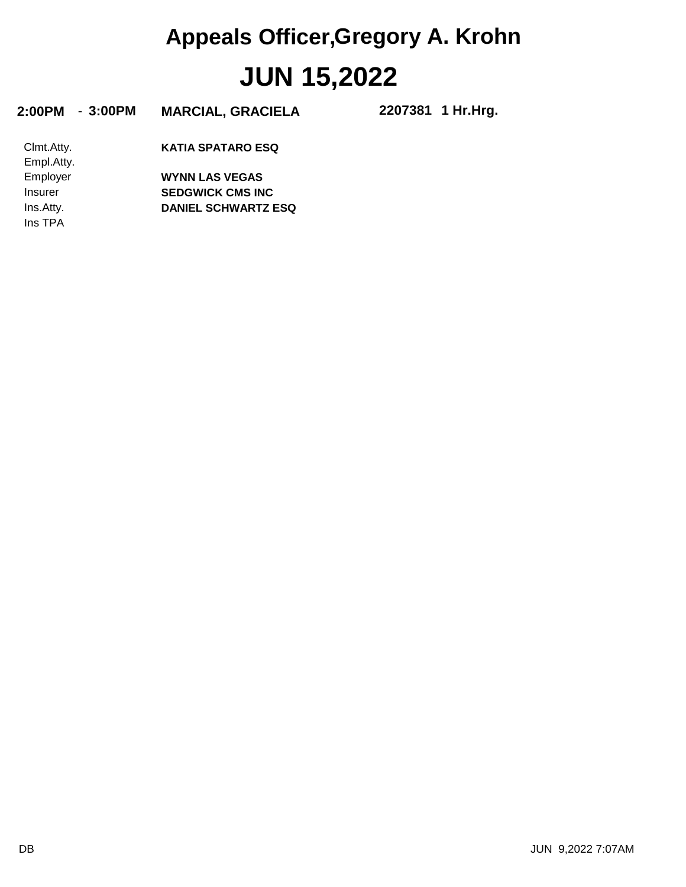# Appeals Officer,Gregory A. Krohn

# JUN 15,2022

**2:00PM - 3:00PM** **MARCIAL, GRACIELA** **2207381 1 Hr.Hrg.**

| | |
|---|---|
| Clmt.Atty. | **KATIA SPATARO ESQ** |
| Empl.Atty. | |
| Employer | **WYNN LAS VEGAS** |
| Insurer | **SEDGWICK CMS INC** |
| Ins.Atty. | **DANIEL SCHWARTZ ESQ** |
| Ins TPA | |

DB

JUN 9,2022 7:07AM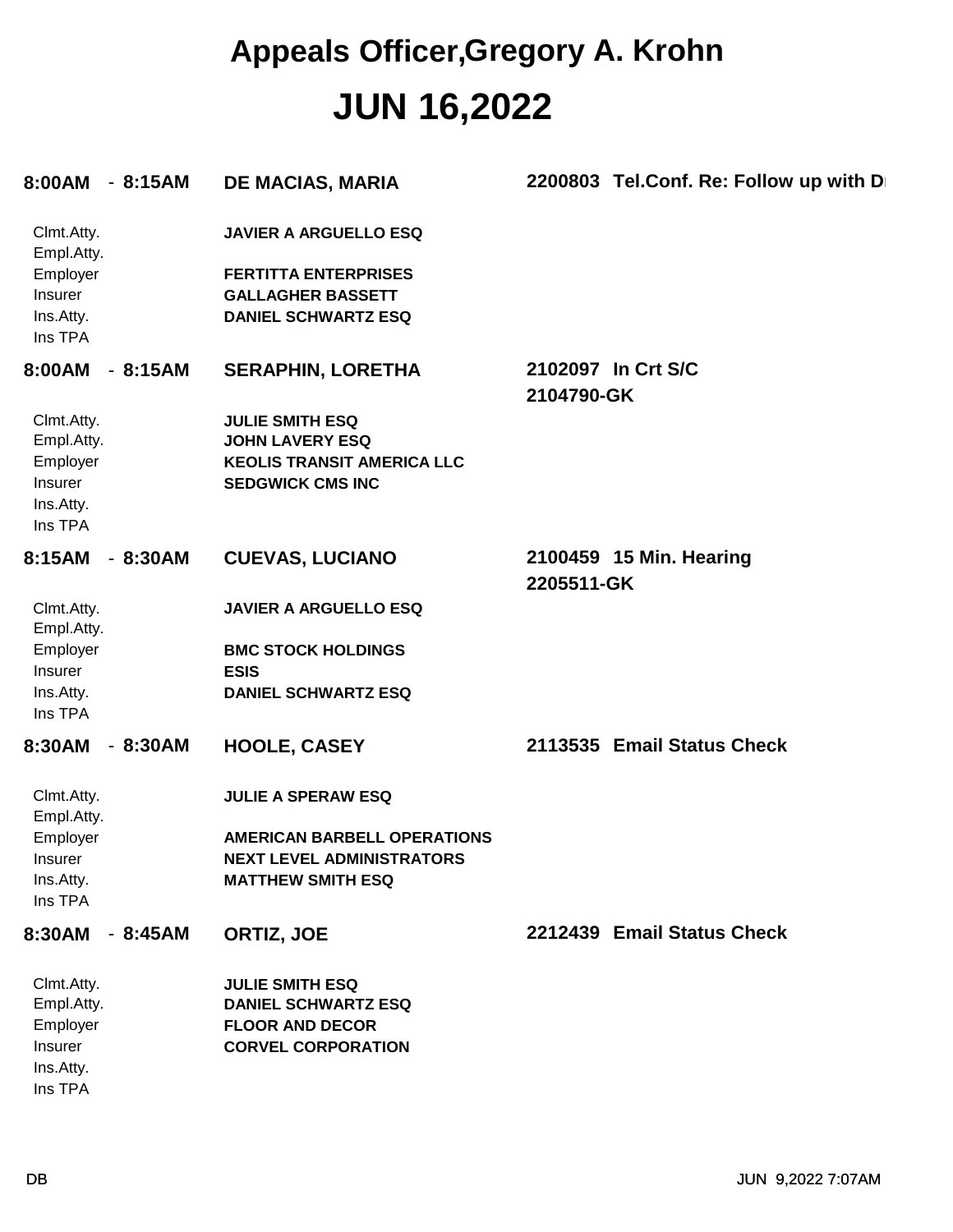# Appeals Officer,Gregory A. Krohn

# JUN 16,2022

**8:00AM - 8:15AM** **DE MACIAS, MARIA** **2200803 Tel.Conf. Re: Follow up with D**

| | |
|---|---|
| Clmt.Atty. | **JAVIER A ARGUELLO ESQ** |
| Empl.Atty. | |
| Employer | **FERTITTA ENTERPRISES** |
| Insurer | **GALLAGHER BASSETT** |
| Ins.Atty. | **DANIEL SCHWARTZ ESQ** |
| Ins TPA | |

**8:00AM - 8:15AM** **SERAPHIN, LORETHA** **2102097 In Crt S/C**
**2104790-GK**

| | |
|---|---|
| Clmt.Atty. | **JULIE SMITH ESQ** |
| Empl.Atty. | **JOHN LAVERY ESQ** |
| Employer | **KEOLIS TRANSIT AMERICA LLC** |
| Insurer | **SEDGWICK CMS INC** |
| Ins.Atty. | |
| Ins TPA | |

**8:15AM - 8:30AM** **CUEVAS, LUCIANO** **2100459 15 Min. Hearing**
**2205511-GK**

| | |
|---|---|
| Clmt.Atty. | **JAVIER A ARGUELLO ESQ** |
| Empl.Atty. | |
| Employer | **BMC STOCK HOLDINGS** |
| Insurer | **ESIS** |
| Ins.Atty. | **DANIEL SCHWARTZ ESQ** |
| Ins TPA | |

**8:30AM - 8:30AM** **HOOLE, CASEY** **2113535 Email Status Check**

| | |
|---|---|
| Clmt.Atty. | **JULIE A SPERAW ESQ** |
| Empl.Atty. | |
| Employer | **AMERICAN BARBELL OPERATIONS** |
| Insurer | **NEXT LEVEL ADMINISTRATORS** |
| Ins.Atty. | **MATTHEW SMITH ESQ** |
| Ins TPA | |

**8:30AM - 8:45AM** **ORTIZ, JOE** **2212439 Email Status Check**

| | |
|---|---|
| Clmt.Atty. | **JULIE SMITH ESQ** |
| Empl.Atty. | **DANIEL SCHWARTZ ESQ** |
| Employer | **FLOOR AND DECOR** |
| Insurer | **CORVEL CORPORATION** |
| Ins.Atty. | |
| Ins TPA | |

DB JUN 9,2022 7:07AM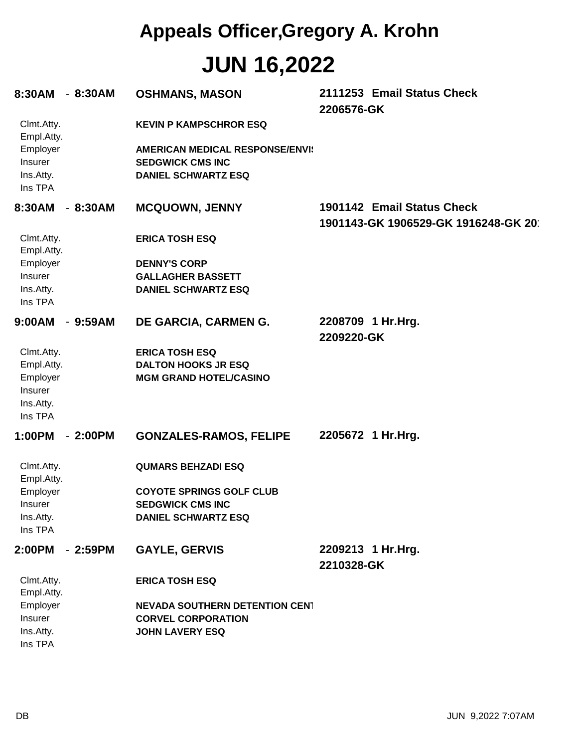# Appeals Officer,Gregory A. Krohn

# JUN 16,2022

**8:30AM - 8:30AM** **OSHMANS, MASON** **2111253 Email Status Check**
**2206576-GK**

| | |
|---|---|
| Clmt.Atty. | **KEVIN P KAMPSCHROR ESQ** |
| Empl.Atty. | |
| Employer | **AMERICAN MEDICAL RESPONSE/ENVI** |
| Insurer | **SEDGWICK CMS INC** |
| Ins.Atty. | **DANIEL SCHWARTZ ESQ** |
| Ins TPA | |

**8:30AM - 8:30AM** **MCQUOWN, JENNY** **1901142 Email Status Check**
**1901143-GK 1906529-GK 1916248-GK 20**

| | |
|---|---|
| Clmt.Atty. | **ERICA TOSH ESQ** |
| Empl.Atty. | |
| Employer | **DENNY'S CORP** |
| Insurer | **GALLAGHER BASSETT** |
| Ins.Atty. | **DANIEL SCHWARTZ ESQ** |
| Ins TPA | |

**9:00AM - 9:59AM** **DE GARCIA, CARMEN G.** **2208709 1 Hr.Hrg.**
**2209220-GK**

| | |
|---|---|
| Clmt.Atty. | **ERICA TOSH ESQ** |
| Empl.Atty. | **DALTON HOOKS JR ESQ** |
| Employer | **MGM GRAND HOTEL/CASINO** |
| Insurer | |
| Ins.Atty. | |
| Ins TPA | |

**1:00PM - 2:00PM** **GONZALES-RAMOS, FELIPE** **2205672 1 Hr.Hrg.**

| | |
|---|---|
| Clmt.Atty. | **QUMARS BEHZADI ESQ** |
| Empl.Atty. | |
| Employer | **COYOTE SPRINGS GOLF CLUB** |
| Insurer | **SEDGWICK CMS INC** |
| Ins.Atty. | **DANIEL SCHWARTZ ESQ** |
| Ins TPA | |

**2:00PM - 2:59PM** **GAYLE, GERVIS** **2209213 1 Hr.Hrg.**
**2210328-GK**

| | |
|---|---|
| Clmt.Atty. | **ERICA TOSH ESQ** |
| Empl.Atty. | |
| Employer | **NEVADA SOUTHERN DETENTION CENT** |
| Insurer | **CORVEL CORPORATION** |
| Ins.Atty. | **JOHN LAVERY ESQ** |
| Ins TPA | |

DB JUN 9,2022 7:07AM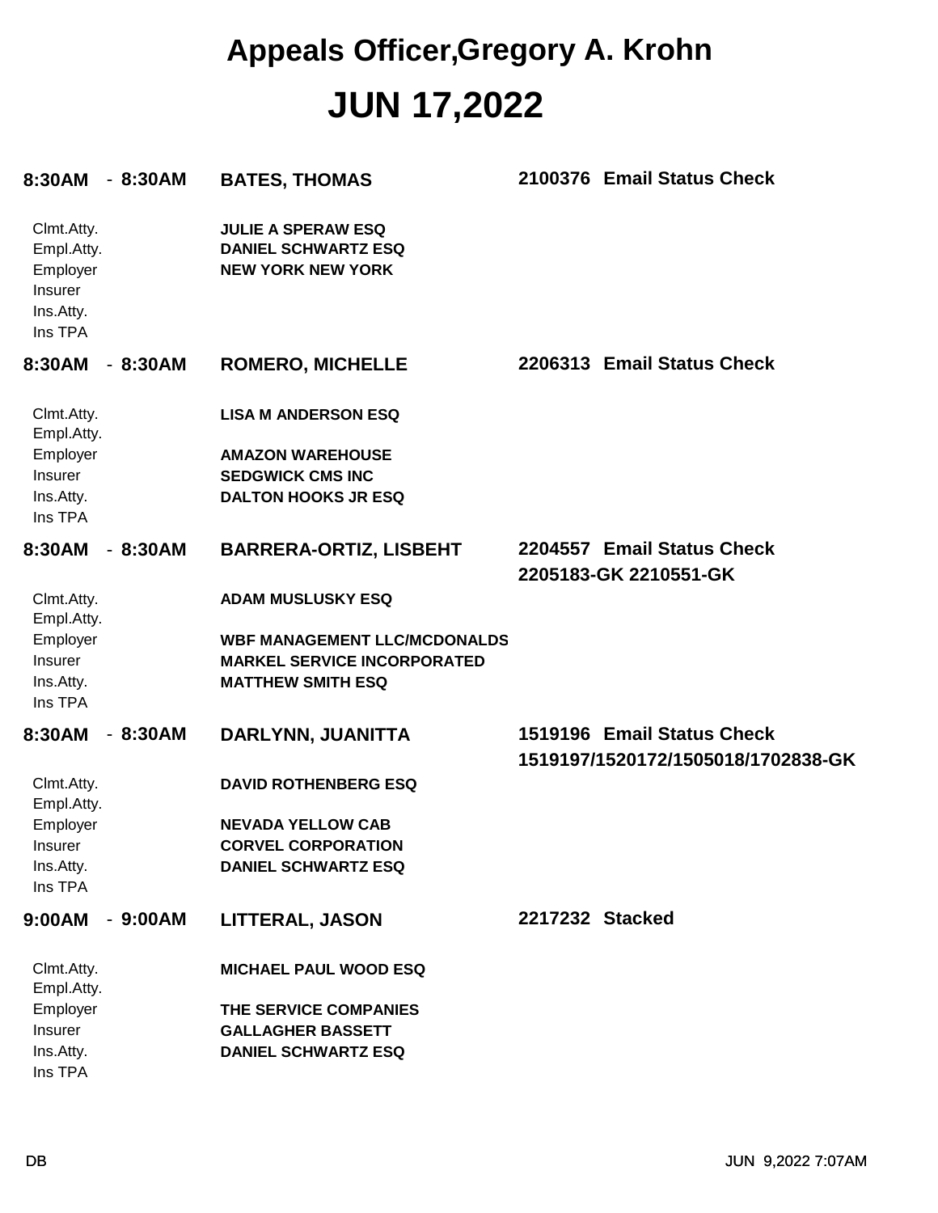# Appeals Officer,Gregory A. Krohn

# JUN 17,2022

**8:30AM - 8:30AM** **BATES, THOMAS** **2100376 Email Status Check**

| | |
|---|---|
| Clmt.Atty. | **JULIE A SPERAW ESQ** |
| Empl.Atty. | **DANIEL SCHWARTZ ESQ** |
| Employer | **NEW YORK NEW YORK** |
| Insurer | |
| Ins.Atty. | |
| Ins TPA | |

**8:30AM - 8:30AM** **ROMERO, MICHELLE** **2206313 Email Status Check**

| | |
|---|---|
| Clmt.Atty. | **LISA M ANDERSON ESQ** |
| Empl.Atty. | |
| Employer | **AMAZON WAREHOUSE** |
| Insurer | **SEDGWICK CMS INC** |
| Ins.Atty. | **DALTON HOOKS JR ESQ** |
| Ins TPA | |

**8:30AM - 8:30AM** **BARRERA-ORTIZ, LISBEHT** **2204557 Email Status Check**
**2205183-GK 2210551-GK**

| | |
|---|---|
| Clmt.Atty. | **ADAM MUSLUSKY ESQ** |
| Empl.Atty. | |
| Employer | **WBF MANAGEMENT LLC/MCDONALDS** |
| Insurer | **MARKEL SERVICE INCORPORATED** |
| Ins.Atty. | **MATTHEW SMITH ESQ** |
| Ins TPA | |

**8:30AM - 8:30AM** **DARLYNN, JUANITTA** **1519196 Email Status Check**
**1519197/1520172/1505018/1702838-GK**

| | |
|---|---|
| Clmt.Atty. | **DAVID ROTHENBERG ESQ** |
| Empl.Atty. | |
| Employer | **NEVADA YELLOW CAB** |
| Insurer | **CORVEL CORPORATION** |
| Ins.Atty. | **DANIEL SCHWARTZ ESQ** |
| Ins TPA | |

**9:00AM - 9:00AM** **LITTERAL, JASON** **2217232 Stacked**

| | |
|---|---|
| Clmt.Atty. | **MICHAEL PAUL WOOD ESQ** |
| Empl.Atty. | |
| Employer | **THE SERVICE COMPANIES** |
| Insurer | **GALLAGHER BASSETT** |
| Ins.Atty. | **DANIEL SCHWARTZ ESQ** |
| Ins TPA | |

DB JUN 9,2022 7:07AM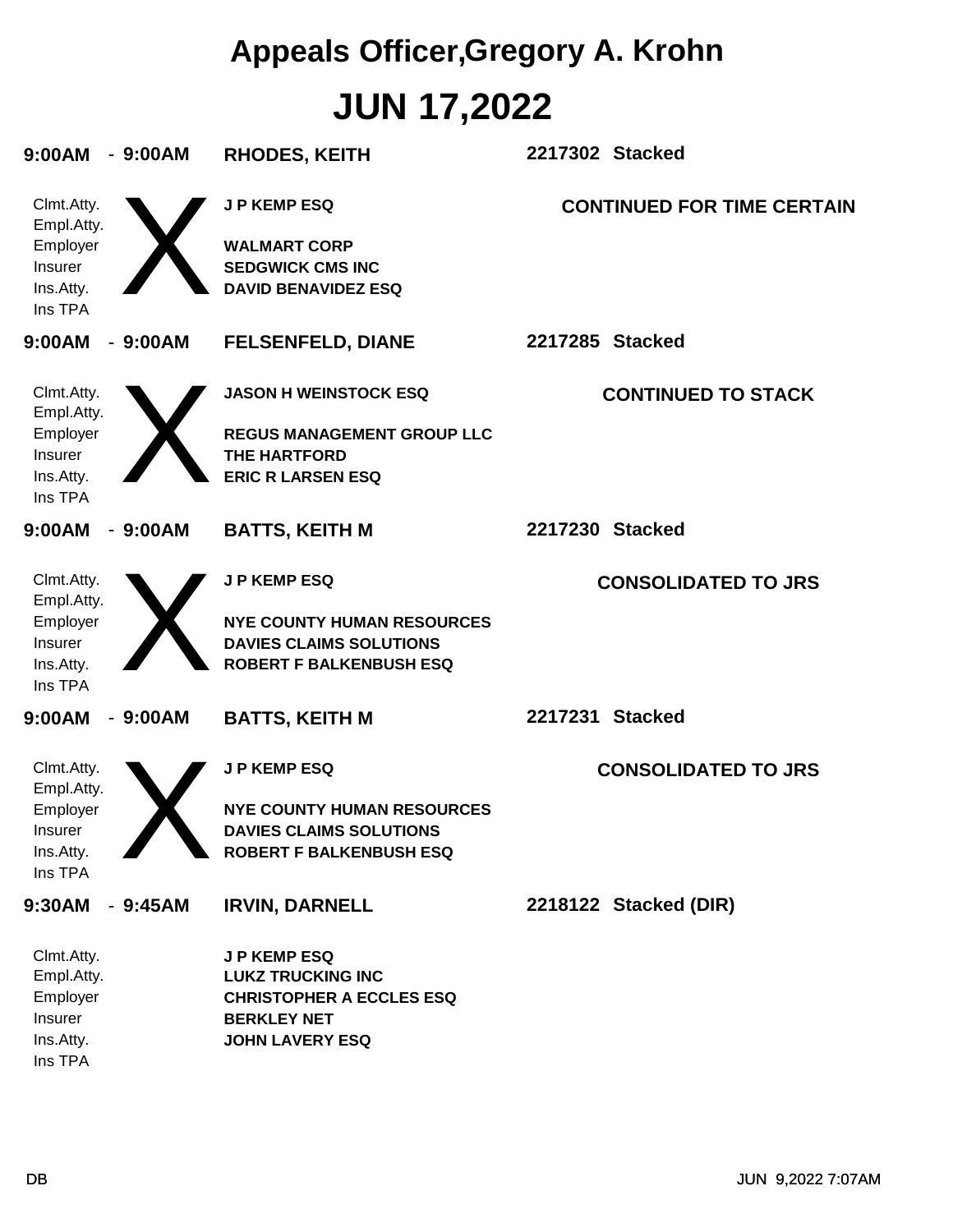# Appeals Officer,Gregory A. Krohn

# JUN 17,2022

**9:00AM - 9:00AM** **RHODES, KEITH** **2217302 Stacked**

Clmt.Atty. X **J P KEMP ESQ**
Empl.Atty.
Employer **WALMART CORP**
Insurer **SEDGWICK CMS INC**
Ins.Atty. **DAVID BENAVIDEZ ESQ**
Ins TPA

**CONTINUED FOR TIME CERTAIN**

**9:00AM - 9:00AM** **FELSENFELD, DIANE** **2217285 Stacked**

Clmt.Atty. X **JASON H WEINSTOCK ESQ**
Empl.Atty.
Employer **REGUS MANAGEMENT GROUP LLC**
Insurer **THE HARTFORD**
Ins.Atty. **ERIC R LARSEN ESQ**
Ins TPA

**CONTINUED TO STACK**

**9:00AM - 9:00AM** **BATTS, KEITH M** **2217230 Stacked**

Clmt.Atty. X **J P KEMP ESQ**
Empl.Atty.
Employer **NYE COUNTY HUMAN RESOURCES**
Insurer **DAVIES CLAIMS SOLUTIONS**
Ins.Atty. **ROBERT F BALKENBUSH ESQ**
Ins TPA

**CONSOLIDATED TO JRS**

**9:00AM - 9:00AM** **BATTS, KEITH M** **2217231 Stacked**

Clmt.Atty. X **J P KEMP ESQ**
Empl.Atty.
Employer **NYE COUNTY HUMAN RESOURCES**
Insurer **DAVIES CLAIMS SOLUTIONS**
Ins.Atty. **ROBERT F BALKENBUSH ESQ**
Ins TPA

**CONSOLIDATED TO JRS**

**9:30AM - 9:45AM** **IRVIN, DARNELL** **2218122 Stacked (DIR)**

Clmt.Atty. **J P KEMP ESQ**
Empl.Atty. **LUKZ TRUCKING INC**
Employer **CHRISTOPHER A ECCLES ESQ**
Insurer **BERKLEY NET**
Ins.Atty. **JOHN LAVERY ESQ**
Ins TPA

DB JUN 9,2022 7:07AM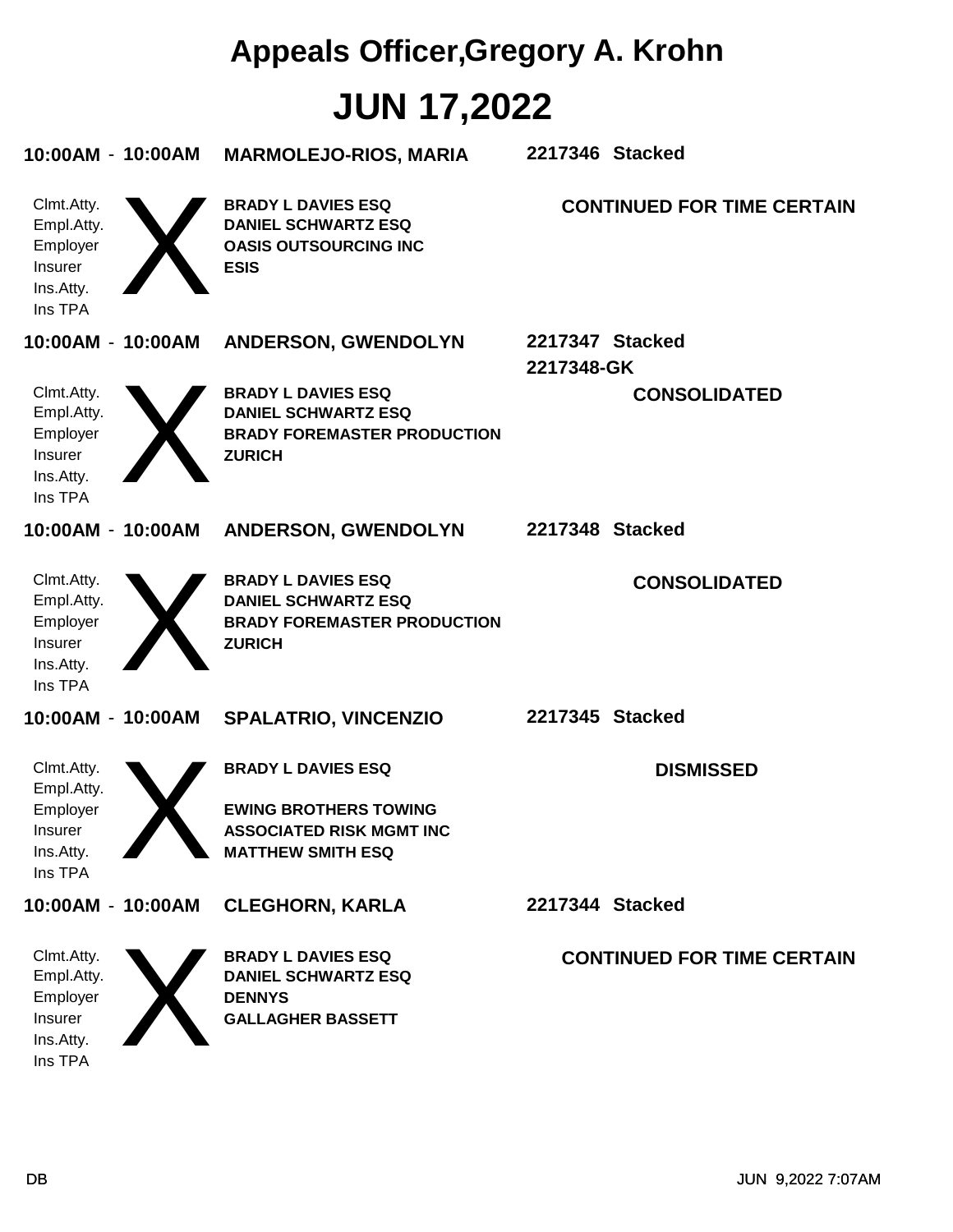# Appeals Officer,Gregory A. Krohn

# JUN 17,2022

**10:00AM - 10:00AM** **MARMOLEJO-RIOS, MARIA** **2217346 Stacked**

| | |
|---|---|
| Clmt.Atty. | **BRADY L DAVIES ESQ** |
| Empl.Atty. | **DANIEL SCHWARTZ ESQ** |
| Employer | **OASIS OUTSOURCING INC** |
| Insurer | **ESIS** |
| Ins.Atty. | |
| Ins TPA | |

X

**CONTINUED FOR TIME CERTAIN**

**10:00AM - 10:00AM** **ANDERSON, GWENDOLYN** **2217347 Stacked**
**2217348-GK**

| | |
|---|---|
| Clmt.Atty. | **BRADY L DAVIES ESQ** |
| Empl.Atty. | **DANIEL SCHWARTZ ESQ** |
| Employer | **BRADY FOREMASTER PRODUCTION** |
| Insurer | **ZURICH** |
| Ins.Atty. | |
| Ins TPA | |

X

**CONSOLIDATED**

**10:00AM - 10:00AM** **ANDERSON, GWENDOLYN** **2217348 Stacked**

| | |
|---|---|
| Clmt.Atty. | **BRADY L DAVIES ESQ** |
| Empl.Atty. | **DANIEL SCHWARTZ ESQ** |
| Employer | **BRADY FOREMASTER PRODUCTION** |
| Insurer | **ZURICH** |
| Ins.Atty. | |
| Ins TPA | |

X

**CONSOLIDATED**

**10:00AM - 10:00AM** **SPALATRIO, VINCENZIO** **2217345 Stacked**

| | |
|---|---|
| Clmt.Atty. | **BRADY L DAVIES ESQ** |
| Empl.Atty. | |
| Employer | **EWING BROTHERS TOWING** |
| Insurer | **ASSOCIATED RISK MGMT INC** |
| Ins.Atty. | **MATTHEW SMITH ESQ** |
| Ins TPA | |

X

**DISMISSED**

**10:00AM - 10:00AM** **CLEGHORN, KARLA** **2217344 Stacked**

| | |
|---|---|
| Clmt.Atty. | **BRADY L DAVIES ESQ** |
| Empl.Atty. | **DANIEL SCHWARTZ ESQ** |
| Employer | **DENNYS** |
| Insurer | **GALLAGHER BASSETT** |
| Ins.Atty. | |
| Ins TPA | |

X

**CONTINUED FOR TIME CERTAIN**

DB JUN 9,2022 7:07AM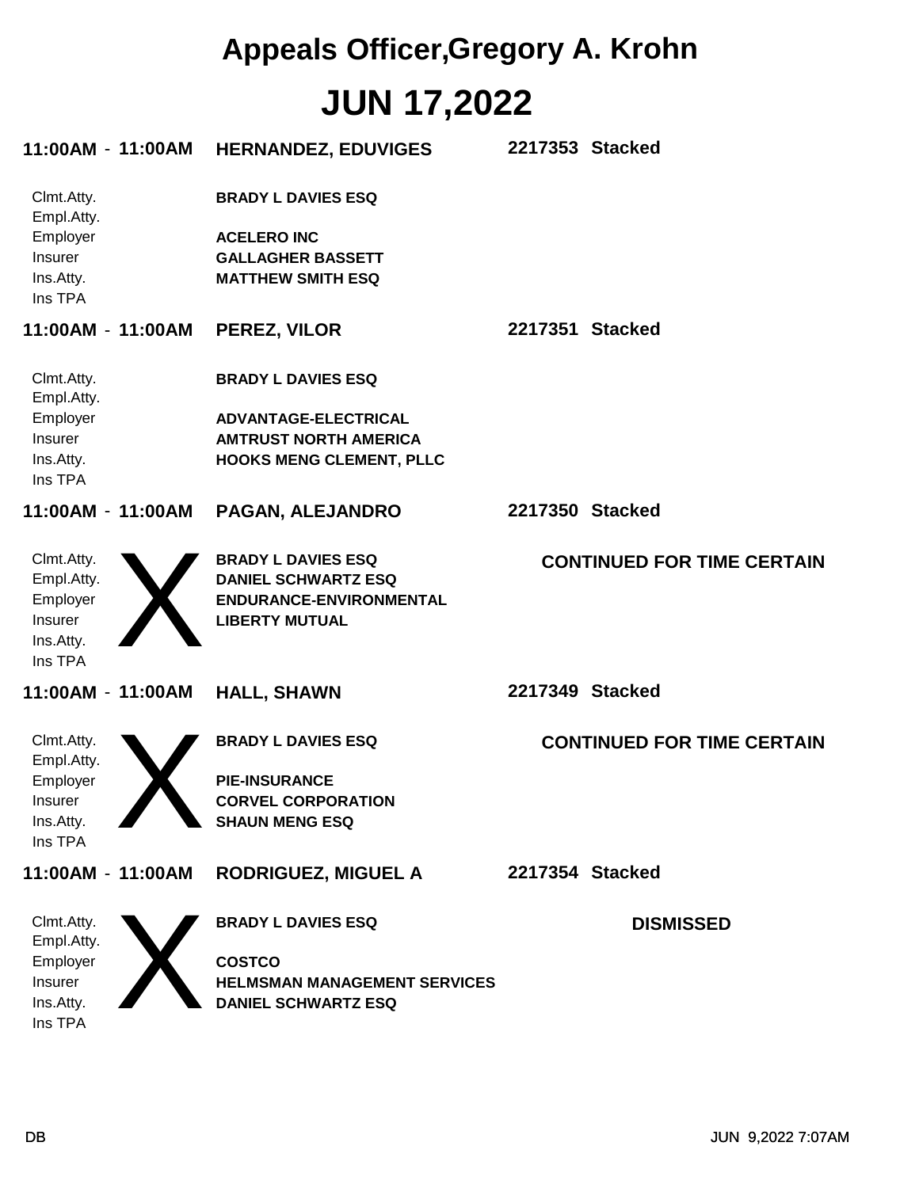# Appeals Officer,Gregory A. Krohn

# JUN 17,2022

**11:00AM - 11:00AM** **HERNANDEZ, EDUVIGES** **2217353 Stacked**

| | |
|---|---|
| Clmt.Atty. | **BRADY L DAVIES ESQ** |
| Empl.Atty. | |
| Employer | **ACELERO INC** |
| Insurer | **GALLAGHER BASSETT** |
| Ins.Atty. | **MATTHEW SMITH ESQ** |
| Ins TPA | |

**11:00AM - 11:00AM** **PEREZ, VILOR** **2217351 Stacked**

| | |
|---|---|
| Clmt.Atty. | **BRADY L DAVIES ESQ** |
| Empl.Atty. | |
| Employer | **ADVANTAGE-ELECTRICAL** |
| Insurer | **AMTRUST NORTH AMERICA** |
| Ins.Atty. | **HOOKS MENG CLEMENT, PLLC** |
| Ins TPA | |

**11:00AM - 11:00AM** **PAGAN, ALEJANDRO** **2217350 Stacked**

**CONTINUED FOR TIME CERTAIN**

| | |
|---|---|
| Clmt.Atty. | **BRADY L DAVIES ESQ** |
| Empl.Atty. | **DANIEL SCHWARTZ ESQ** |
| Employer | **ENDURANCE-ENVIRONMENTAL** |
| Insurer | **LIBERTY MUTUAL** |
| Ins.Atty. | |
| Ins TPA | |

**11:00AM - 11:00AM** **HALL, SHAWN** **2217349 Stacked**

**CONTINUED FOR TIME CERTAIN**

| | |
|---|---|
| Clmt.Atty. | **BRADY L DAVIES ESQ** |
| Empl.Atty. | |
| Employer | **PIE-INSURANCE** |
| Insurer | **CORVEL CORPORATION** |
| Ins.Atty. | **SHAUN MENG ESQ** |
| Ins TPA | |

**11:00AM - 11:00AM** **RODRIGUEZ, MIGUEL A** **2217354 Stacked**

**DISMISSED**

| | |
|---|---|
| Clmt.Atty. | **BRADY L DAVIES ESQ** |
| Empl.Atty. | |
| Employer | **COSTCO** |
| Insurer | **HELMSMAN MANAGEMENT SERVICES** |
| Ins.Atty. | **DANIEL SCHWARTZ ESQ** |
| Ins TPA | |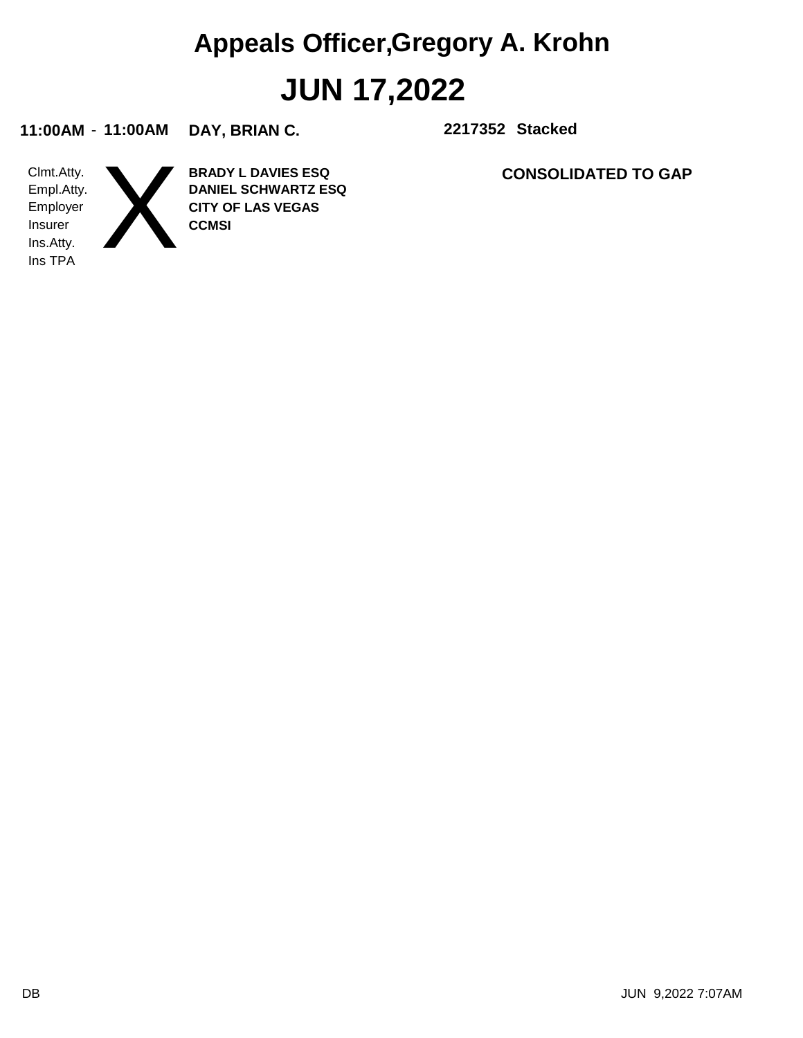# Appeals Officer,Gregory A. Krohn

# JUN 17,2022

**11:00AM** - **11:00AM** **DAY, BRIAN C.** **2217352 Stacked**

| Role | | Name |
|---|---|---|
| Clmt.Atty. | X | **BRADY L DAVIES ESQ** |
| Empl.Atty. | | **DANIEL SCHWARTZ ESQ** |
| Employer | | **CITY OF LAS VEGAS** |
| Insurer | | **CCMSI** |
| Ins.Atty. | | |
| Ins TPA | | |

**CONSOLIDATED TO GAP**

DB

JUN 9,2022 7:07AM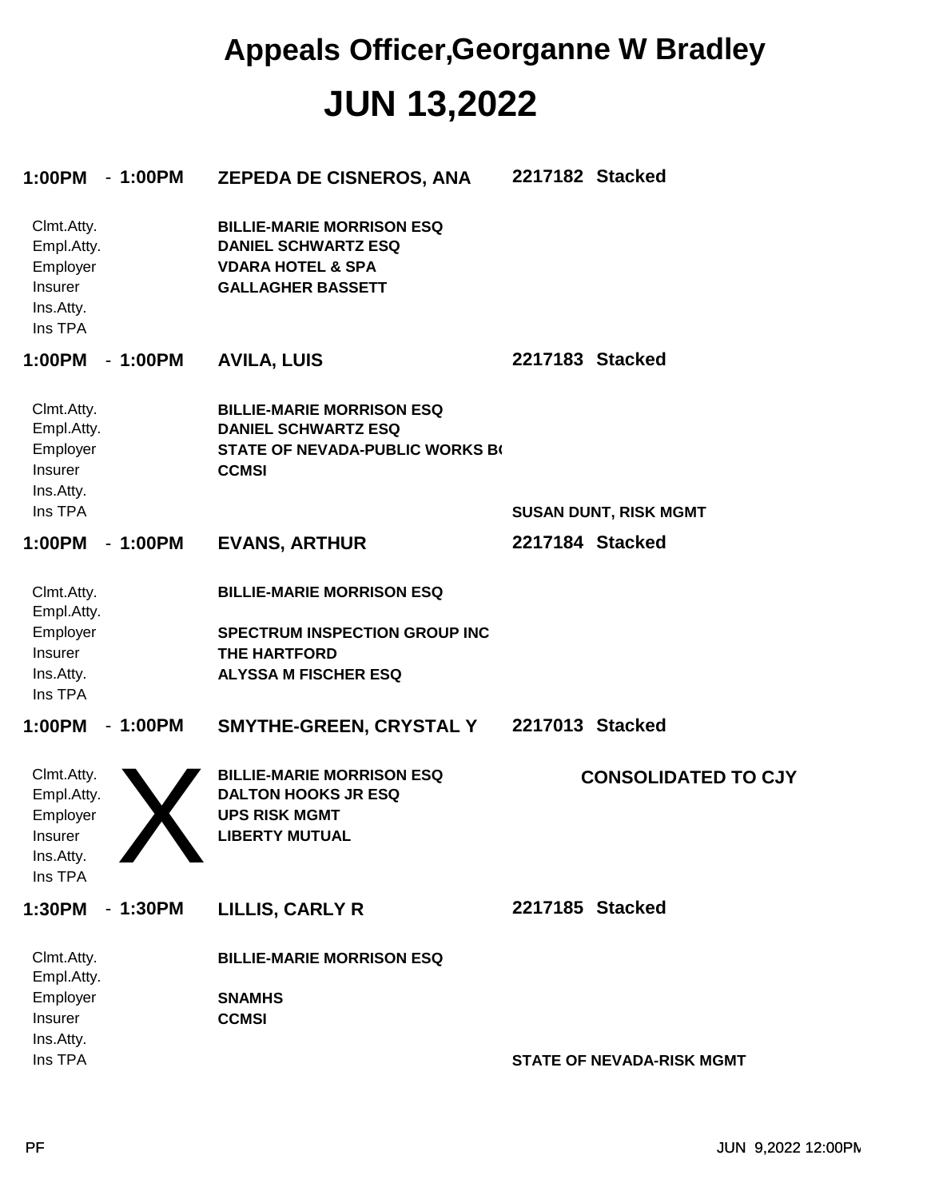# Appeals Officer,Georganne W Bradley

# JUN 13,2022

**1:00PM - 1:00PM** **ZEPEDA DE CISNEROS, ANA** **2217182 Stacked**

| | |
|---|---|
| Clmt.Atty. | BILLIE-MARIE MORRISON ESQ |
| Empl.Atty. | DANIEL SCHWARTZ ESQ |
| Employer | VDARA HOTEL & SPA |
| Insurer | GALLAGHER BASSETT |
| Ins.Atty. | |
| Ins TPA | |

**1:00PM - 1:00PM** **AVILA, LUIS** **2217183 Stacked**

| | | |
|---|---|---|
| Clmt.Atty. | BILLIE-MARIE MORRISON ESQ | |
| Empl.Atty. | DANIEL SCHWARTZ ESQ | |
| Employer | STATE OF NEVADA-PUBLIC WORKS B( | |
| Insurer | CCMSI | |
| Ins.Atty. | | |
| Ins TPA | | SUSAN DUNT, RISK MGMT |

**1:00PM - 1:00PM** **EVANS, ARTHUR** **2217184 Stacked**

| | |
|---|---|
| Clmt.Atty. | BILLIE-MARIE MORRISON ESQ |
| Empl.Atty. | |
| Employer | SPECTRUM INSPECTION GROUP INC |
| Insurer | THE HARTFORD |
| Ins.Atty. | ALYSSA M FISCHER ESQ |
| Ins TPA | |

**1:00PM - 1:00PM** **SMYTHE-GREEN, CRYSTAL Y** **2217013 Stacked**

X **CONSOLIDATED TO CJY**

| | |
|---|---|
| Clmt.Atty. | BILLIE-MARIE MORRISON ESQ |
| Empl.Atty. | DALTON HOOKS JR ESQ |
| Employer | UPS RISK MGMT |
| Insurer | LIBERTY MUTUAL |
| Ins.Atty. | |
| Ins TPA | |

**1:30PM - 1:30PM** **LILLIS, CARLY R** **2217185 Stacked**

| | | |
|---|---|---|
| Clmt.Atty. | BILLIE-MARIE MORRISON ESQ | |
| Empl.Atty. | | |
| Employer | SNAMHS | |
| Insurer | CCMSI | |
| Ins.Atty. | | |
| Ins TPA | | STATE OF NEVADA-RISK MGMT |

PF JUN 9,2022 12:00PM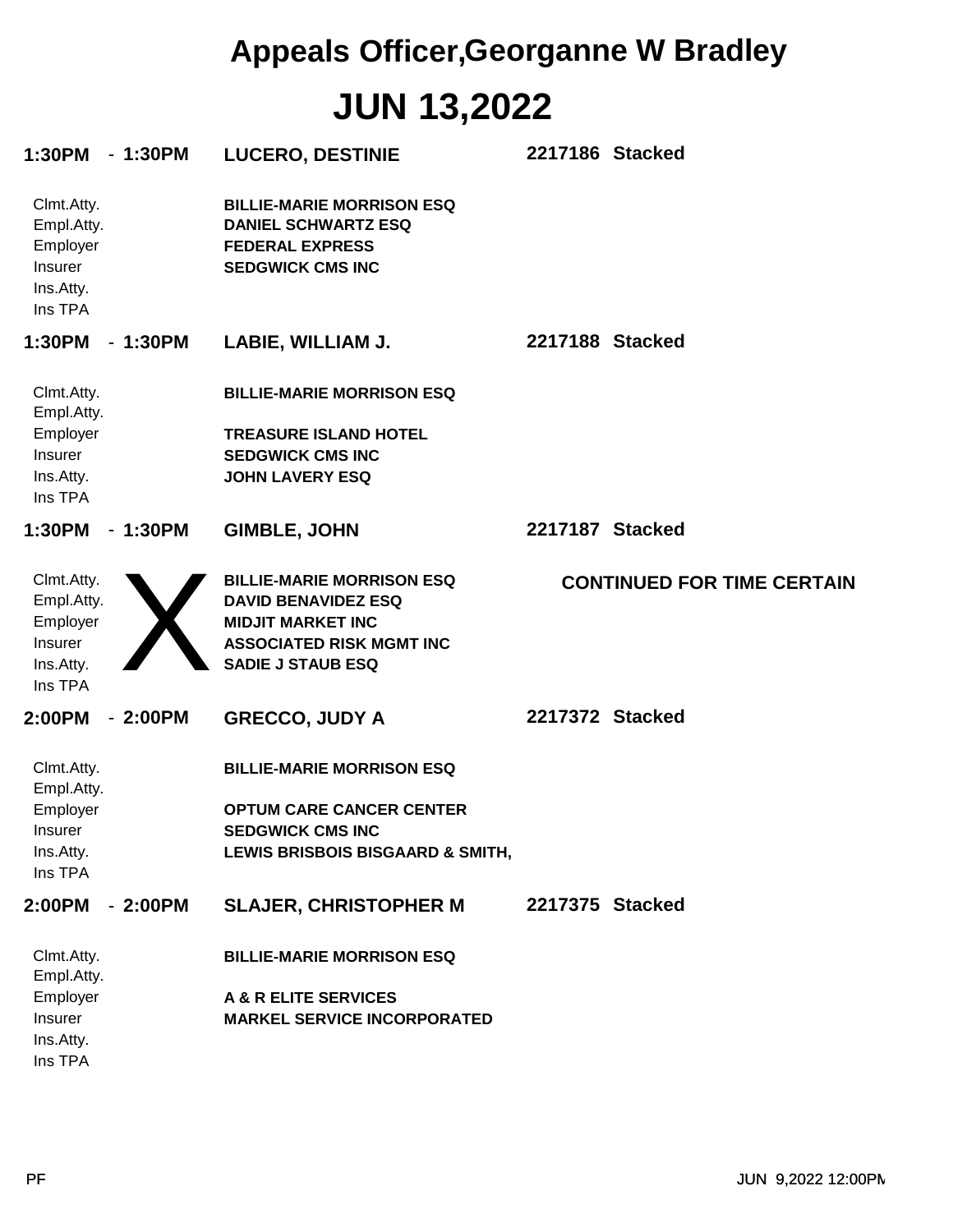# Appeals Officer,Georganne W Bradley

# JUN 13,2022

**1:30PM - 1:30PM** **LUCERO, DESTINIE** **2217186 Stacked**

| | |
|---|---|
| Clmt.Atty. | **BILLIE-MARIE MORRISON ESQ** |
| Empl.Atty. | **DANIEL SCHWARTZ ESQ** |
| Employer | **FEDERAL EXPRESS** |
| Insurer | **SEDGWICK CMS INC** |
| Ins.Atty. | |
| Ins TPA | |

**1:30PM - 1:30PM** **LABIE, WILLIAM J.** **2217188 Stacked**

| | |
|---|---|
| Clmt.Atty. | **BILLIE-MARIE MORRISON ESQ** |
| Empl.Atty. | |
| Employer | **TREASURE ISLAND HOTEL** |
| Insurer | **SEDGWICK CMS INC** |
| Ins.Atty. | **JOHN LAVERY ESQ** |
| Ins TPA | |

**1:30PM - 1:30PM** **GIMBLE, JOHN** **2217187 Stacked**

X **CONTINUED FOR TIME CERTAIN**

| | |
|---|---|
| Clmt.Atty. | **BILLIE-MARIE MORRISON ESQ** |
| Empl.Atty. | **DAVID BENAVIDEZ ESQ** |
| Employer | **MIDJIT MARKET INC** |
| Insurer | **ASSOCIATED RISK MGMT INC** |
| Ins.Atty. | **SADIE J STAUB ESQ** |
| Ins TPA | |

**2:00PM - 2:00PM** **GRECCO, JUDY A** **2217372 Stacked**

| | |
|---|---|
| Clmt.Atty. | **BILLIE-MARIE MORRISON ESQ** |
| Empl.Atty. | |
| Employer | **OPTUM CARE CANCER CENTER** |
| Insurer | **SEDGWICK CMS INC** |
| Ins.Atty. | **LEWIS BRISBOIS BISGAARD & SMITH,** |
| Ins TPA | |

**2:00PM - 2:00PM** **SLAJER, CHRISTOPHER M** **2217375 Stacked**

| | |
|---|---|
| Clmt.Atty. | **BILLIE-MARIE MORRISON ESQ** |
| Empl.Atty. | |
| Employer | **A & R ELITE SERVICES** |
| Insurer | **MARKEL SERVICE INCORPORATED** |
| Ins.Atty. | |
| Ins TPA | |

PF JUN 9,2022 12:00PM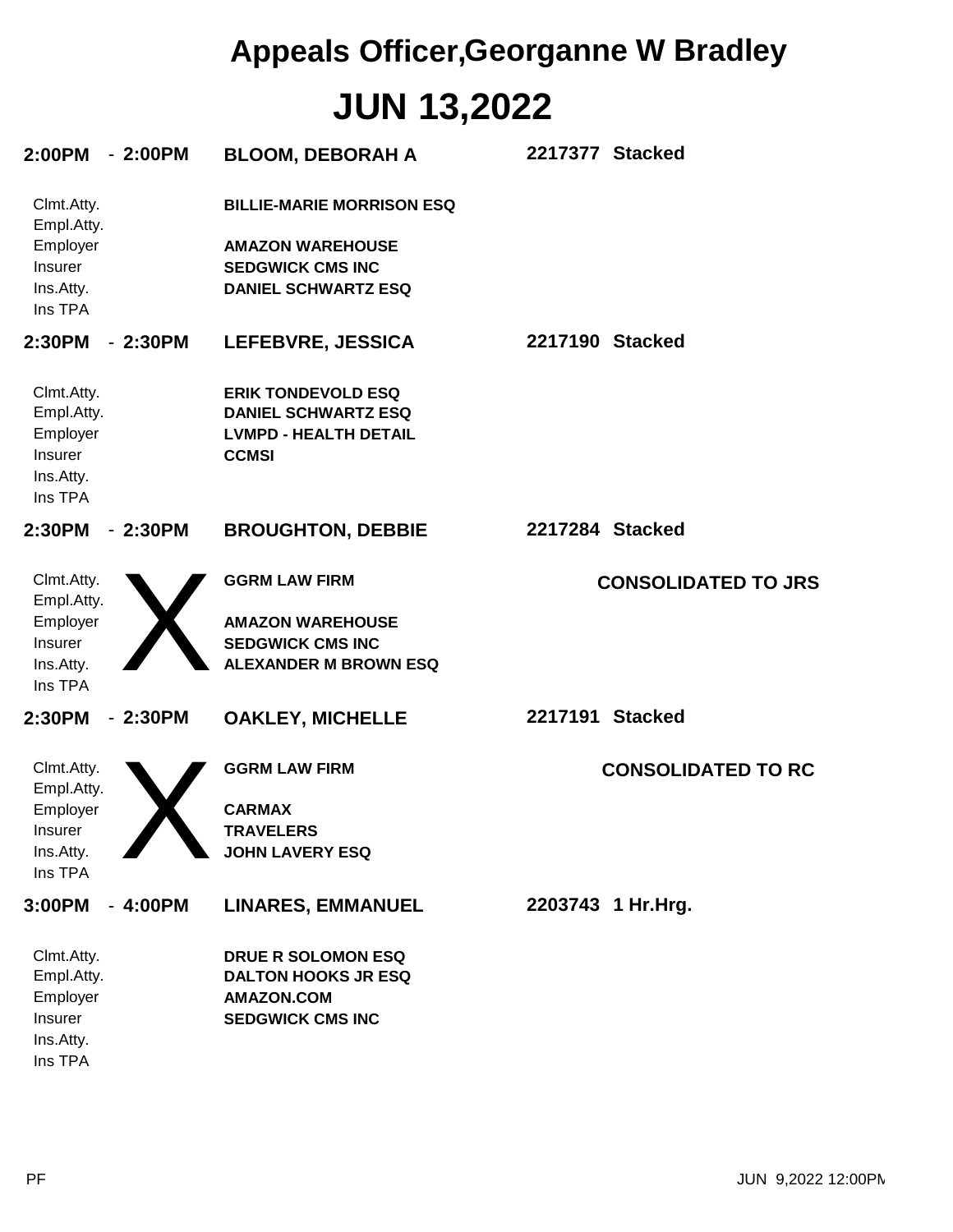# Appeals Officer,Georganne W Bradley

## JUN 13,2022

**2:00PM - 2:00PM** **BLOOM, DEBORAH A** **2217377 Stacked**

| | |
|---|---|
| Clmt.Atty. | **BILLIE-MARIE MORRISON ESQ** |
| Empl.Atty. | |
| Employer | **AMAZON WAREHOUSE** |
| Insurer | **SEDGWICK CMS INC** |
| Ins.Atty. | **DANIEL SCHWARTZ ESQ** |
| Ins TPA | |

**2:30PM - 2:30PM** **LEFEBVRE, JESSICA** **2217190 Stacked**

| | |
|---|---|
| Clmt.Atty. | **ERIK TONDEVOLD ESQ** |
| Empl.Atty. | **DANIEL SCHWARTZ ESQ** |
| Employer | **LVMPD - HEALTH DETAIL** |
| Insurer | **CCMSI** |
| Ins.Atty. | |
| Ins TPA | |

**2:30PM - 2:30PM** **BROUGHTON, DEBBIE** **2217284 Stacked**

X **CONSOLIDATED TO JRS**

| | |
|---|---|
| Clmt.Atty. | **GGRM LAW FIRM** |
| Empl.Atty. | |
| Employer | **AMAZON WAREHOUSE** |
| Insurer | **SEDGWICK CMS INC** |
| Ins.Atty. | **ALEXANDER M BROWN ESQ** |
| Ins TPA | |

**2:30PM - 2:30PM** **OAKLEY, MICHELLE** **2217191 Stacked**

X **CONSOLIDATED TO RC**

| | |
|---|---|
| Clmt.Atty. | **GGRM LAW FIRM** |
| Empl.Atty. | |
| Employer | **CARMAX** |
| Insurer | **TRAVELERS** |
| Ins.Atty. | **JOHN LAVERY ESQ** |
| Ins TPA | |

**3:00PM - 4:00PM** **LINARES, EMMANUEL** **2203743 1 Hr.Hrg.**

| | |
|---|---|
| Clmt.Atty. | **DRUE R SOLOMON ESQ** |
| Empl.Atty. | **DALTON HOOKS JR ESQ** |
| Employer | **AMAZON.COM** |
| Insurer | **SEDGWICK CMS INC** |
| Ins.Atty. | |
| Ins TPA | |

PF JUN 9,2022 12:00PM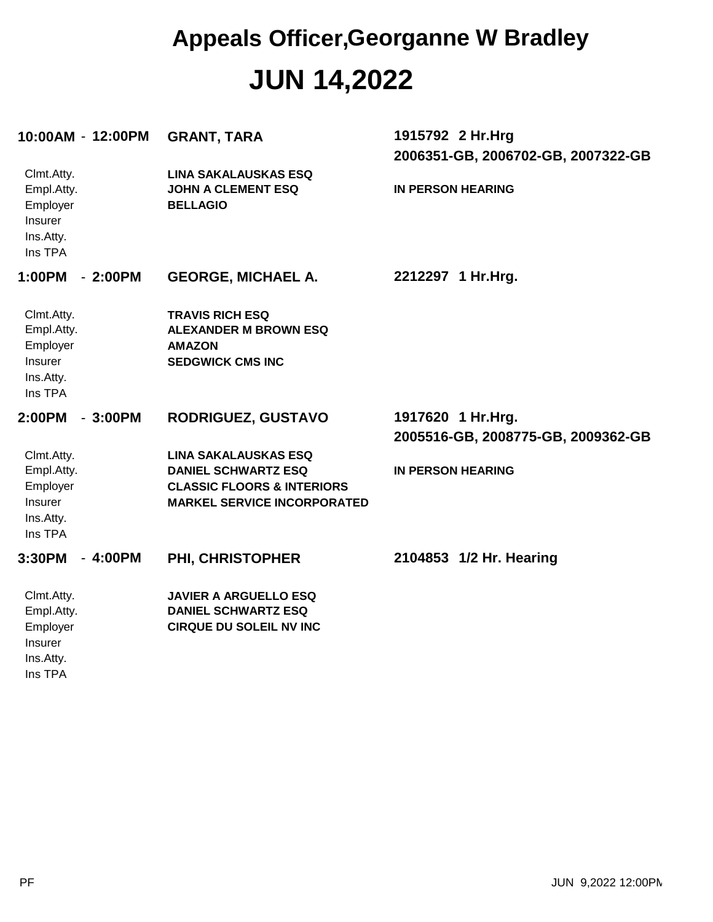# Appeals Officer,Georganne W Bradley

# JUN 14,2022

**10:00AM - 12:00PM** **GRANT, TARA** **1915792 2 Hr.Hrg**
**2006351-GB, 2006702-GB, 2007322-GB**

| | | |
|---|---|---|
| Clmt.Atty. | **LINA SAKALAUSKAS ESQ** | |
| Empl.Atty. | **JOHN A CLEMENT ESQ** | **IN PERSON HEARING** |
| Employer | **BELLAGIO** | |
| Insurer | | |
| Ins.Atty. | | |
| Ins TPA | | |

**1:00PM - 2:00PM** **GEORGE, MICHAEL A.** **2212297 1 Hr.Hrg.**

| | |
|---|---|
| Clmt.Atty. | **TRAVIS RICH ESQ** |
| Empl.Atty. | **ALEXANDER M BROWN ESQ** |
| Employer | **AMAZON** |
| Insurer | **SEDGWICK CMS INC** |
| Ins.Atty. | |
| Ins TPA | |

**2:00PM - 3:00PM** **RODRIGUEZ, GUSTAVO** **1917620 1 Hr.Hrg.**
**2005516-GB, 2008775-GB, 2009362-GB**

| | | |
|---|---|---|
| Clmt.Atty. | **LINA SAKALAUSKAS ESQ** | |
| Empl.Atty. | **DANIEL SCHWARTZ ESQ** | **IN PERSON HEARING** |
| Employer | **CLASSIC FLOORS & INTERIORS** | |
| Insurer | **MARKEL SERVICE INCORPORATED** | |
| Ins.Atty. | | |
| Ins TPA | | |

**3:30PM - 4:00PM** **PHI, CHRISTOPHER** **2104853 1/2 Hr. Hearing**

| | |
|---|---|
| Clmt.Atty. | **JAVIER A ARGUELLO ESQ** |
| Empl.Atty. | **DANIEL SCHWARTZ ESQ** |
| Employer | **CIRQUE DU SOLEIL NV INC** |
| Insurer | |
| Ins.Atty. | |
| Ins TPA | |

PF JUN 9,2022 12:00PM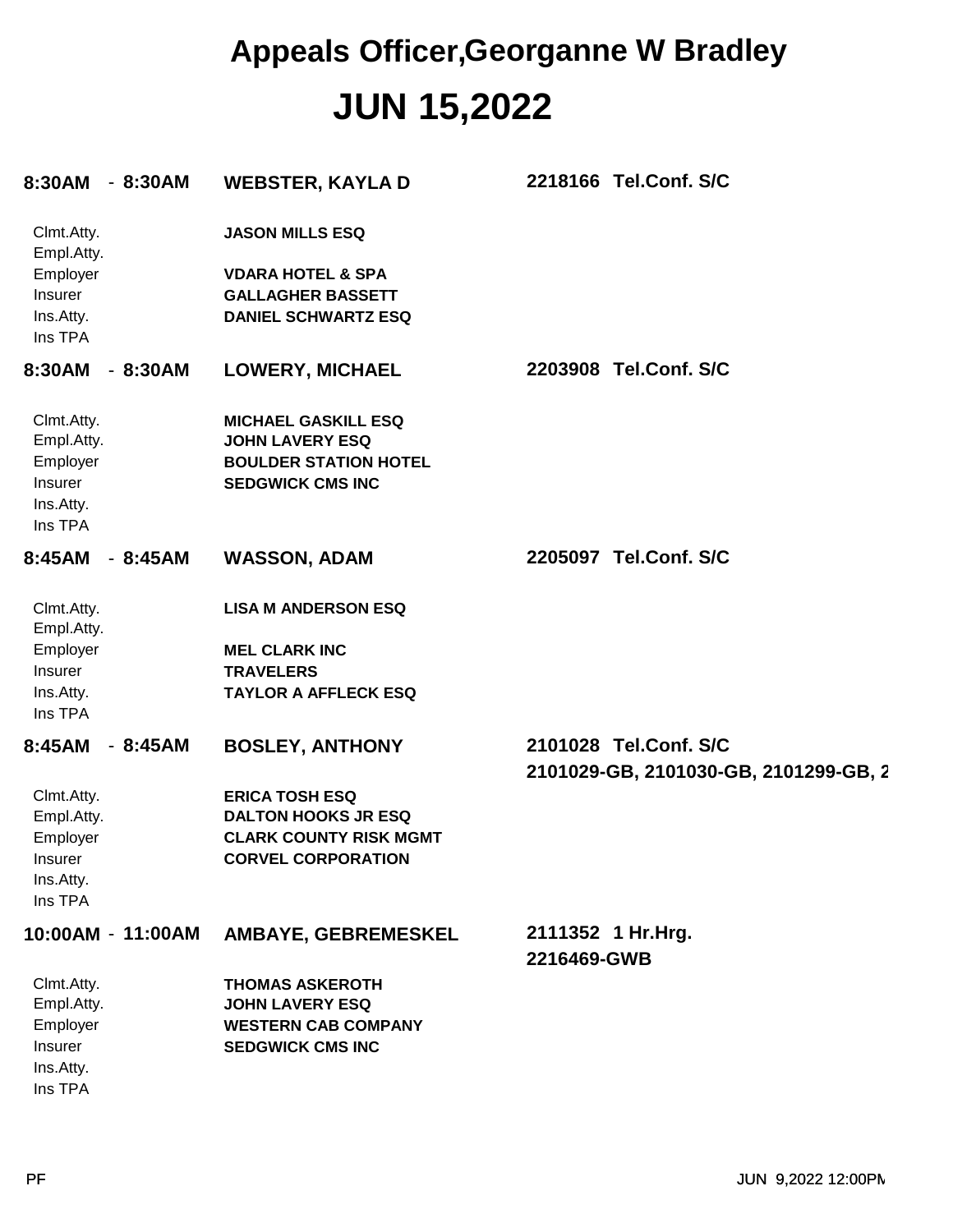# Appeals Officer,Georganne W Bradley

# JUN 15,2022

**8:30AM - 8:30AM** **WEBSTER, KAYLA D** **2218166 Tel.Conf. S/C**

| | |
|---|---|
| Clmt.Atty. | **JASON MILLS ESQ** |
| Empl.Atty. | |
| Employer | **VDARA HOTEL & SPA** |
| Insurer | **GALLAGHER BASSETT** |
| Ins.Atty. | **DANIEL SCHWARTZ ESQ** |
| Ins TPA | |

**8:30AM - 8:30AM** **LOWERY, MICHAEL** **2203908 Tel.Conf. S/C**

| | |
|---|---|
| Clmt.Atty. | **MICHAEL GASKILL ESQ** |
| Empl.Atty. | **JOHN LAVERY ESQ** |
| Employer | **BOULDER STATION HOTEL** |
| Insurer | **SEDGWICK CMS INC** |
| Ins.Atty. | |
| Ins TPA | |

**8:45AM - 8:45AM** **WASSON, ADAM** **2205097 Tel.Conf. S/C**

| | |
|---|---|
| Clmt.Atty. | **LISA M ANDERSON ESQ** |
| Empl.Atty. | |
| Employer | **MEL CLARK INC** |
| Insurer | **TRAVELERS** |
| Ins.Atty. | **TAYLOR A AFFLECK ESQ** |
| Ins TPA | |

**8:45AM - 8:45AM** **BOSLEY, ANTHONY** **2101028 Tel.Conf. S/C**
**2101029-GB, 2101030-GB, 2101299-GB, 2**

| | |
|---|---|
| Clmt.Atty. | **ERICA TOSH ESQ** |
| Empl.Atty. | **DALTON HOOKS JR ESQ** |
| Employer | **CLARK COUNTY RISK MGMT** |
| Insurer | **CORVEL CORPORATION** |
| Ins.Atty. | |
| Ins TPA | |

**10:00AM - 11:00AM** **AMBAYE, GEBREMESKEL** **2111352 1 Hr.Hrg.**
**2216469-GWB**

| | |
|---|---|
| Clmt.Atty. | **THOMAS ASKEROTH** |
| Empl.Atty. | **JOHN LAVERY ESQ** |
| Employer | **WESTERN CAB COMPANY** |
| Insurer | **SEDGWICK CMS INC** |
| Ins.Atty. | |
| Ins TPA | |

PF JUN 9,2022 12:00PM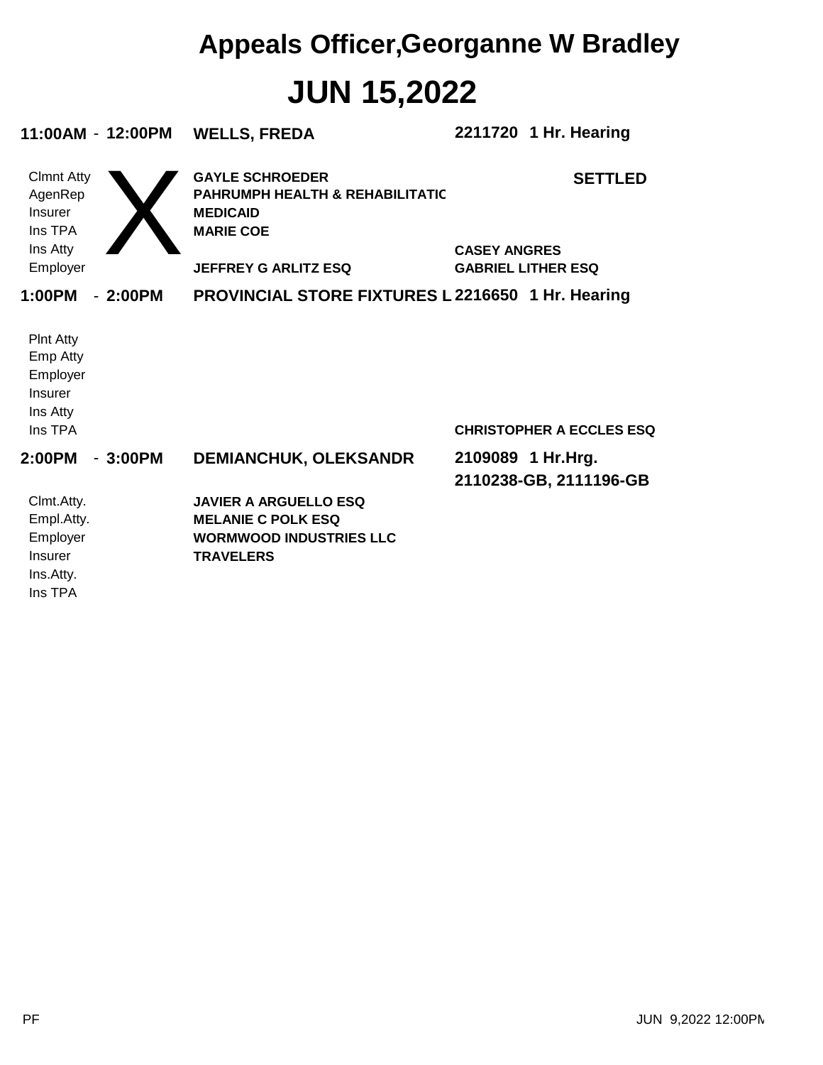# Appeals Officer,Georganne W Bradley

## JUN 15,2022

**11:00AM - 12:00PM** **WELLS, FREDA** **2211720 1 Hr. Hearing**

X **SETTLED**

| | | |
|---|---|---|
| Clmnt Atty | **GAYLE SCHROEDER** | |
| AgenRep | **PAHRUMPH HEALTH & REHABILITATIC** | |
| Insurer | **MEDICAID** | |
| Ins TPA | **MARIE COE** | |
| Ins Atty | | **CASEY ANGRES** |
| Employer | **JEFFREY G ARLITZ ESQ** | **GABRIEL LITHER ESQ** |

**1:00PM - 2:00PM** **PROVINCIAL STORE FIXTURES L** **2216650 1 Hr. Hearing**

| | | |
|---|---|---|
| Plnt Atty | | |
| Emp Atty | | |
| Employer | | |
| Insurer | | |
| Ins Atty | | |
| Ins TPA | | **CHRISTOPHER A ECCLES ESQ** |

**2:00PM - 3:00PM** **DEMIANCHUK, OLEKSANDR** **2109089 1 Hr.Hrg.**
**2110238-GB, 2111196-GB**

| | |
|---|---|
| Clmt.Atty. | **JAVIER A ARGUELLO ESQ** |
| Empl.Atty. | **MELANIE C POLK ESQ** |
| Employer | **WORMWOOD INDUSTRIES LLC** |
| Insurer | **TRAVELERS** |
| Ins.Atty. | |
| Ins TPA | |

PF JUN 9,2022 12:00PM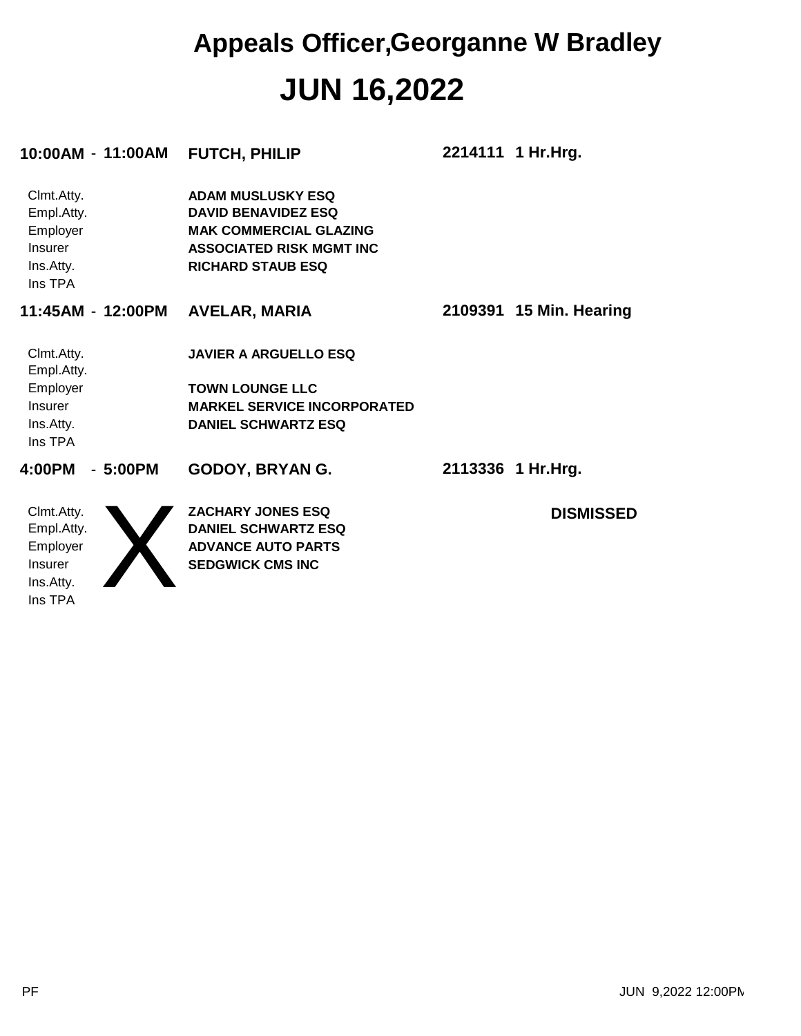# Appeals Officer,Georganne W Bradley

# JUN 16,2022

**10:00AM - 11:00AM** **FUTCH, PHILIP** **2214111 1 Hr.Hrg.**

| | |
|---|---|
| Clmt.Atty. | **ADAM MUSLUSKY ESQ** |
| Empl.Atty. | **DAVID BENAVIDEZ ESQ** |
| Employer | **MAK COMMERCIAL GLAZING** |
| Insurer | **ASSOCIATED RISK MGMT INC** |
| Ins.Atty. | **RICHARD STAUB ESQ** |
| Ins TPA | |

**11:45AM - 12:00PM** **AVELAR, MARIA** **2109391 15 Min. Hearing**

| | |
|---|---|
| Clmt.Atty. | **JAVIER A ARGUELLO ESQ** |
| Empl.Atty. | |
| Employer | **TOWN LOUNGE LLC** |
| Insurer | **MARKEL SERVICE INCORPORATED** |
| Ins.Atty. | **DANIEL SCHWARTZ ESQ** |
| Ins TPA | |

**4:00PM - 5:00PM** **GODOY, BRYAN G.** **2113336 1 Hr.Hrg.**

X **DISMISSED**

| | |
|---|---|
| Clmt.Atty. | **ZACHARY JONES ESQ** |
| Empl.Atty. | **DANIEL SCHWARTZ ESQ** |
| Employer | **ADVANCE AUTO PARTS** |
| Insurer | **SEDGWICK CMS INC** |
| Ins.Atty. | |
| Ins TPA | |

PF JUN 9,2022 12:00PM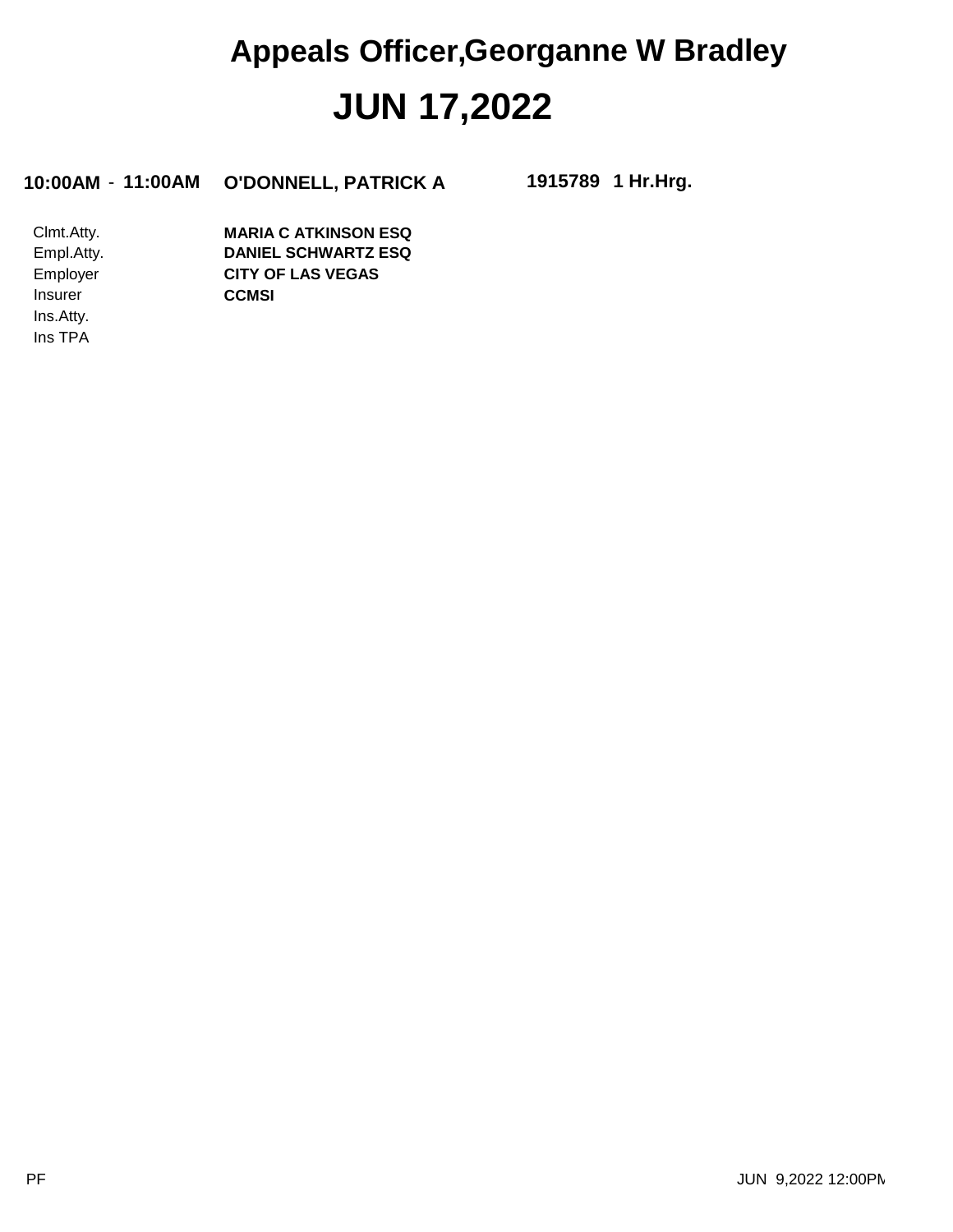# Appeals Officer,Georganne W Bradley

## JUN 17,2022

**10:00AM - 11:00AM** **O'DONNELL, PATRICK A** **1915789 1 Hr.Hrg.**

| | |
|---|---|
| Clmt.Atty. | **MARIA C ATKINSON ESQ** |
| Empl.Atty. | **DANIEL SCHWARTZ ESQ** |
| Employer | **CITY OF LAS VEGAS** |
| Insurer | **CCMSI** |
| Ins.Atty. | |
| Ins TPA | |

PF

JUN 9,2022 12:00PM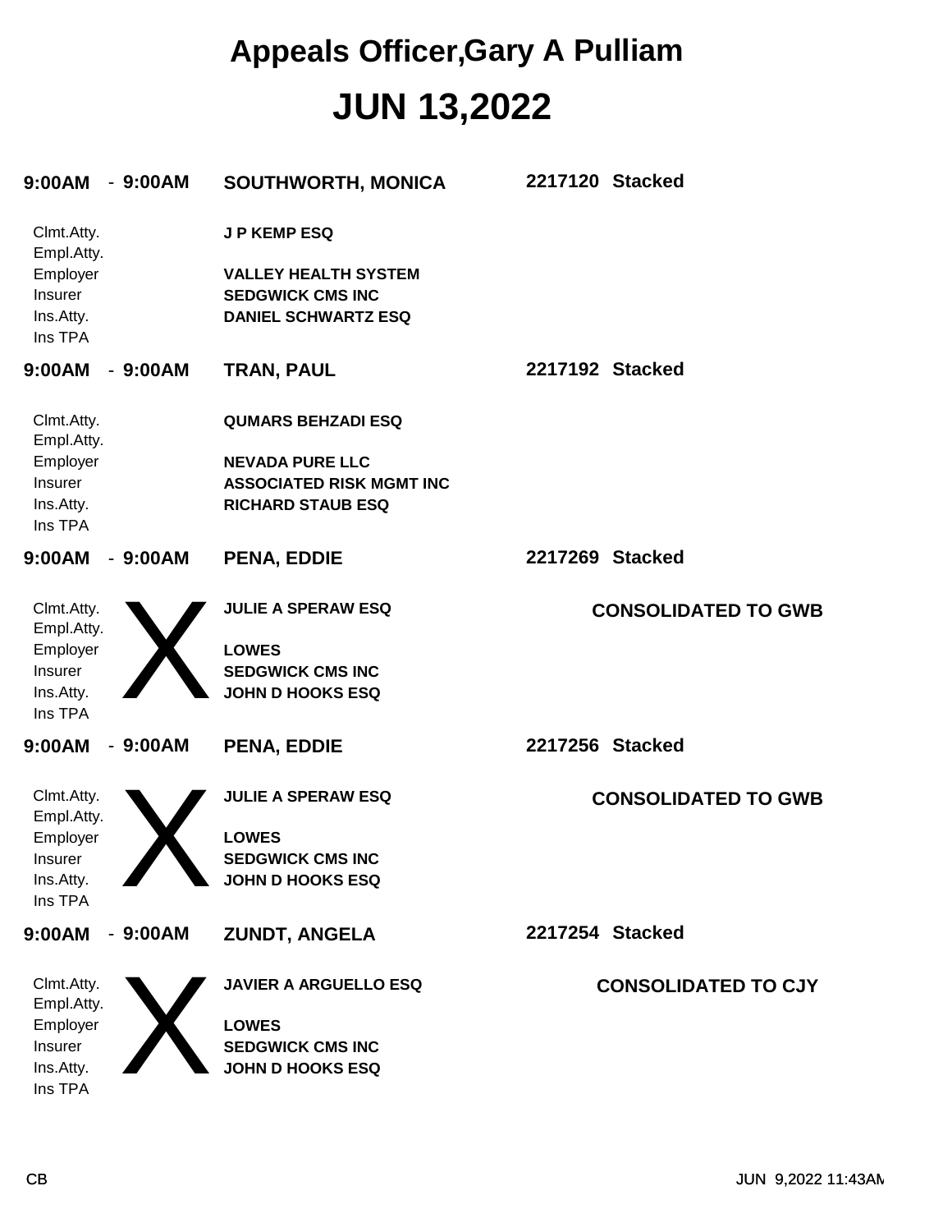# Appeals Officer,Gary A Pulliam

# JUN 13,2022

**9:00AM - 9:00AM** **SOUTHWORTH, MONICA** **2217120 Stacked**

| | |
|---|---|
| Clmt.Atty. | **J P KEMP ESQ** |
| Empl.Atty. | |
| Employer | **VALLEY HEALTH SYSTEM** |
| Insurer | **SEDGWICK CMS INC** |
| Ins.Atty. | **DANIEL SCHWARTZ ESQ** |
| Ins TPA | |

**9:00AM - 9:00AM** **TRAN, PAUL** **2217192 Stacked**

| | |
|---|---|
| Clmt.Atty. | **QUMARS BEHZADI ESQ** |
| Empl.Atty. | |
| Employer | **NEVADA PURE LLC** |
| Insurer | **ASSOCIATED RISK MGMT INC** |
| Ins.Atty. | **RICHARD STAUB ESQ** |
| Ins TPA | |

**9:00AM - 9:00AM** **PENA, EDDIE** **2217269 Stacked**

X **CONSOLIDATED TO GWB**

| | |
|---|---|
| Clmt.Atty. | **JULIE A SPERAW ESQ** |
| Empl.Atty. | |
| Employer | **LOWES** |
| Insurer | **SEDGWICK CMS INC** |
| Ins.Atty. | **JOHN D HOOKS ESQ** |
| Ins TPA | |

**9:00AM - 9:00AM** **PENA, EDDIE** **2217256 Stacked**

X **CONSOLIDATED TO GWB**

| | |
|---|---|
| Clmt.Atty. | **JULIE A SPERAW ESQ** |
| Empl.Atty. | |
| Employer | **LOWES** |
| Insurer | **SEDGWICK CMS INC** |
| Ins.Atty. | **JOHN D HOOKS ESQ** |
| Ins TPA | |

**9:00AM - 9:00AM** **ZUNDT, ANGELA** **2217254 Stacked**

X **CONSOLIDATED TO CJY**

| | |
|---|---|
| Clmt.Atty. | **JAVIER A ARGUELLO ESQ** |
| Empl.Atty. | |
| Employer | **LOWES** |
| Insurer | **SEDGWICK CMS INC** |
| Ins.Atty. | **JOHN D HOOKS ESQ** |
| Ins TPA | |

CB JUN 9,2022 11:43AM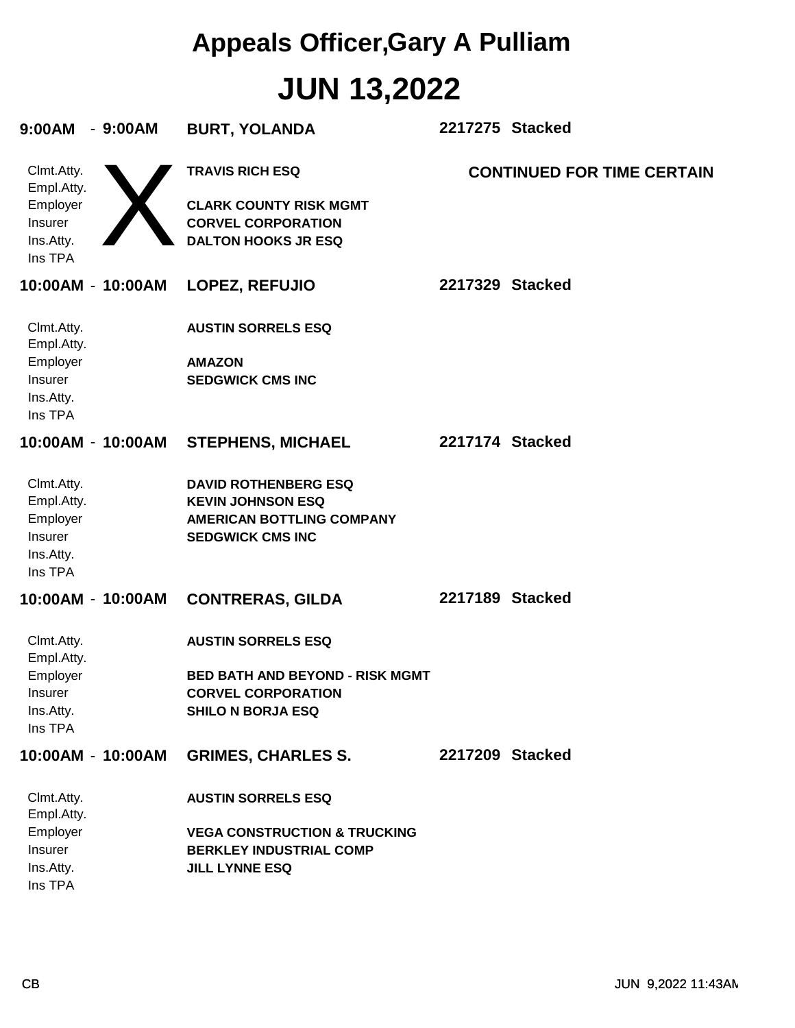# Appeals Officer,Gary A Pulliam

# JUN 13,2022

**9:00AM - 9:00AM** **BURT, YOLANDA** **2217275 Stacked**

**CONTINUED FOR TIME CERTAIN**

| | |
|---|---|
| Clmt.Atty. | **TRAVIS RICH ESQ** |
| Empl.Atty. | |
| Employer | **CLARK COUNTY RISK MGMT** |
| Insurer | **CORVEL CORPORATION** |
| Ins.Atty. | **DALTON HOOKS JR ESQ** |
| Ins TPA | |

**10:00AM - 10:00AM** **LOPEZ, REFUJIO** **2217329 Stacked**

| | |
|---|---|
| Clmt.Atty. | **AUSTIN SORRELS ESQ** |
| Empl.Atty. | |
| Employer | **AMAZON** |
| Insurer | **SEDGWICK CMS INC** |
| Ins.Atty. | |
| Ins TPA | |

**10:00AM - 10:00AM** **STEPHENS, MICHAEL** **2217174 Stacked**

| | |
|---|---|
| Clmt.Atty. | **DAVID ROTHENBERG ESQ** |
| Empl.Atty. | **KEVIN JOHNSON ESQ** |
| Employer | **AMERICAN BOTTLING COMPANY** |
| Insurer | **SEDGWICK CMS INC** |
| Ins.Atty. | |
| Ins TPA | |

**10:00AM - 10:00AM** **CONTRERAS, GILDA** **2217189 Stacked**

| | |
|---|---|
| Clmt.Atty. | **AUSTIN SORRELS ESQ** |
| Empl.Atty. | |
| Employer | **BED BATH AND BEYOND - RISK MGMT** |
| Insurer | **CORVEL CORPORATION** |
| Ins.Atty. | **SHILO N BORJA ESQ** |
| Ins TPA | |

**10:00AM - 10:00AM** **GRIMES, CHARLES S.** **2217209 Stacked**

| | |
|---|---|
| Clmt.Atty. | **AUSTIN SORRELS ESQ** |
| Empl.Atty. | |
| Employer | **VEGA CONSTRUCTION & TRUCKING** |
| Insurer | **BERKLEY INDUSTRIAL COMP** |
| Ins.Atty. | **JILL LYNNE ESQ** |
| Ins TPA | |

CB JUN 9,2022 11:43AM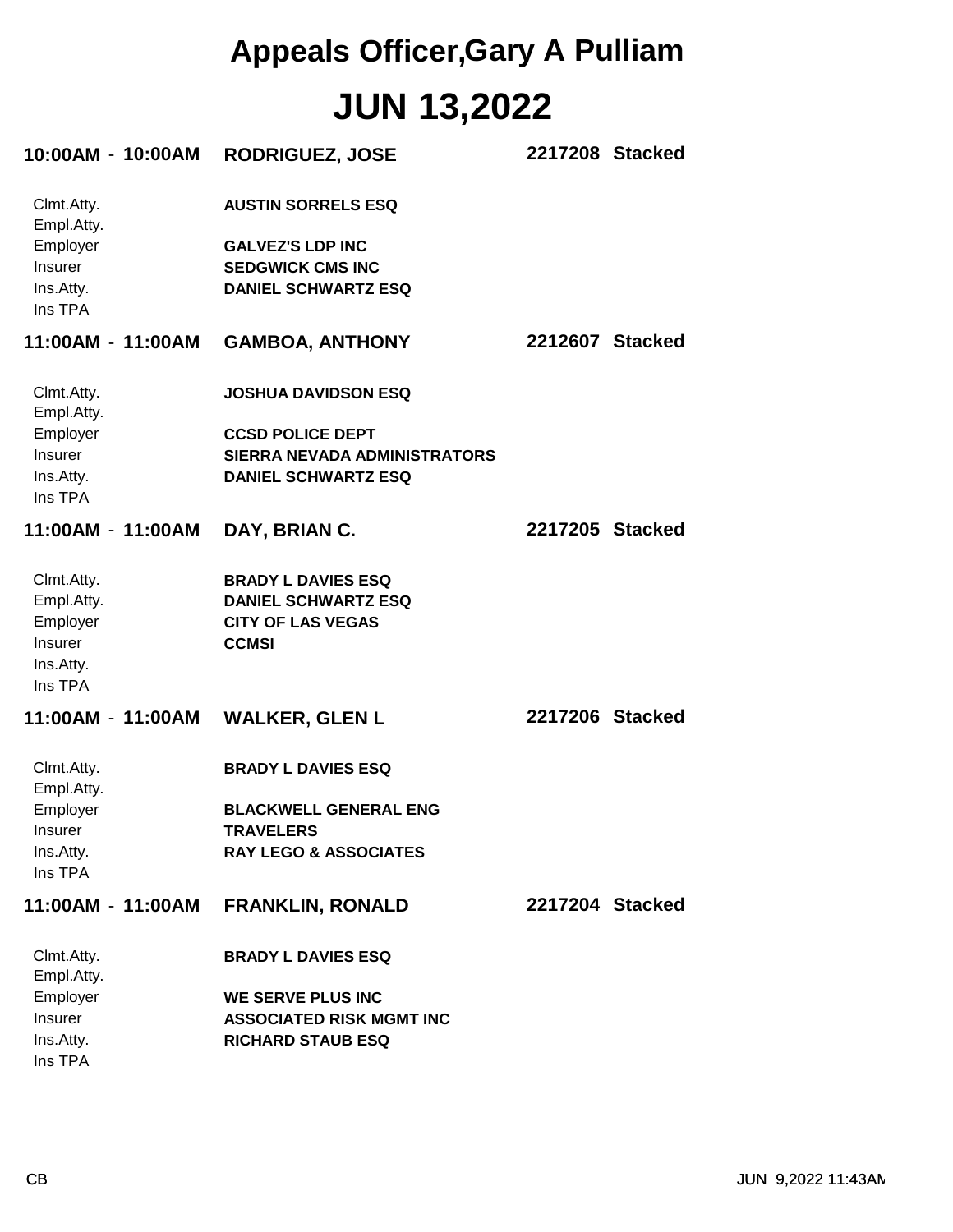# Appeals Officer,Gary A Pulliam

# JUN 13,2022

**10:00AM - 10:00AM** **RODRIGUEZ, JOSE** **2217208 Stacked**

| | |
|---|---|
| Clmt.Atty. | **AUSTIN SORRELS ESQ** |
| Empl.Atty. | |
| Employer | **GALVEZ'S LDP INC** |
| Insurer | **SEDGWICK CMS INC** |
| Ins.Atty. | **DANIEL SCHWARTZ ESQ** |
| Ins TPA | |

**11:00AM - 11:00AM** **GAMBOA, ANTHONY** **2212607 Stacked**

| | |
|---|---|
| Clmt.Atty. | **JOSHUA DAVIDSON ESQ** |
| Empl.Atty. | |
| Employer | **CCSD POLICE DEPT** |
| Insurer | **SIERRA NEVADA ADMINISTRATORS** |
| Ins.Atty. | **DANIEL SCHWARTZ ESQ** |
| Ins TPA | |

**11:00AM - 11:00AM** **DAY, BRIAN C.** **2217205 Stacked**

| | |
|---|---|
| Clmt.Atty. | **BRADY L DAVIES ESQ** |
| Empl.Atty. | **DANIEL SCHWARTZ ESQ** |
| Employer | **CITY OF LAS VEGAS** |
| Insurer | **CCMSI** |
| Ins.Atty. | |
| Ins TPA | |

**11:00AM - 11:00AM** **WALKER, GLEN L** **2217206 Stacked**

| | |
|---|---|
| Clmt.Atty. | **BRADY L DAVIES ESQ** |
| Empl.Atty. | |
| Employer | **BLACKWELL GENERAL ENG** |
| Insurer | **TRAVELERS** |
| Ins.Atty. | **RAY LEGO & ASSOCIATES** |
| Ins TPA | |

**11:00AM - 11:00AM** **FRANKLIN, RONALD** **2217204 Stacked**

| | |
|---|---|
| Clmt.Atty. | **BRADY L DAVIES ESQ** |
| Empl.Atty. | |
| Employer | **WE SERVE PLUS INC** |
| Insurer | **ASSOCIATED RISK MGMT INC** |
| Ins.Atty. | **RICHARD STAUB ESQ** |
| Ins TPA | |

CB JUN 9,2022 11:43AM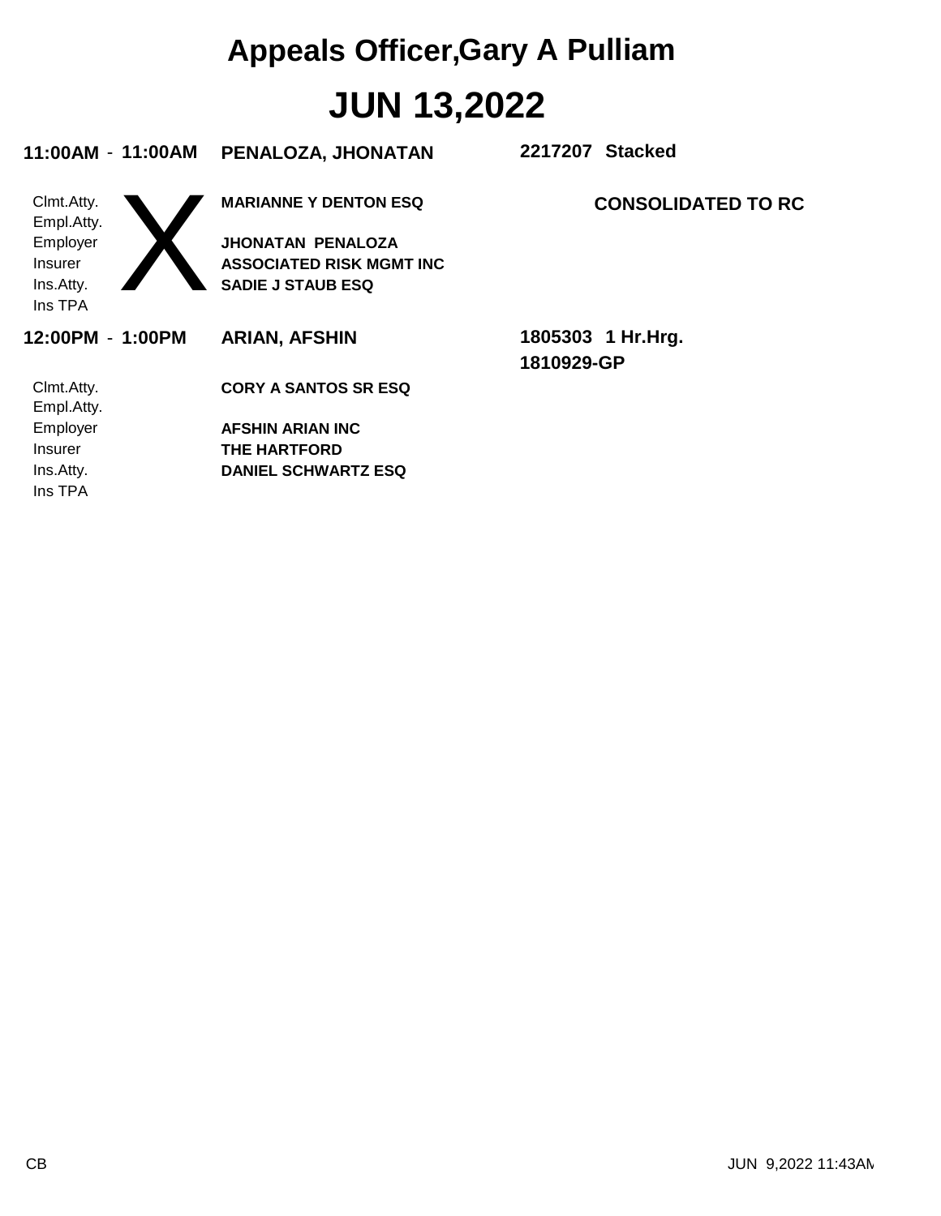# Appeals Officer,Gary A Pulliam

# JUN 13,2022

**11:00AM - 11:00AM** **PENALOZA, JHONATAN** **2217207 Stacked**

X

**CONSOLIDATED TO RC**

| | |
|---|---|
| Clmt.Atty. | **MARIANNE Y DENTON ESQ** |
| Empl.Atty. | |
| Employer | **JHONATAN PENALOZA** |
| Insurer | **ASSOCIATED RISK MGMT INC** |
| Ins.Atty. | **SADIE J STAUB ESQ** |
| Ins TPA | |

**12:00PM - 1:00PM** **ARIAN, AFSHIN** **1805303 1 Hr.Hrg.**

**1810929-GP**

| | |
|---|---|
| Clmt.Atty. | **CORY A SANTOS SR ESQ** |
| Empl.Atty. | |
| Employer | **AFSHIN ARIAN INC** |
| Insurer | **THE HARTFORD** |
| Ins.Atty. | **DANIEL SCHWARTZ ESQ** |
| Ins TPA | |

CB

JUN 9,2022 11:43AM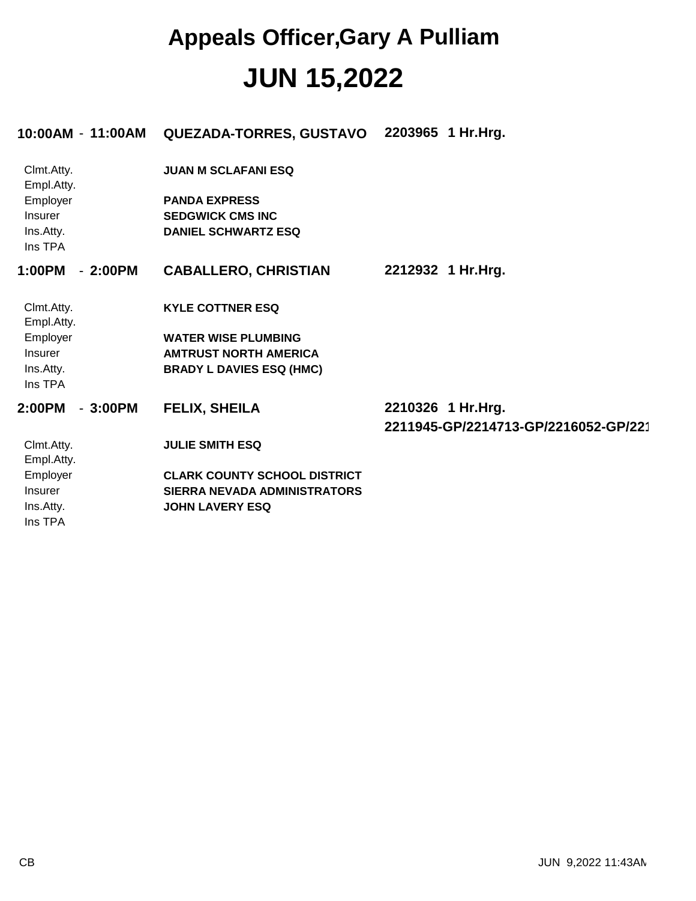# Appeals Officer,Gary A Pulliam

# JUN 15,2022

**10:00AM - 11:00AM** **QUEZADA-TORRES, GUSTAVO** **2203965 1 Hr.Hrg.**

| | |
|---|---|
| Clmt.Atty. | **JUAN M SCLAFANI ESQ** |
| Empl.Atty. | |
| Employer | **PANDA EXPRESS** |
| Insurer | **SEDGWICK CMS INC** |
| Ins.Atty. | **DANIEL SCHWARTZ ESQ** |
| Ins TPA | |

**1:00PM - 2:00PM** **CABALLERO, CHRISTIAN** **2212932 1 Hr.Hrg.**

| | |
|---|---|
| Clmt.Atty. | **KYLE COTTNER ESQ** |
| Empl.Atty. | |
| Employer | **WATER WISE PLUMBING** |
| Insurer | **AMTRUST NORTH AMERICA** |
| Ins.Atty. | **BRADY L DAVIES ESQ (HMC)** |
| Ins TPA | |

**2:00PM - 3:00PM** **FELIX, SHEILA** **2210326 1 Hr.Hrg.**

**2211945-GP/2214713-GP/2216052-GP/221**

| | |
|---|---|
| Clmt.Atty. | **JULIE SMITH ESQ** |
| Empl.Atty. | |
| Employer | **CLARK COUNTY SCHOOL DISTRICT** |
| Insurer | **SIERRA NEVADA ADMINISTRATORS** |
| Ins.Atty. | **JOHN LAVERY ESQ** |
| Ins TPA | |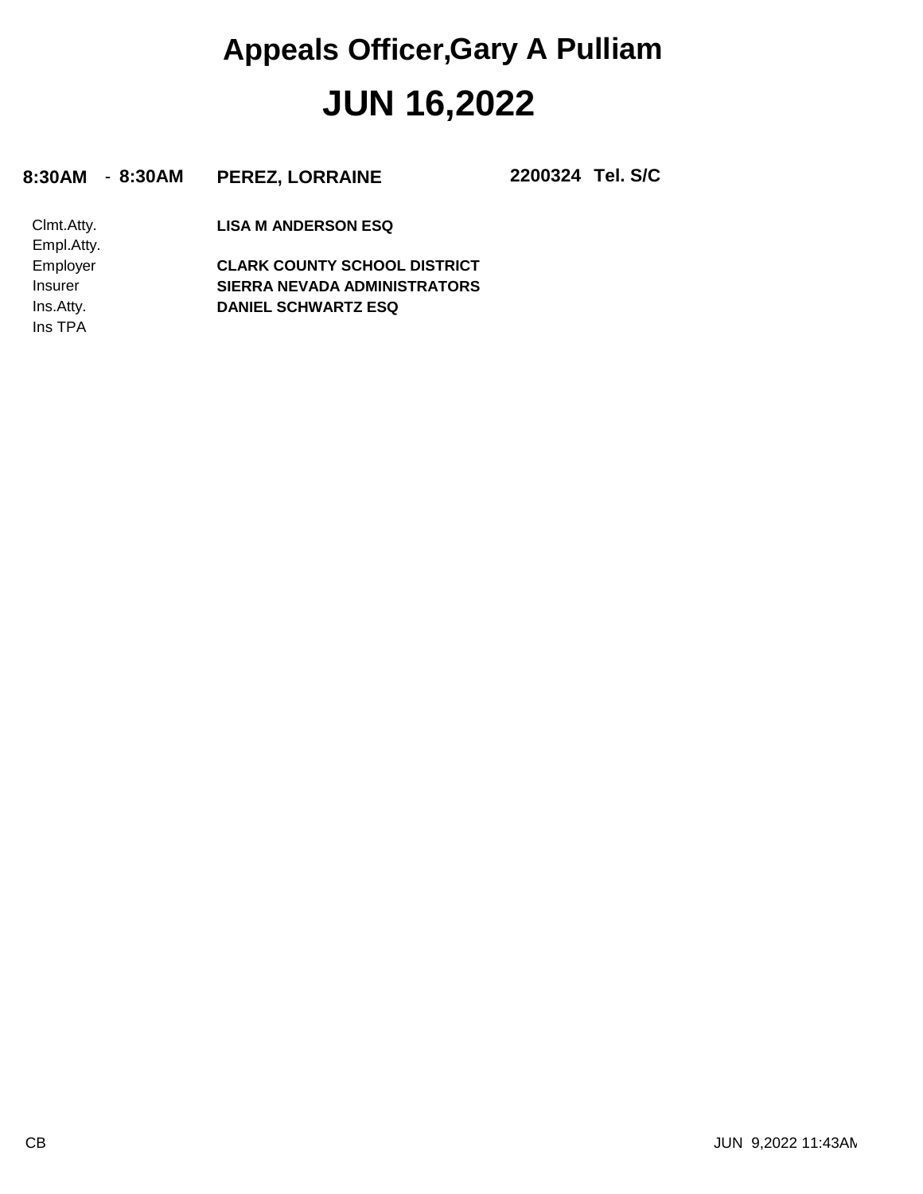# Appeals Officer,Gary A Pulliam

# JUN 16,2022

**8:30AM - 8:30AM** **PEREZ, LORRAINE** **2200324 Tel. S/C**

| | |
|---|---|
| Clmt.Atty. | **LISA M ANDERSON ESQ** |
| Empl.Atty. | |
| Employer | **CLARK COUNTY SCHOOL DISTRICT** |
| Insurer | **SIERRA NEVADA ADMINISTRATORS** |
| Ins.Atty. | **DANIEL SCHWARTZ ESQ** |
| Ins TPA | |

CB

JUN 9,2022 11:43AM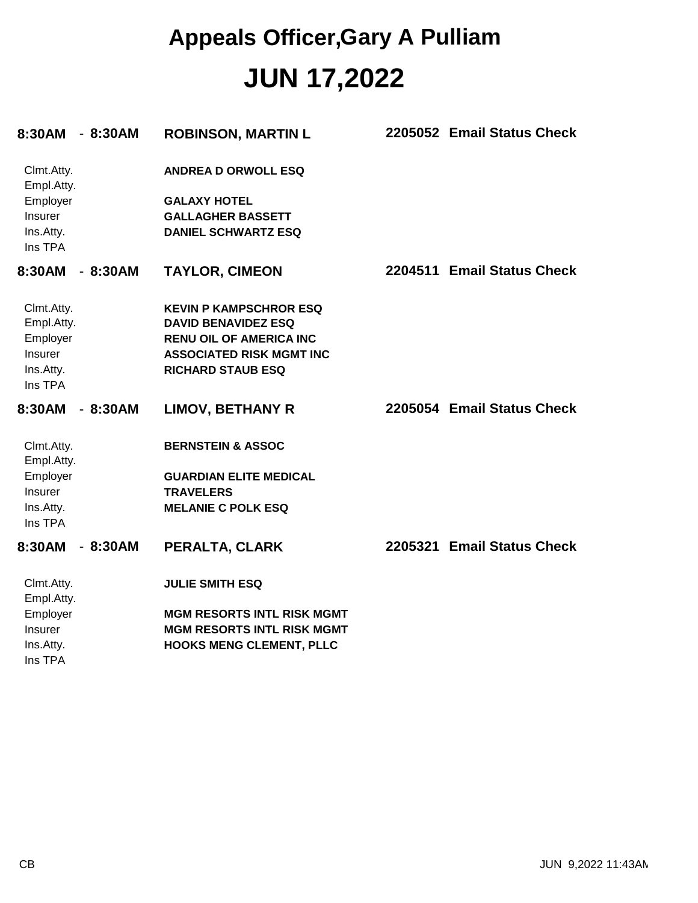# Appeals Officer,Gary A Pulliam

# JUN 17,2022

**8:30AM - 8:30AM** **ROBINSON, MARTIN L** **2205052 Email Status Check**

| | |
|---|---|
| Clmt.Atty. | **ANDREA D ORWOLL ESQ** |
| Empl.Atty. | |
| Employer | **GALAXY HOTEL** |
| Insurer | **GALLAGHER BASSETT** |
| Ins.Atty. | **DANIEL SCHWARTZ ESQ** |
| Ins TPA | |

**8:30AM - 8:30AM** **TAYLOR, CIMEON** **2204511 Email Status Check**

| | |
|---|---|
| Clmt.Atty. | **KEVIN P KAMPSCHROR ESQ** |
| Empl.Atty. | **DAVID BENAVIDEZ ESQ** |
| Employer | **RENU OIL OF AMERICA INC** |
| Insurer | **ASSOCIATED RISK MGMT INC** |
| Ins.Atty. | **RICHARD STAUB ESQ** |
| Ins TPA | |

**8:30AM - 8:30AM** **LIMOV, BETHANY R** **2205054 Email Status Check**

| | |
|---|---|
| Clmt.Atty. | **BERNSTEIN & ASSOC** |
| Empl.Atty. | |
| Employer | **GUARDIAN ELITE MEDICAL** |
| Insurer | **TRAVELERS** |
| Ins.Atty. | **MELANIE C POLK ESQ** |
| Ins TPA | |

**8:30AM - 8:30AM** **PERALTA, CLARK** **2205321 Email Status Check**

| | |
|---|---|
| Clmt.Atty. | **JULIE SMITH ESQ** |
| Empl.Atty. | |
| Employer | **MGM RESORTS INTL RISK MGMT** |
| Insurer | **MGM RESORTS INTL RISK MGMT** |
| Ins.Atty. | **HOOKS MENG CLEMENT, PLLC** |
| Ins TPA | |

CB JUN 9,2022 11:43AM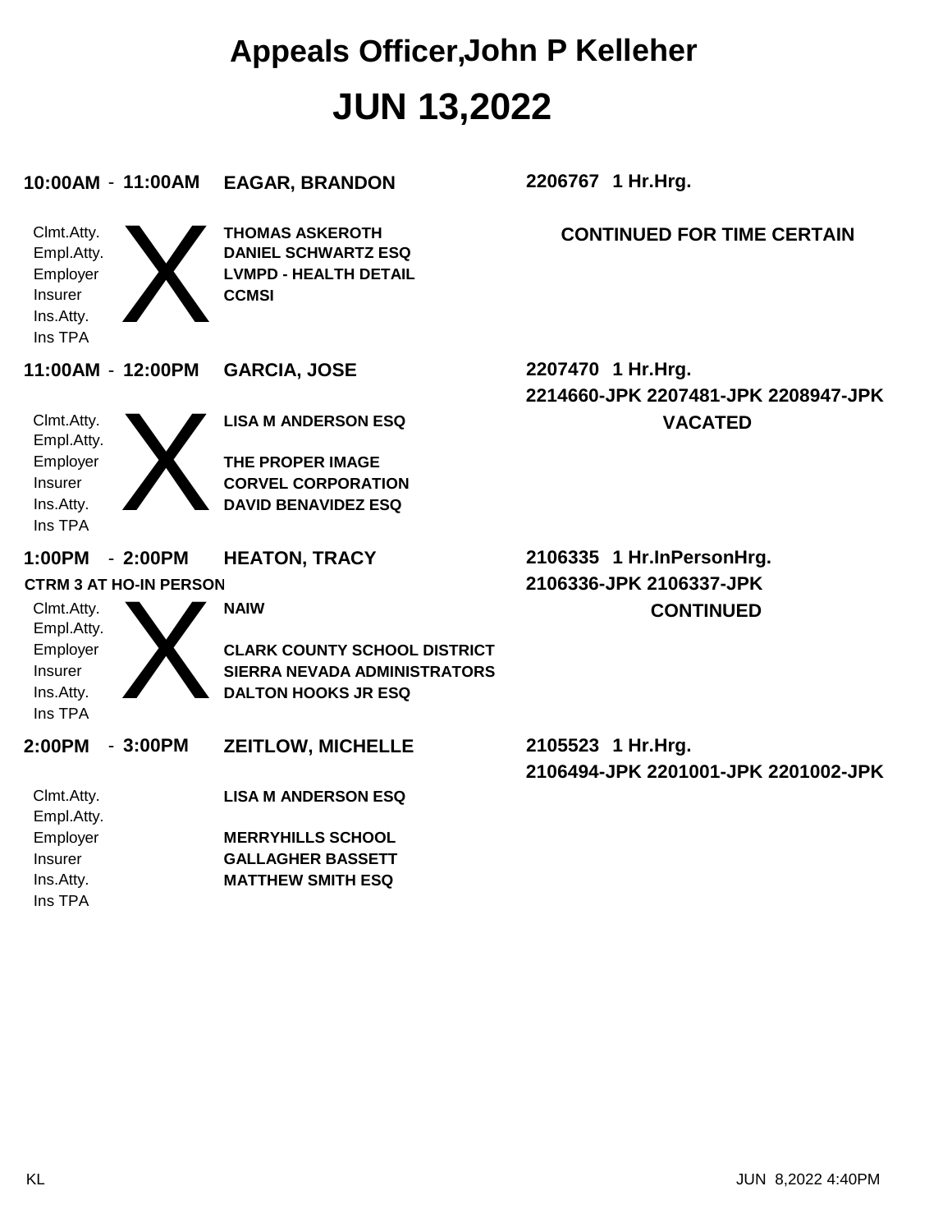# Appeals Officer,John P Kelleher

# JUN 13,2022

**10:00AM - 11:00AM** **EAGAR, BRANDON** **2206767 1 Hr.Hrg.**

| | | |
|---|---|---|
| Clmt.Atty. | **THOMAS ASKEROTH** | **CONTINUED FOR TIME CERTAIN** |
| Empl.Atty. | **DANIEL SCHWARTZ ESQ** | |
| Employer | **LVMPD - HEALTH DETAIL** | |
| Insurer | **CCMSI** | |
| Ins.Atty. | | |
| Ins TPA | | |

**11:00AM - 12:00PM** **GARCIA, JOSE** **2207470 1 Hr.Hrg.**
**2214660-JPK 2207481-JPK 2208947-JPK**

| | | |
|---|---|---|
| Clmt.Atty. | **LISA M ANDERSON ESQ** | **VACATED** |
| Empl.Atty. | | |
| Employer | **THE PROPER IMAGE** | |
| Insurer | **CORVEL CORPORATION** | |
| Ins.Atty. | **DAVID BENAVIDEZ ESQ** | |
| Ins TPA | | |

**1:00PM - 2:00PM** **HEATON, TRACY** **2106335 1 Hr.InPersonHrg.**
**CTRM 3 AT HO-IN PERSON** **2106336-JPK 2106337-JPK**

| | | |
|---|---|---|
| Clmt.Atty. | **NAIW** | **CONTINUED** |
| Empl.Atty. | | |
| Employer | **CLARK COUNTY SCHOOL DISTRICT** | |
| Insurer | **SIERRA NEVADA ADMINISTRATORS** | |
| Ins.Atty. | **DALTON HOOKS JR ESQ** | |
| Ins TPA | | |

**2:00PM - 3:00PM** **ZEITLOW, MICHELLE** **2105523 1 Hr.Hrg.**
**2106494-JPK 2201001-JPK 2201002-JPK**

| | |
|---|---|
| Clmt.Atty. | **LISA M ANDERSON ESQ** |
| Empl.Atty. | |
| Employer | **MERRYHILLS SCHOOL** |
| Insurer | **GALLAGHER BASSETT** |
| Ins.Atty. | **MATTHEW SMITH ESQ** |
| Ins TPA | |

KL JUN 8,2022 4:40PM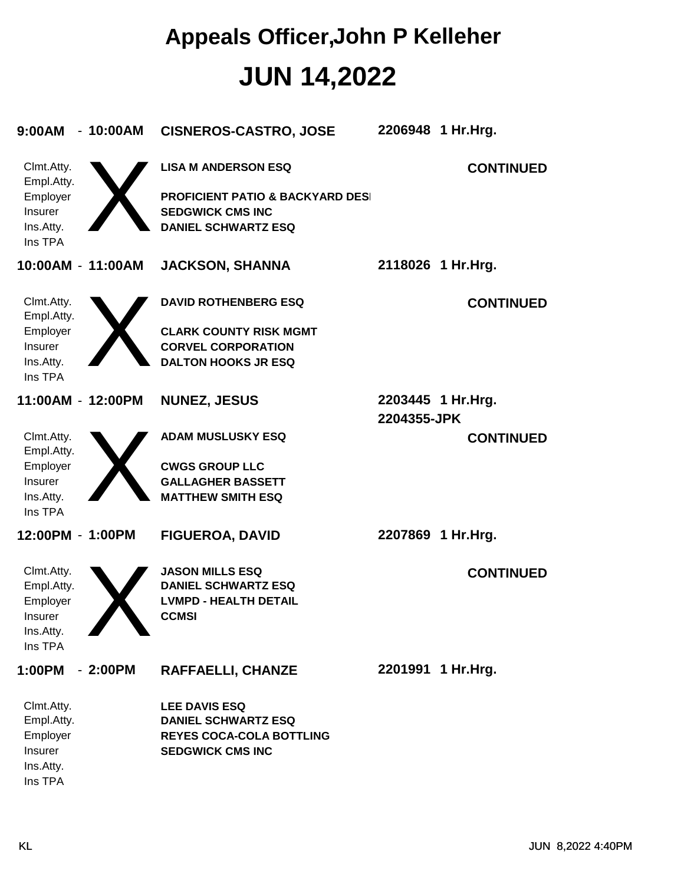# Appeals Officer,John P Kelleher

# JUN 14,2022

**9:00AM - 10:00AM** **CISNEROS-CASTRO, JOSE** **2206948 1 Hr.Hrg.**

X **CONTINUED**

| | |
|---|---|
| Clmt.Atty. | LISA M ANDERSON ESQ |
| Empl.Atty. | |
| Employer | PROFICIENT PATIO & BACKYARD DESI |
| Insurer | SEDGWICK CMS INC |
| Ins.Atty. | DANIEL SCHWARTZ ESQ |
| Ins TPA | |

**10:00AM - 11:00AM** **JACKSON, SHANNA** **2118026 1 Hr.Hrg.**

X **CONTINUED**

| | |
|---|---|
| Clmt.Atty. | DAVID ROTHENBERG ESQ |
| Empl.Atty. | |
| Employer | CLARK COUNTY RISK MGMT |
| Insurer | CORVEL CORPORATION |
| Ins.Atty. | DALTON HOOKS JR ESQ |
| Ins TPA | |

**11:00AM - 12:00PM** **NUNEZ, JESUS** **2203445 1 Hr.Hrg.**
**2204355-JPK**

X **CONTINUED**

| | |
|---|---|
| Clmt.Atty. | ADAM MUSLUSKY ESQ |
| Empl.Atty. | |
| Employer | CWGS GROUP LLC |
| Insurer | GALLAGHER BASSETT |
| Ins.Atty. | MATTHEW SMITH ESQ |
| Ins TPA | |

**12:00PM - 1:00PM** **FIGUEROA, DAVID** **2207869 1 Hr.Hrg.**

X **CONTINUED**

| | |
|---|---|
| Clmt.Atty. | JASON MILLS ESQ |
| Empl.Atty. | DANIEL SCHWARTZ ESQ |
| Employer | LVMPD - HEALTH DETAIL |
| Insurer | CCMSI |
| Ins.Atty. | |
| Ins TPA | |

**1:00PM - 2:00PM** **RAFFAELLI, CHANZE** **2201991 1 Hr.Hrg.**

| | |
|---|---|
| Clmt.Atty. | LEE DAVIS ESQ |
| Empl.Atty. | DANIEL SCHWARTZ ESQ |
| Employer | REYES COCA-COLA BOTTLING |
| Insurer | SEDGWICK CMS INC |
| Ins.Atty. | |
| Ins TPA | |

KL JUN 8,2022 4:40PM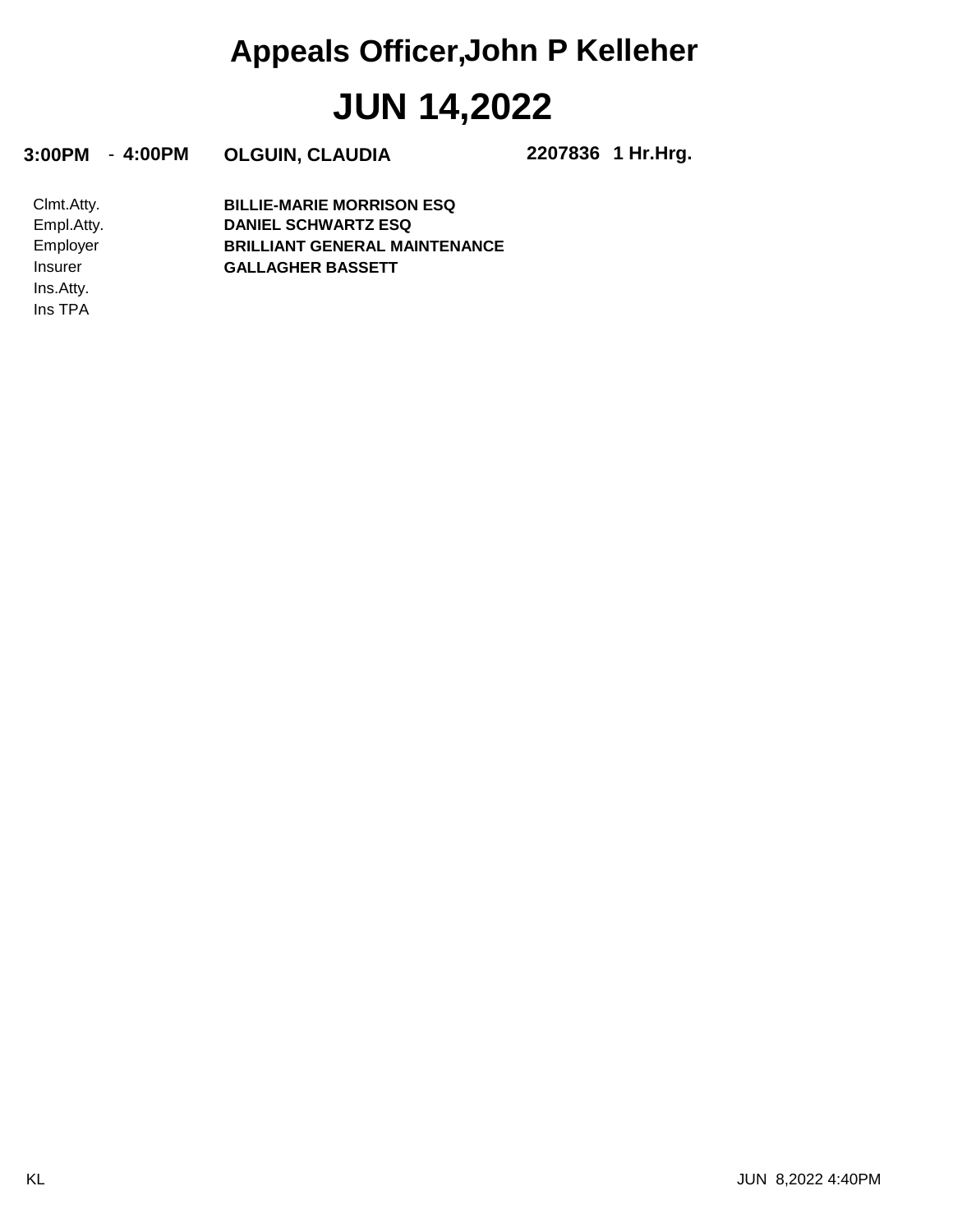# Appeals Officer,John P Kelleher

# JUN 14,2022

**3:00PM** - **4:00PM** **OLGUIN, CLAUDIA** **2207836** **1 Hr.Hrg.**

| | |
|---|---|
| Clmt.Atty. | **BILLIE-MARIE MORRISON ESQ** |
| Empl.Atty. | **DANIEL SCHWARTZ ESQ** |
| Employer | **BRILLIANT GENERAL MAINTENANCE** |
| Insurer | **GALLAGHER BASSETT** |
| Ins.Atty. | |
| Ins TPA | |

KL JUN 8,2022 4:40PM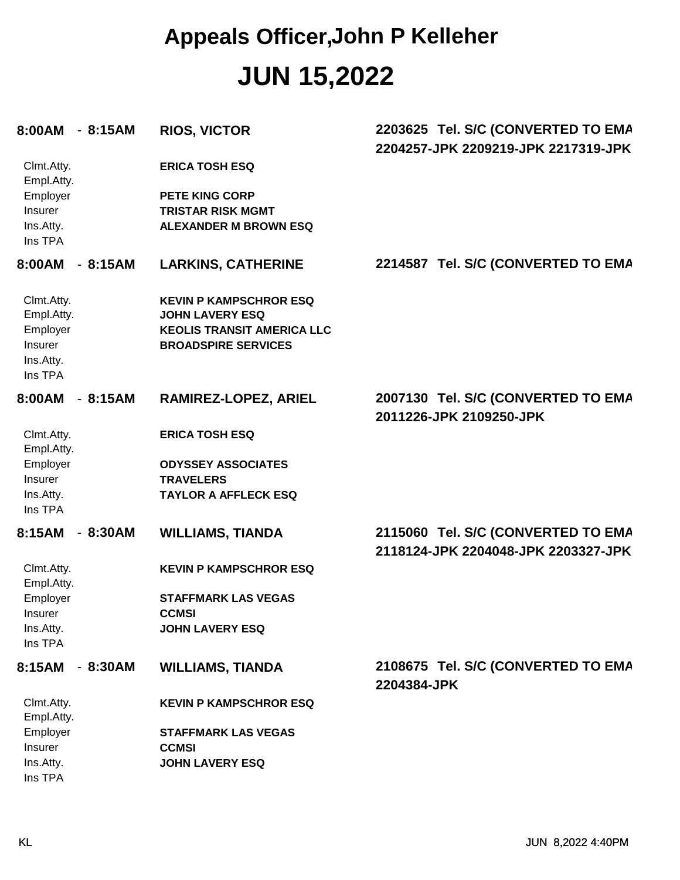# Appeals Officer,John P Kelleher

# JUN 15,2022

**8:00AM - 8:15AM** **RIOS, VICTOR** **2203625 Tel. S/C (CONVERTED TO EMA**
**2204257-JPK 2209219-JPK 2217319-JPK**

| | |
|---|---|
| Clmt.Atty. | **ERICA TOSH ESQ** |
| Empl.Atty. | |
| Employer | **PETE KING CORP** |
| Insurer | **TRISTAR RISK MGMT** |
| Ins.Atty. | **ALEXANDER M BROWN ESQ** |
| Ins TPA | |

**8:00AM - 8:15AM** **LARKINS, CATHERINE** **2214587 Tel. S/C (CONVERTED TO EMA**

| | |
|---|---|
| Clmt.Atty. | **KEVIN P KAMPSCHROR ESQ** |
| Empl.Atty. | **JOHN LAVERY ESQ** |
| Employer | **KEOLIS TRANSIT AMERICA LLC** |
| Insurer | **BROADSPIRE SERVICES** |
| Ins.Atty. | |
| Ins TPA | |

**8:00AM - 8:15AM** **RAMIREZ-LOPEZ, ARIEL** **2007130 Tel. S/C (CONVERTED TO EMA**
**2011226-JPK 2109250-JPK**

| | |
|---|---|
| Clmt.Atty. | **ERICA TOSH ESQ** |
| Empl.Atty. | |
| Employer | **ODYSSEY ASSOCIATES** |
| Insurer | **TRAVELERS** |
| Ins.Atty. | **TAYLOR A AFFLECK ESQ** |
| Ins TPA | |

**8:15AM - 8:30AM** **WILLIAMS, TIANDA** **2115060 Tel. S/C (CONVERTED TO EMA**
**2118124-JPK 2204048-JPK 2203327-JPK**

| | |
|---|---|
| Clmt.Atty. | **KEVIN P KAMPSCHROR ESQ** |
| Empl.Atty. | |
| Employer | **STAFFMARK LAS VEGAS** |
| Insurer | **CCMSI** |
| Ins.Atty. | **JOHN LAVERY ESQ** |
| Ins TPA | |

**8:15AM - 8:30AM** **WILLIAMS, TIANDA** **2108675 Tel. S/C (CONVERTED TO EMA**
**2204384-JPK**

| | |
|---|---|
| Clmt.Atty. | **KEVIN P KAMPSCHROR ESQ** |
| Empl.Atty. | |
| Employer | **STAFFMARK LAS VEGAS** |
| Insurer | **CCMSI** |
| Ins.Atty. | **JOHN LAVERY ESQ** |
| Ins TPA | |

KL JUN 8,2022 4:40PM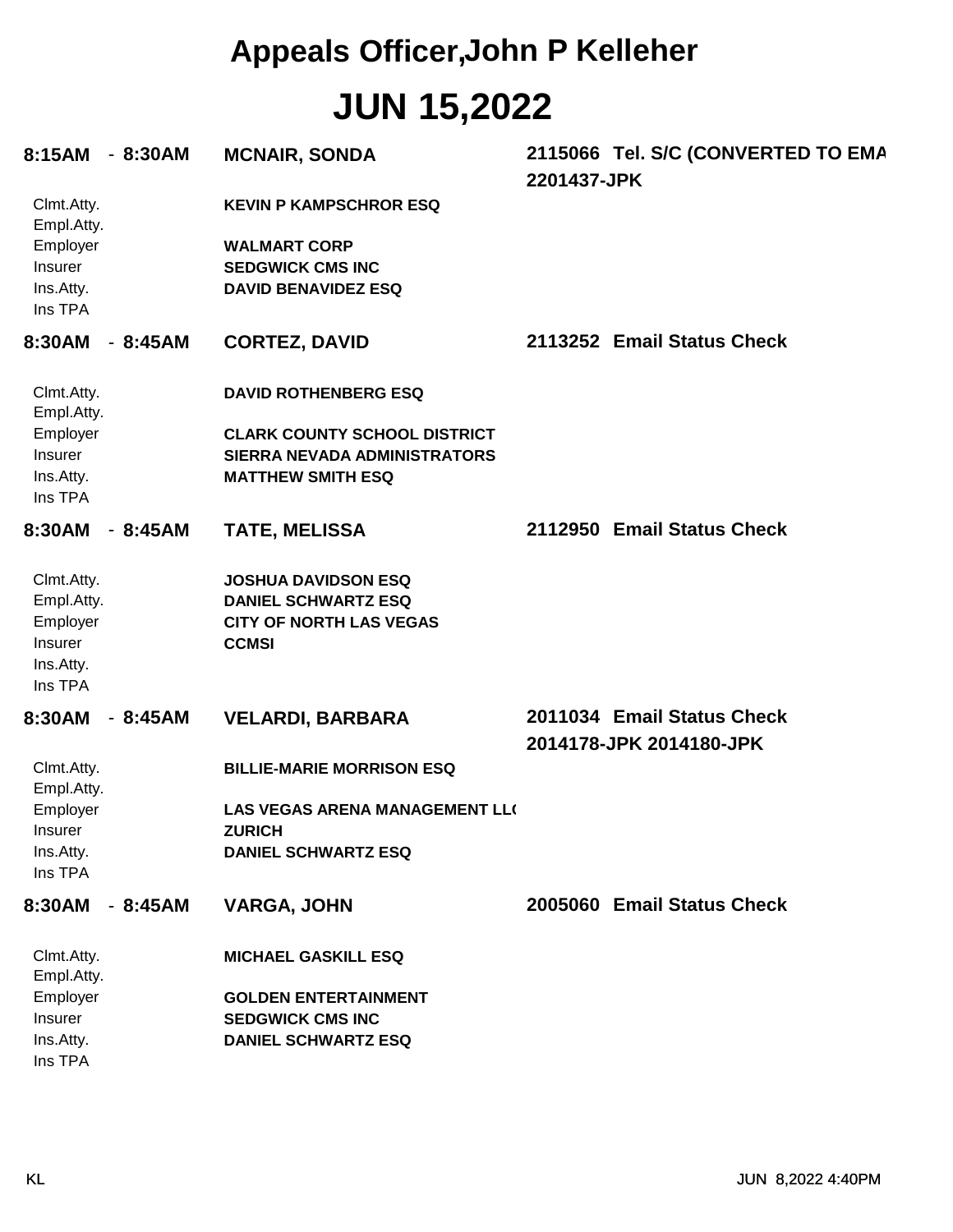# Appeals Officer,John P Kelleher

# JUN 15,2022

**8:15AM - 8:30AM** **MCNAIR, SONDA** **2115066 Tel. S/C (CONVERTED TO EMA**
**2201437-JPK**

| | |
|---|---|
| Clmt.Atty. | **KEVIN P KAMPSCHROR ESQ** |
| Empl.Atty. | |
| Employer | **WALMART CORP** |
| Insurer | **SEDGWICK CMS INC** |
| Ins.Atty. | **DAVID BENAVIDEZ ESQ** |
| Ins TPA | |

**8:30AM - 8:45AM** **CORTEZ, DAVID** **2113252 Email Status Check**

| | |
|---|---|
| Clmt.Atty. | **DAVID ROTHENBERG ESQ** |
| Empl.Atty. | |
| Employer | **CLARK COUNTY SCHOOL DISTRICT** |
| Insurer | **SIERRA NEVADA ADMINISTRATORS** |
| Ins.Atty. | **MATTHEW SMITH ESQ** |
| Ins TPA | |

**8:30AM - 8:45AM** **TATE, MELISSA** **2112950 Email Status Check**

| | |
|---|---|
| Clmt.Atty. | **JOSHUA DAVIDSON ESQ** |
| Empl.Atty. | **DANIEL SCHWARTZ ESQ** |
| Employer | **CITY OF NORTH LAS VEGAS** |
| Insurer | **CCMSI** |
| Ins.Atty. | |
| Ins TPA | |

**8:30AM - 8:45AM** **VELARDI, BARBARA** **2011034 Email Status Check**
**2014178-JPK 2014180-JPK**

| | |
|---|---|
| Clmt.Atty. | **BILLIE-MARIE MORRISON ESQ** |
| Empl.Atty. | |
| Employer | **LAS VEGAS ARENA MANAGEMENT LL(** |
| Insurer | **ZURICH** |
| Ins.Atty. | **DANIEL SCHWARTZ ESQ** |
| Ins TPA | |

**8:30AM - 8:45AM** **VARGA, JOHN** **2005060 Email Status Check**

| | |
|---|---|
| Clmt.Atty. | **MICHAEL GASKILL ESQ** |
| Empl.Atty. | |
| Employer | **GOLDEN ENTERTAINMENT** |
| Insurer | **SEDGWICK CMS INC** |
| Ins.Atty. | **DANIEL SCHWARTZ ESQ** |
| Ins TPA | |

KL JUN 8,2022 4:40PM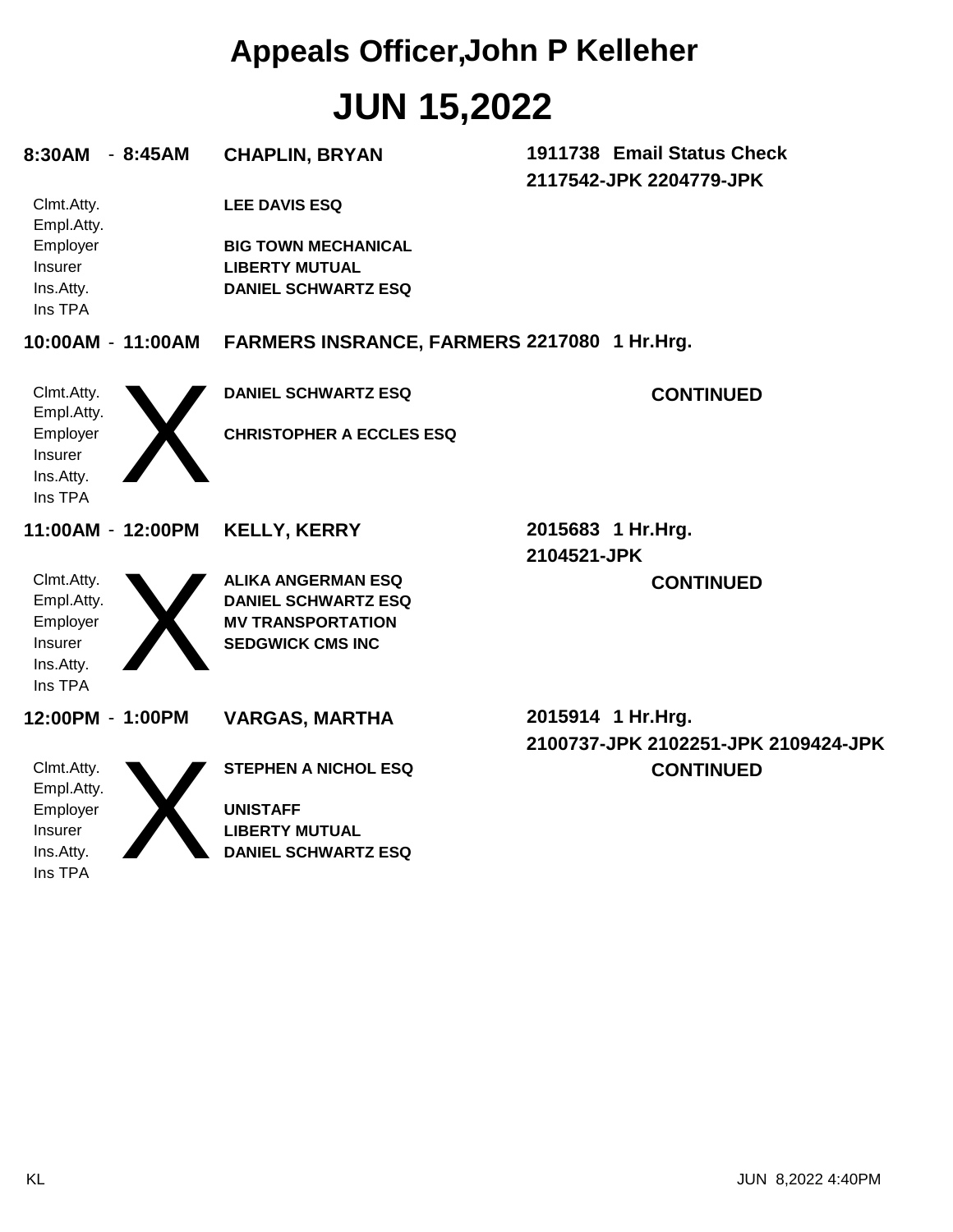# Appeals Officer,John P Kelleher

# JUN 15,2022

**8:30AM - 8:45AM** **CHAPLIN, BRYAN** **1911738 Email Status Check**
**2117542-JPK 2204779-JPK**

| | |
|---|---|
| Clmt.Atty. | **LEE DAVIS ESQ** |
| Empl.Atty. | |
| Employer | **BIG TOWN MECHANICAL** |
| Insurer | **LIBERTY MUTUAL** |
| Ins.Atty. | **DANIEL SCHWARTZ ESQ** |
| Ins TPA | |

**10:00AM - 11:00AM** **FARMERS INSRANCE, FARMERS** **2217080 1 Hr.Hrg.**

X

**CONTINUED**

| | |
|---|---|
| Clmt.Atty. | **DANIEL SCHWARTZ ESQ** |
| Empl.Atty. | |
| Employer | **CHRISTOPHER A ECCLES ESQ** |
| Insurer | |
| Ins.Atty. | |
| Ins TPA | |

**11:00AM - 12:00PM** **KELLY, KERRY** **2015683 1 Hr.Hrg.**
**2104521-JPK**

X

**CONTINUED**

| | |
|---|---|
| Clmt.Atty. | **ALIKA ANGERMAN ESQ** |
| Empl.Atty. | **DANIEL SCHWARTZ ESQ** |
| Employer | **MV TRANSPORTATION** |
| Insurer | **SEDGWICK CMS INC** |
| Ins.Atty. | |
| Ins TPA | |

**12:00PM - 1:00PM** **VARGAS, MARTHA** **2015914 1 Hr.Hrg.**
**2100737-JPK 2102251-JPK 2109424-JPK**

X

**CONTINUED**

| | |
|---|---|
| Clmt.Atty. | **STEPHEN A NICHOL ESQ** |
| Empl.Atty. | |
| Employer | **UNISTAFF** |
| Insurer | **LIBERTY MUTUAL** |
| Ins.Atty. | **DANIEL SCHWARTZ ESQ** |
| Ins TPA | |

KL JUN 8,2022 4:40PM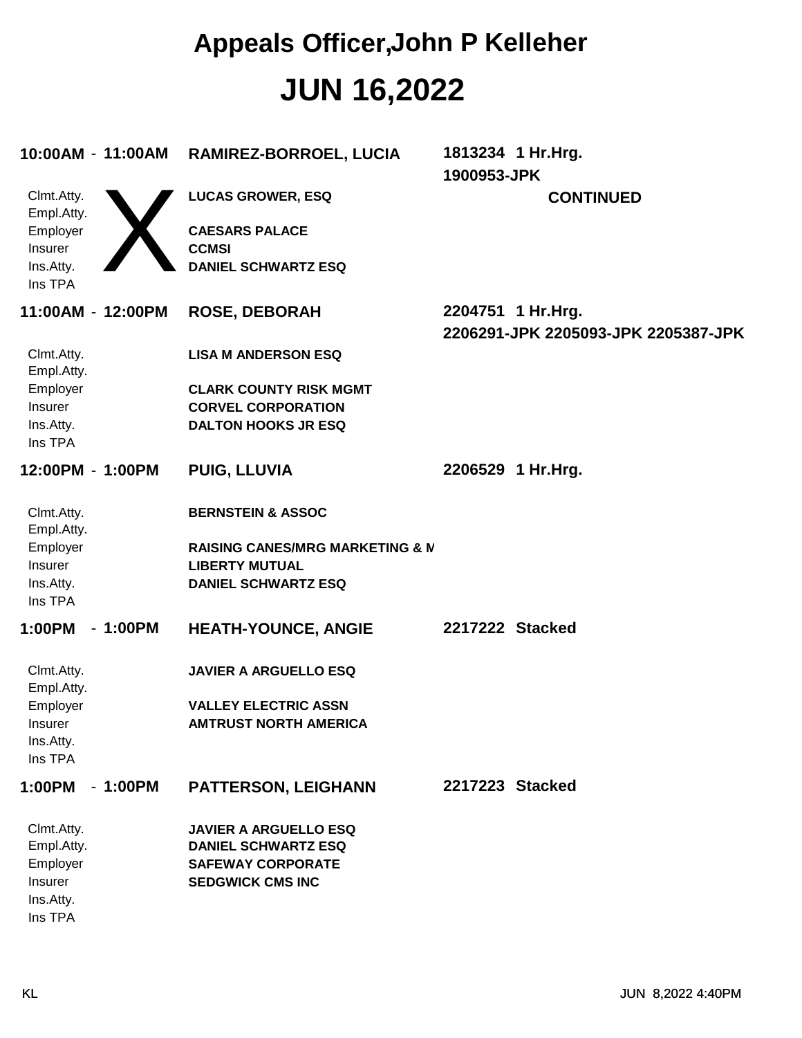# Appeals Officer,John P Kelleher

# JUN 16,2022

**10:00AM - 11:00AM** **RAMIREZ-BORROEL, LUCIA** **1813234 1 Hr.Hrg.**
**1900953-JPK**

X

| | | |
|---|---|---|
| Clmt.Atty. | **LUCAS GROWER, ESQ** | **CONTINUED** |
| Empl.Atty. | | |
| Employer | **CAESARS PALACE** | |
| Insurer | **CCMSI** | |
| Ins.Atty. | **DANIEL SCHWARTZ ESQ** | |
| Ins TPA | | |

**11:00AM - 12:00PM** **ROSE, DEBORAH** **2204751 1 Hr.Hrg.**
**2206291-JPK 2205093-JPK 2205387-JPK**

| | |
|---|---|
| Clmt.Atty. | **LISA M ANDERSON ESQ** |
| Empl.Atty. | |
| Employer | **CLARK COUNTY RISK MGMT** |
| Insurer | **CORVEL CORPORATION** |
| Ins.Atty. | **DALTON HOOKS JR ESQ** |
| Ins TPA | |

**12:00PM - 1:00PM** **PUIG, LLUVIA** **2206529 1 Hr.Hrg.**

| | |
|---|---|
| Clmt.Atty. | **BERNSTEIN & ASSOC** |
| Empl.Atty. | |
| Employer | **RAISING CANES/MRG MARKETING & M** |
| Insurer | **LIBERTY MUTUAL** |
| Ins.Atty. | **DANIEL SCHWARTZ ESQ** |
| Ins TPA | |

**1:00PM - 1:00PM** **HEATH-YOUNCE, ANGIE** **2217222 Stacked**

| | |
|---|---|
| Clmt.Atty. | **JAVIER A ARGUELLO ESQ** |
| Empl.Atty. | |
| Employer | **VALLEY ELECTRIC ASSN** |
| Insurer | **AMTRUST NORTH AMERICA** |
| Ins.Atty. | |
| Ins TPA | |

**1:00PM - 1:00PM** **PATTERSON, LEIGHANN** **2217223 Stacked**

| | |
|---|---|
| Clmt.Atty. | **JAVIER A ARGUELLO ESQ** |
| Empl.Atty. | **DANIEL SCHWARTZ ESQ** |
| Employer | **SAFEWAY CORPORATE** |
| Insurer | **SEDGWICK CMS INC** |
| Ins.Atty. | |
| Ins TPA | |

KL JUN 8,2022 4:40PM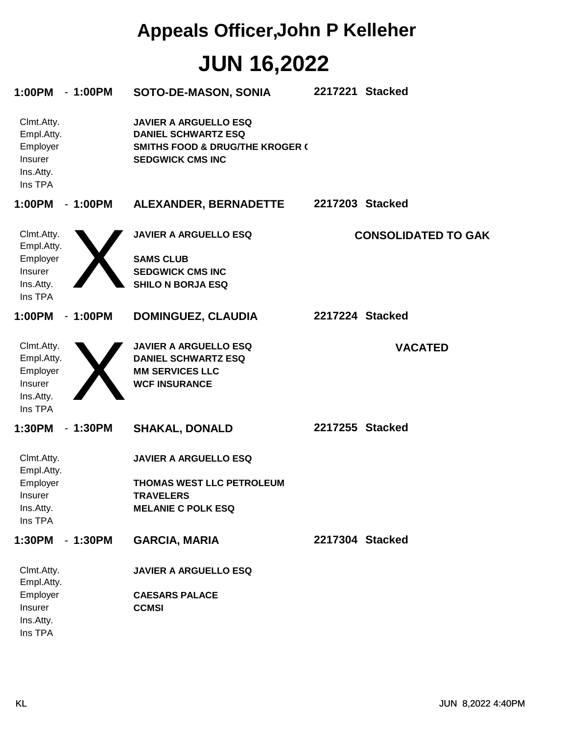# Appeals Officer,John P Kelleher

# JUN 16,2022

**1:00PM - 1:00PM** **SOTO-DE-MASON, SONIA** **2217221 Stacked**

| | |
|---|---|
| Clmt.Atty. | **JAVIER A ARGUELLO ESQ** |
| Empl.Atty. | **DANIEL SCHWARTZ ESQ** |
| Employer | **SMITHS FOOD & DRUG/THE KROGER (** |
| Insurer | **SEDGWICK CMS INC** |
| Ins.Atty. | |
| Ins TPA | |

**1:00PM - 1:00PM** **ALEXANDER, BERNADETTE** **2217203 Stacked**

X **CONSOLIDATED TO GAK**

| | |
|---|---|
| Clmt.Atty. | **JAVIER A ARGUELLO ESQ** |
| Empl.Atty. | |
| Employer | **SAMS CLUB** |
| Insurer | **SEDGWICK CMS INC** |
| Ins.Atty. | **SHILO N BORJA ESQ** |
| Ins TPA | |

**1:00PM - 1:00PM** **DOMINGUEZ, CLAUDIA** **2217224 Stacked**

X **VACATED**

| | |
|---|---|
| Clmt.Atty. | **JAVIER A ARGUELLO ESQ** |
| Empl.Atty. | **DANIEL SCHWARTZ ESQ** |
| Employer | **MM SERVICES LLC** |
| Insurer | **WCF INSURANCE** |
| Ins.Atty. | |
| Ins TPA | |

**1:30PM - 1:30PM** **SHAKAL, DONALD** **2217255 Stacked**

| | |
|---|---|
| Clmt.Atty. | **JAVIER A ARGUELLO ESQ** |
| Empl.Atty. | |
| Employer | **THOMAS WEST LLC PETROLEUM** |
| Insurer | **TRAVELERS** |
| Ins.Atty. | **MELANIE C POLK ESQ** |
| Ins TPA | |

**1:30PM - 1:30PM** **GARCIA, MARIA** **2217304 Stacked**

| | |
|---|---|
| Clmt.Atty. | **JAVIER A ARGUELLO ESQ** |
| Empl.Atty. | |
| Employer | **CAESARS PALACE** |
| Insurer | **CCMSI** |
| Ins.Atty. | |
| Ins TPA | |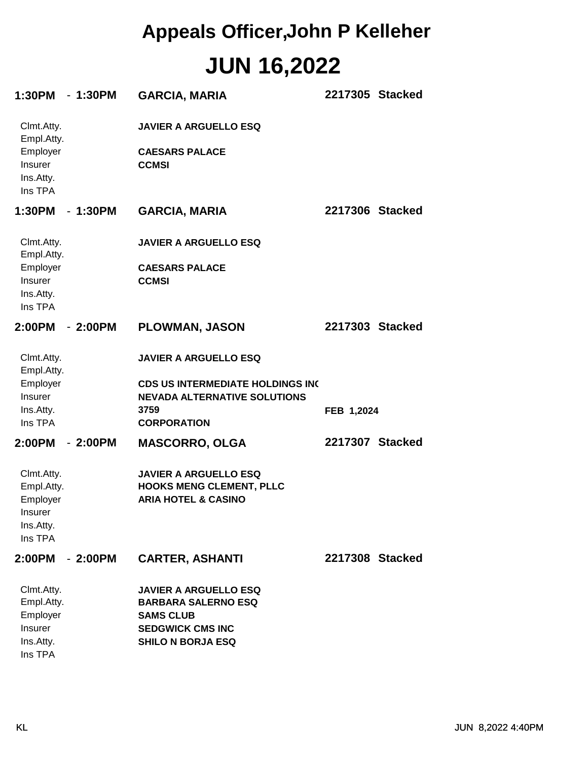# Appeals Officer,John P Kelleher

## JUN 16,2022

**1:30PM - 1:30PM** **GARCIA, MARIA** **2217305 Stacked**

| | |
|---|---|
| Clmt.Atty. | **JAVIER A ARGUELLO ESQ** |
| Empl.Atty. | |
| Employer | **CAESARS PALACE** |
| Insurer | **CCMSI** |
| Ins.Atty. | |
| Ins TPA | |

**1:30PM - 1:30PM** **GARCIA, MARIA** **2217306 Stacked**

| | |
|---|---|
| Clmt.Atty. | **JAVIER A ARGUELLO ESQ** |
| Empl.Atty. | |
| Employer | **CAESARS PALACE** |
| Insurer | **CCMSI** |
| Ins.Atty. | |
| Ins TPA | |

**2:00PM - 2:00PM** **PLOWMAN, JASON** **2217303 Stacked**

| | | |
|---|---|---|
| Clmt.Atty. | **JAVIER A ARGUELLO ESQ** | |
| Empl.Atty. | | |
| Employer | **CDS US INTERMEDIATE HOLDINGS INC** | |
| Insurer | **NEVADA ALTERNATIVE SOLUTIONS** | |
| Ins.Atty. | **3759** | **FEB 1,2024** |
| Ins TPA | **CORPORATION** | |

**2:00PM - 2:00PM** **MASCORRO, OLGA** **2217307 Stacked**

| | |
|---|---|
| Clmt.Atty. | **JAVIER A ARGUELLO ESQ** |
| Empl.Atty. | **HOOKS MENG CLEMENT, PLLC** |
| Employer | **ARIA HOTEL & CASINO** |
| Insurer | |
| Ins.Atty. | |
| Ins TPA | |

**2:00PM - 2:00PM** **CARTER, ASHANTI** **2217308 Stacked**

| | |
|---|---|
| Clmt.Atty. | **JAVIER A ARGUELLO ESQ** |
| Empl.Atty. | **BARBARA SALERNO ESQ** |
| Employer | **SAMS CLUB** |
| Insurer | **SEDGWICK CMS INC** |
| Ins.Atty. | **SHILO N BORJA ESQ** |
| Ins TPA | |

KL JUN 8,2022 4:40PM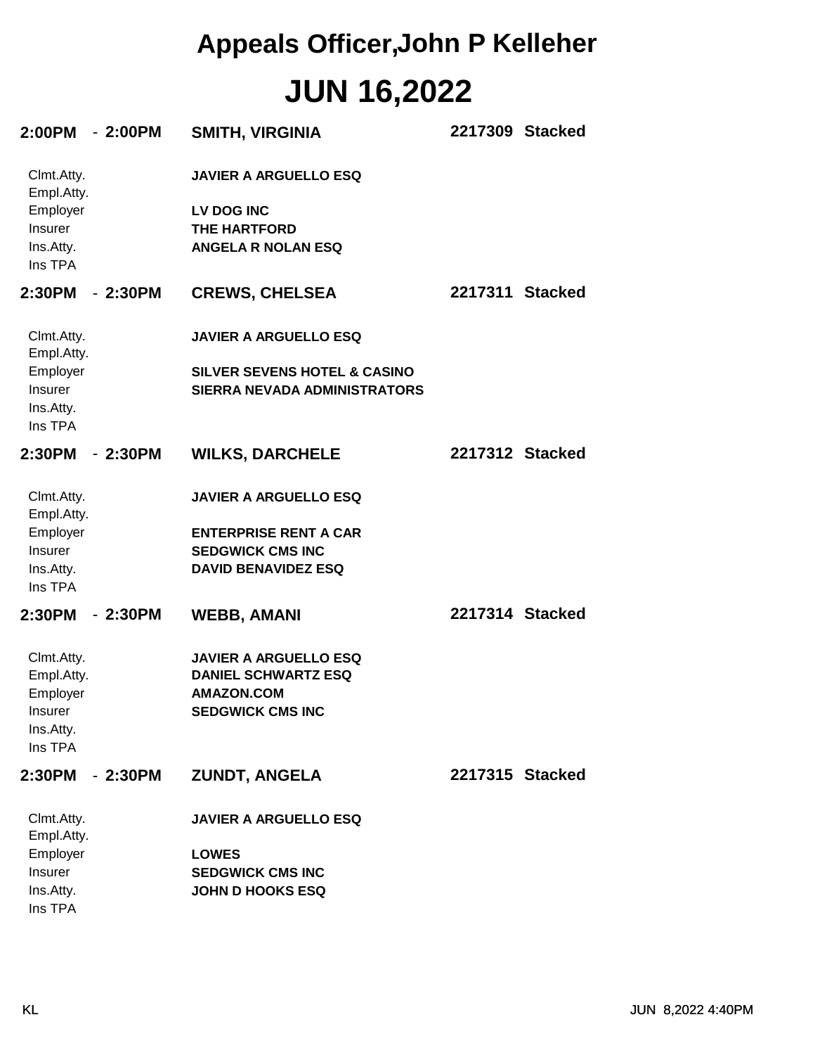# Appeals Officer,John P Kelleher

# JUN 16,2022

**2:00PM - 2:00PM** **SMITH, VIRGINIA** **2217309 Stacked**

| | |
|---|---|
| Clmt.Atty. | **JAVIER A ARGUELLO ESQ** |
| Empl.Atty. | |
| Employer | **LV DOG INC** |
| Insurer | **THE HARTFORD** |
| Ins.Atty. | **ANGELA R NOLAN ESQ** |
| Ins TPA | |

**2:30PM - 2:30PM** **CREWS, CHELSEA** **2217311 Stacked**

| | |
|---|---|
| Clmt.Atty. | **JAVIER A ARGUELLO ESQ** |
| Empl.Atty. | |
| Employer | **SILVER SEVENS HOTEL & CASINO** |
| Insurer | **SIERRA NEVADA ADMINISTRATORS** |
| Ins.Atty. | |
| Ins TPA | |

**2:30PM - 2:30PM** **WILKS, DARCHELE** **2217312 Stacked**

| | |
|---|---|
| Clmt.Atty. | **JAVIER A ARGUELLO ESQ** |
| Empl.Atty. | |
| Employer | **ENTERPRISE RENT A CAR** |
| Insurer | **SEDGWICK CMS INC** |
| Ins.Atty. | **DAVID BENAVIDEZ ESQ** |
| Ins TPA | |

**2:30PM - 2:30PM** **WEBB, AMANI** **2217314 Stacked**

| | |
|---|---|
| Clmt.Atty. | **JAVIER A ARGUELLO ESQ** |
| Empl.Atty. | **DANIEL SCHWARTZ ESQ** |
| Employer | **AMAZON.COM** |
| Insurer | **SEDGWICK CMS INC** |
| Ins.Atty. | |
| Ins TPA | |

**2:30PM - 2:30PM** **ZUNDT, ANGELA** **2217315 Stacked**

| | |
|---|---|
| Clmt.Atty. | **JAVIER A ARGUELLO ESQ** |
| Empl.Atty. | |
| Employer | **LOWES** |
| Insurer | **SEDGWICK CMS INC** |
| Ins.Atty. | **JOHN D HOOKS ESQ** |
| Ins TPA | |

KL JUN 8,2022 4:40PM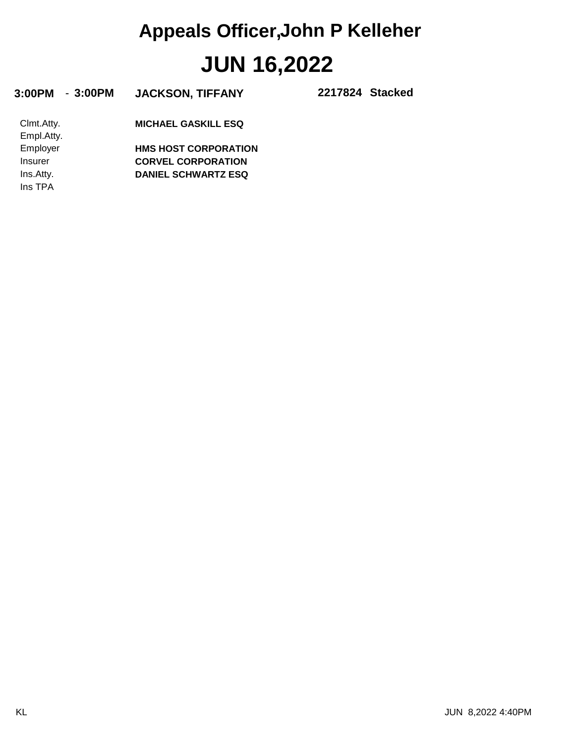# Appeals Officer,John P Kelleher

# JUN 16,2022

**3:00PM** - **3:00PM** **JACKSON, TIFFANY** **2217824 Stacked**

| | |
|---|---|
| Clmt.Atty. | **MICHAEL GASKILL ESQ** |
| Empl.Atty. | |
| Employer | **HMS HOST CORPORATION** |
| Insurer | **CORVEL CORPORATION** |
| Ins.Atty. | **DANIEL SCHWARTZ ESQ** |
| Ins TPA | |

KL JUN 8,2022 4:40PM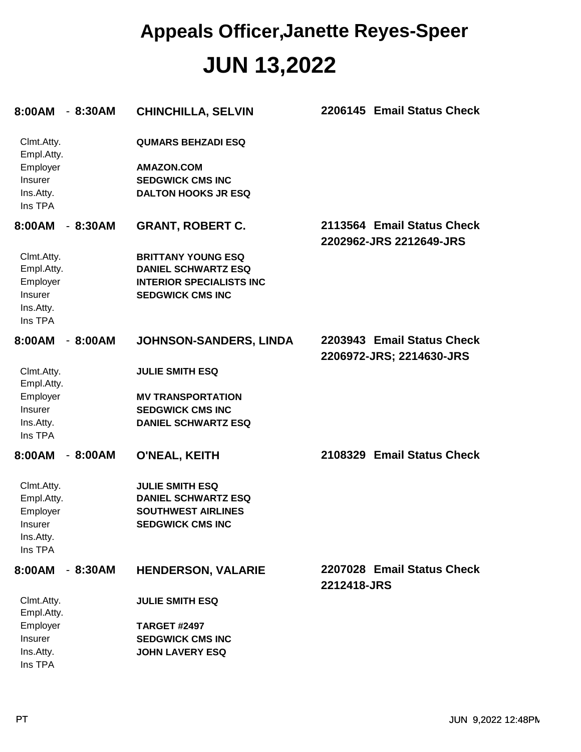# Appeals Officer,Janette Reyes-Speer

# JUN 13,2022

**8:00AM - 8:30AM** **CHINCHILLA, SELVIN** **2206145 Email Status Check**

| | |
|---|---|
| Clmt.Atty. | **QUMARS BEHZADI ESQ** |
| Empl.Atty. | |
| Employer | **AMAZON.COM** |
| Insurer | **SEDGWICK CMS INC** |
| Ins.Atty. | **DALTON HOOKS JR ESQ** |
| Ins TPA | |

**8:00AM - 8:30AM** **GRANT, ROBERT C.** **2113564 Email Status Check**
**2202962-JRS 2212649-JRS**

| | |
|---|---|
| Clmt.Atty. | **BRITTANY YOUNG ESQ** |
| Empl.Atty. | **DANIEL SCHWARTZ ESQ** |
| Employer | **INTERIOR SPECIALISTS INC** |
| Insurer | **SEDGWICK CMS INC** |
| Ins.Atty. | |
| Ins TPA | |

**8:00AM - 8:00AM** **JOHNSON-SANDERS, LINDA** **2203943 Email Status Check**
**2206972-JRS; 2214630-JRS**

| | |
|---|---|
| Clmt.Atty. | **JULIE SMITH ESQ** |
| Empl.Atty. | |
| Employer | **MV TRANSPORTATION** |
| Insurer | **SEDGWICK CMS INC** |
| Ins.Atty. | **DANIEL SCHWARTZ ESQ** |
| Ins TPA | |

**8:00AM - 8:00AM** **O'NEAL, KEITH** **2108329 Email Status Check**

| | |
|---|---|
| Clmt.Atty. | **JULIE SMITH ESQ** |
| Empl.Atty. | **DANIEL SCHWARTZ ESQ** |
| Employer | **SOUTHWEST AIRLINES** |
| Insurer | **SEDGWICK CMS INC** |
| Ins.Atty. | |
| Ins TPA | |

**8:00AM - 8:30AM** **HENDERSON, VALARIE** **2207028 Email Status Check**
**2212418-JRS**

| | |
|---|---|
| Clmt.Atty. | **JULIE SMITH ESQ** |
| Empl.Atty. | |
| Employer | **TARGET #2497** |
| Insurer | **SEDGWICK CMS INC** |
| Ins.Atty. | **JOHN LAVERY ESQ** |
| Ins TPA | |

PT JUN 9,2022 12:48PM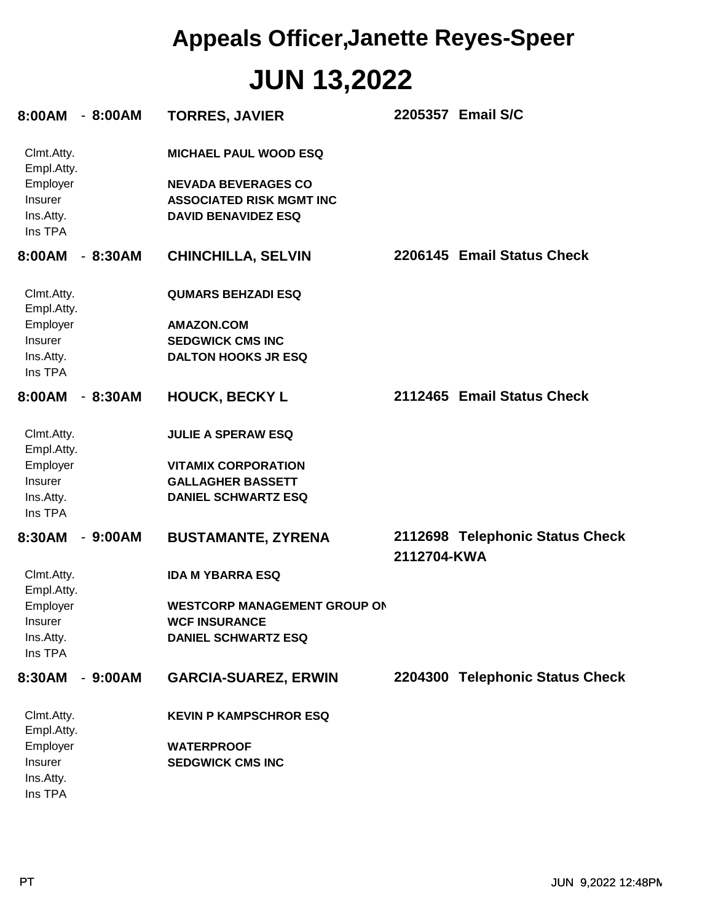# Appeals Officer,Janette Reyes-Speer

# JUN 13,2022

**8:00AM - 8:00AM** **TORRES, JAVIER** **2205357 Email S/C**

| | |
|---|---|
| Clmt.Atty. | **MICHAEL PAUL WOOD ESQ** |
| Empl.Atty. | |
| Employer | **NEVADA BEVERAGES CO** |
| Insurer | **ASSOCIATED RISK MGMT INC** |
| Ins.Atty. | **DAVID BENAVIDEZ ESQ** |
| Ins TPA | |

**8:00AM - 8:30AM** **CHINCHILLA, SELVIN** **2206145 Email Status Check**

| | |
|---|---|
| Clmt.Atty. | **QUMARS BEHZADI ESQ** |
| Empl.Atty. | |
| Employer | **AMAZON.COM** |
| Insurer | **SEDGWICK CMS INC** |
| Ins.Atty. | **DALTON HOOKS JR ESQ** |
| Ins TPA | |

**8:00AM - 8:30AM** **HOUCK, BECKY L** **2112465 Email Status Check**

| | |
|---|---|
| Clmt.Atty. | **JULIE A SPERAW ESQ** |
| Empl.Atty. | |
| Employer | **VITAMIX CORPORATION** |
| Insurer | **GALLAGHER BASSETT** |
| Ins.Atty. | **DANIEL SCHWARTZ ESQ** |
| Ins TPA | |

**8:30AM - 9:00AM** **BUSTAMANTE, ZYRENA** **2112698 Telephonic Status Check**
**2112704-KWA**

| | |
|---|---|
| Clmt.Atty. | **IDA M YBARRA ESQ** |
| Empl.Atty. | |
| Employer | **WESTCORP MANAGEMENT GROUP ON** |
| Insurer | **WCF INSURANCE** |
| Ins.Atty. | **DANIEL SCHWARTZ ESQ** |
| Ins TPA | |

**8:30AM - 9:00AM** **GARCIA-SUAREZ, ERWIN** **2204300 Telephonic Status Check**

| | |
|---|---|
| Clmt.Atty. | **KEVIN P KAMPSCHROR ESQ** |
| Empl.Atty. | |
| Employer | **WATERPROOF** |
| Insurer | **SEDGWICK CMS INC** |
| Ins.Atty. | |
| Ins TPA | |

PT JUN 9,2022 12:48PM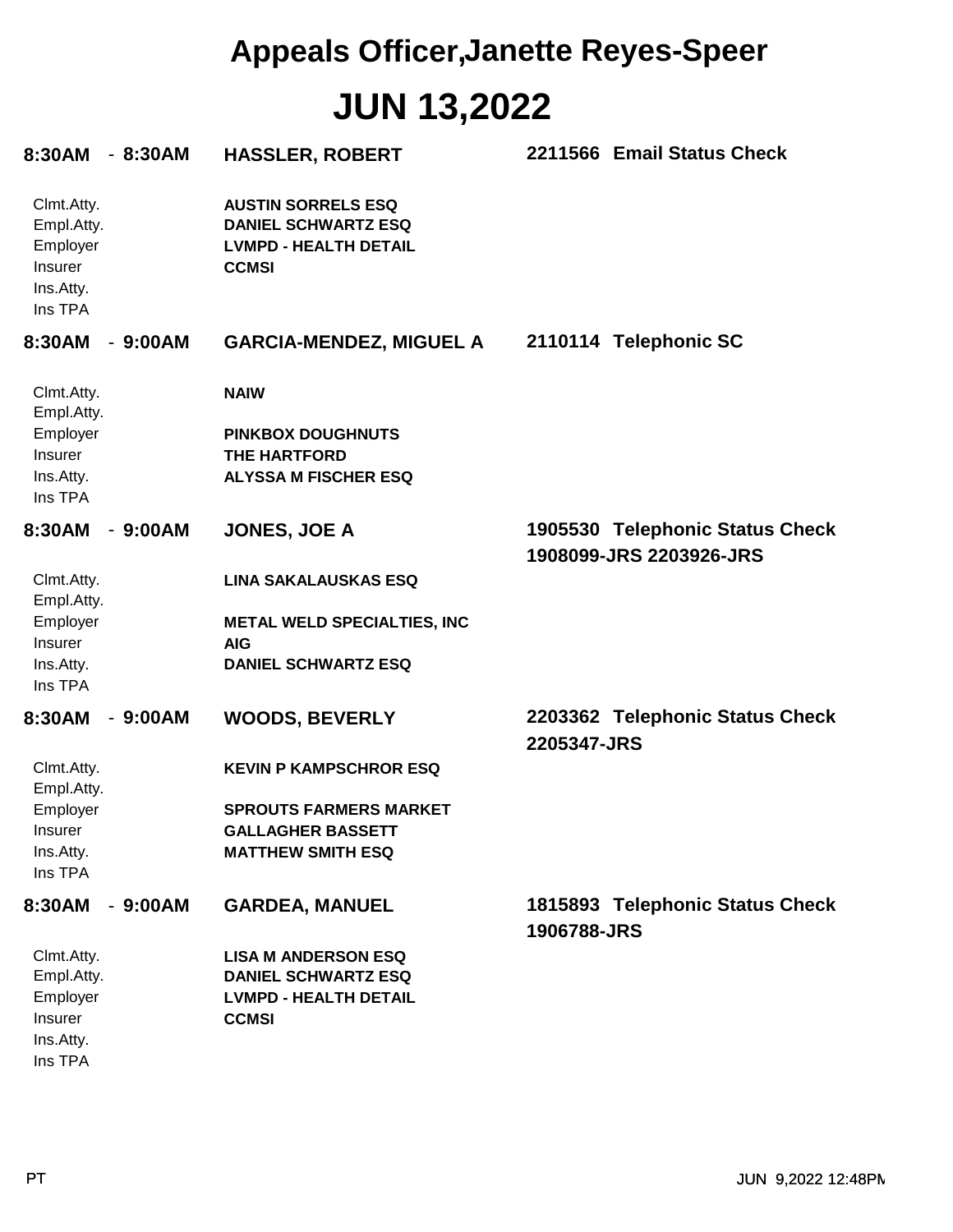# Appeals Officer,Janette Reyes-Speer

# JUN 13,2022

**8:30AM - 8:30AM** **HASSLER, ROBERT** **2211566 Email Status Check**

| | |
|---|---|
| Clmt.Atty. | **AUSTIN SORRELS ESQ** |
| Empl.Atty. | **DANIEL SCHWARTZ ESQ** |
| Employer | **LVMPD - HEALTH DETAIL** |
| Insurer | **CCMSI** |
| Ins.Atty. | |
| Ins TPA | |

**8:30AM - 9:00AM** **GARCIA-MENDEZ, MIGUEL A** **2110114 Telephonic SC**

| | |
|---|---|
| Clmt.Atty. | **NAIW** |
| Empl.Atty. | |
| Employer | **PINKBOX DOUGHNUTS** |
| Insurer | **THE HARTFORD** |
| Ins.Atty. | **ALYSSA M FISCHER ESQ** |
| Ins TPA | |

**8:30AM - 9:00AM** **JONES, JOE A** **1905530 Telephonic Status Check 1908099-JRS 2203926-JRS**

| | |
|---|---|
| Clmt.Atty. | **LINA SAKALAUSKAS ESQ** |
| Empl.Atty. | |
| Employer | **METAL WELD SPECIALTIES, INC** |
| Insurer | **AIG** |
| Ins.Atty. | **DANIEL SCHWARTZ ESQ** |
| Ins TPA | |

**8:30AM - 9:00AM** **WOODS, BEVERLY** **2203362 Telephonic Status Check 2205347-JRS**

| | |
|---|---|
| Clmt.Atty. | **KEVIN P KAMPSCHROR ESQ** |
| Empl.Atty. | |
| Employer | **SPROUTS FARMERS MARKET** |
| Insurer | **GALLAGHER BASSETT** |
| Ins.Atty. | **MATTHEW SMITH ESQ** |
| Ins TPA | |

**8:30AM - 9:00AM** **GARDEA, MANUEL** **1815893 Telephonic Status Check 1906788-JRS**

| | |
|---|---|
| Clmt.Atty. | **LISA M ANDERSON ESQ** |
| Empl.Atty. | **DANIEL SCHWARTZ ESQ** |
| Employer | **LVMPD - HEALTH DETAIL** |
| Insurer | **CCMSI** |
| Ins.Atty. | |
| Ins TPA | |

PT JUN 9,2022 12:48PM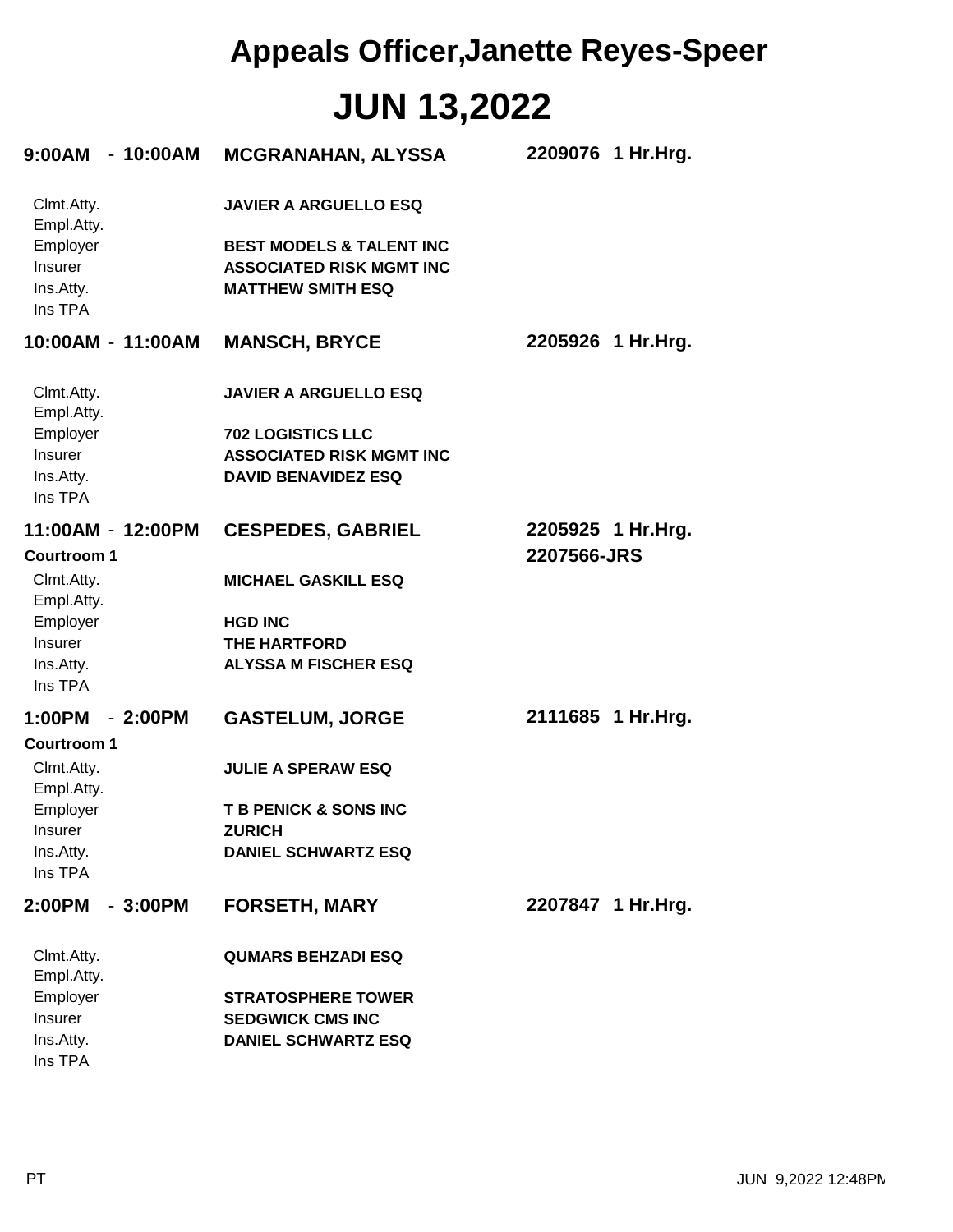# Appeals Officer,Janette Reyes-Speer

# JUN 13,2022

**9:00AM - 10:00AM** **MCGRANAHAN, ALYSSA** **2209076 1 Hr.Hrg.**

| | |
|---|---|
| Clmt.Atty. | **JAVIER A ARGUELLO ESQ** |
| Empl.Atty. | |
| Employer | **BEST MODELS & TALENT INC** |
| Insurer | **ASSOCIATED RISK MGMT INC** |
| Ins.Atty. | **MATTHEW SMITH ESQ** |
| Ins TPA | |

**10:00AM - 11:00AM** **MANSCH, BRYCE** **2205926 1 Hr.Hrg.**

| | |
|---|---|
| Clmt.Atty. | **JAVIER A ARGUELLO ESQ** |
| Empl.Atty. | |
| Employer | **702 LOGISTICS LLC** |
| Insurer | **ASSOCIATED RISK MGMT INC** |
| Ins.Atty. | **DAVID BENAVIDEZ ESQ** |
| Ins TPA | |

**11:00AM - 12:00PM** **CESPEDES, GABRIEL** **2205925 1 Hr.Hrg.**
**Courtroom 1** **2207566-JRS**

| | |
|---|---|
| Clmt.Atty. | **MICHAEL GASKILL ESQ** |
| Empl.Atty. | |
| Employer | **HGD INC** |
| Insurer | **THE HARTFORD** |
| Ins.Atty. | **ALYSSA M FISCHER ESQ** |
| Ins TPA | |

**1:00PM - 2:00PM** **GASTELUM, JORGE** **2111685 1 Hr.Hrg.**
**Courtroom 1**

| | |
|---|---|
| Clmt.Atty. | **JULIE A SPERAW ESQ** |
| Empl.Atty. | |
| Employer | **T B PENICK & SONS INC** |
| Insurer | **ZURICH** |
| Ins.Atty. | **DANIEL SCHWARTZ ESQ** |
| Ins TPA | |

**2:00PM - 3:00PM** **FORSETH, MARY** **2207847 1 Hr.Hrg.**

| | |
|---|---|
| Clmt.Atty. | **QUMARS BEHZADI ESQ** |
| Empl.Atty. | |
| Employer | **STRATOSPHERE TOWER** |
| Insurer | **SEDGWICK CMS INC** |
| Ins.Atty. | **DANIEL SCHWARTZ ESQ** |
| Ins TPA | |

PT JUN 9,2022 12:48PM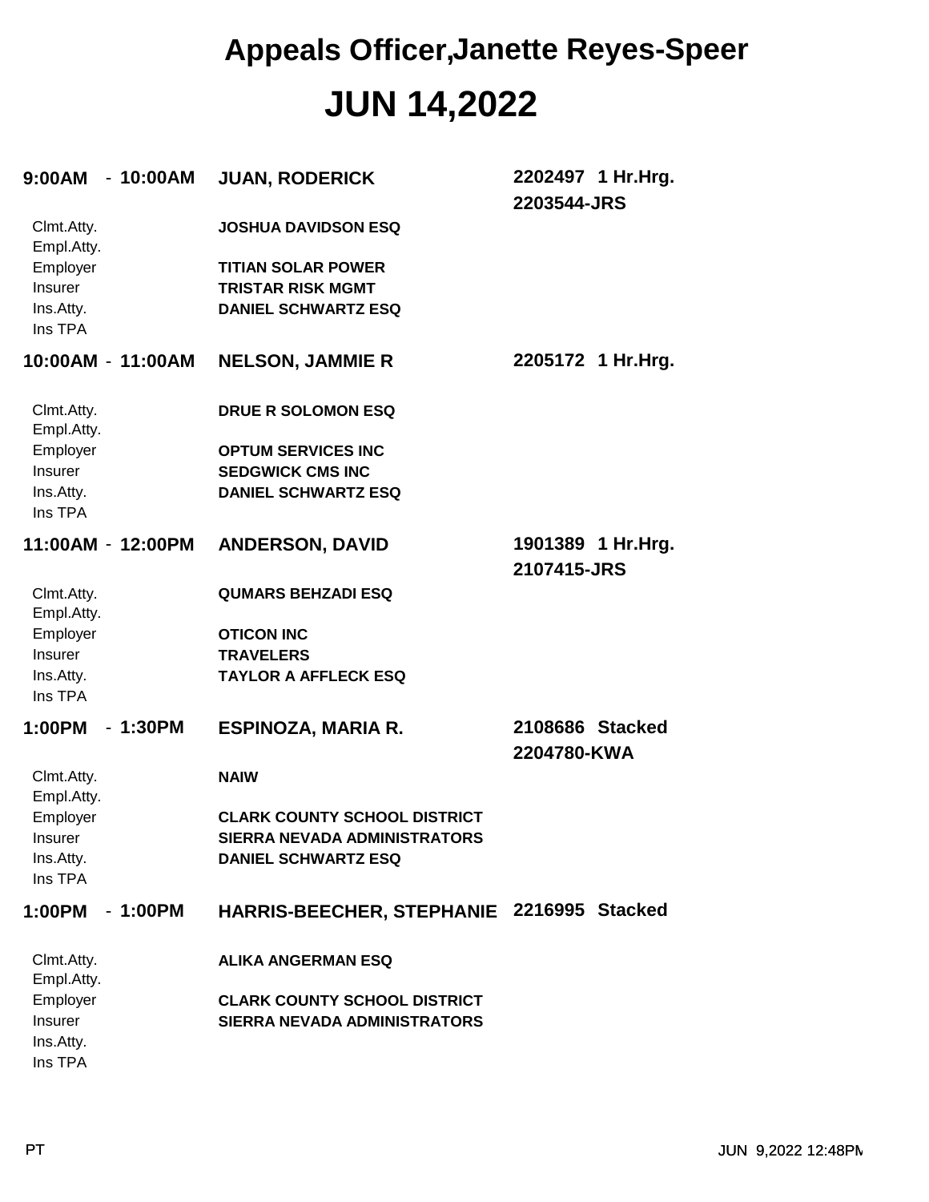# Appeals Officer,Janette Reyes-Speer

# JUN 14,2022

**9:00AM - 10:00AM** **JUAN, RODERICK** **2202497 1 Hr.Hrg.**
**2203544-JRS**

| | |
|---|---|
| Clmt.Atty. | **JOSHUA DAVIDSON ESQ** |
| Empl.Atty. | |
| Employer | **TITIAN SOLAR POWER** |
| Insurer | **TRISTAR RISK MGMT** |
| Ins.Atty. | **DANIEL SCHWARTZ ESQ** |
| Ins TPA | |

**10:00AM - 11:00AM** **NELSON, JAMMIE R** **2205172 1 Hr.Hrg.**

| | |
|---|---|
| Clmt.Atty. | **DRUE R SOLOMON ESQ** |
| Empl.Atty. | |
| Employer | **OPTUM SERVICES INC** |
| Insurer | **SEDGWICK CMS INC** |
| Ins.Atty. | **DANIEL SCHWARTZ ESQ** |
| Ins TPA | |

**11:00AM - 12:00PM** **ANDERSON, DAVID** **1901389 1 Hr.Hrg.**
**2107415-JRS**

| | |
|---|---|
| Clmt.Atty. | **QUMARS BEHZADI ESQ** |
| Empl.Atty. | |
| Employer | **OTICON INC** |
| Insurer | **TRAVELERS** |
| Ins.Atty. | **TAYLOR A AFFLECK ESQ** |
| Ins TPA | |

**1:00PM - 1:30PM** **ESPINOZA, MARIA R.** **2108686 Stacked**
**2204780-KWA**

| | |
|---|---|
| Clmt.Atty. | **NAIW** |
| Empl.Atty. | |
| Employer | **CLARK COUNTY SCHOOL DISTRICT** |
| Insurer | **SIERRA NEVADA ADMINISTRATORS** |
| Ins.Atty. | **DANIEL SCHWARTZ ESQ** |
| Ins TPA | |

**1:00PM - 1:00PM** **HARRIS-BEECHER, STEPHANIE** **2216995 Stacked**

| | |
|---|---|
| Clmt.Atty. | **ALIKA ANGERMAN ESQ** |
| Empl.Atty. | |
| Employer | **CLARK COUNTY SCHOOL DISTRICT** |
| Insurer | **SIERRA NEVADA ADMINISTRATORS** |
| Ins.Atty. | |
| Ins TPA | |

PT JUN 9,2022 12:48PM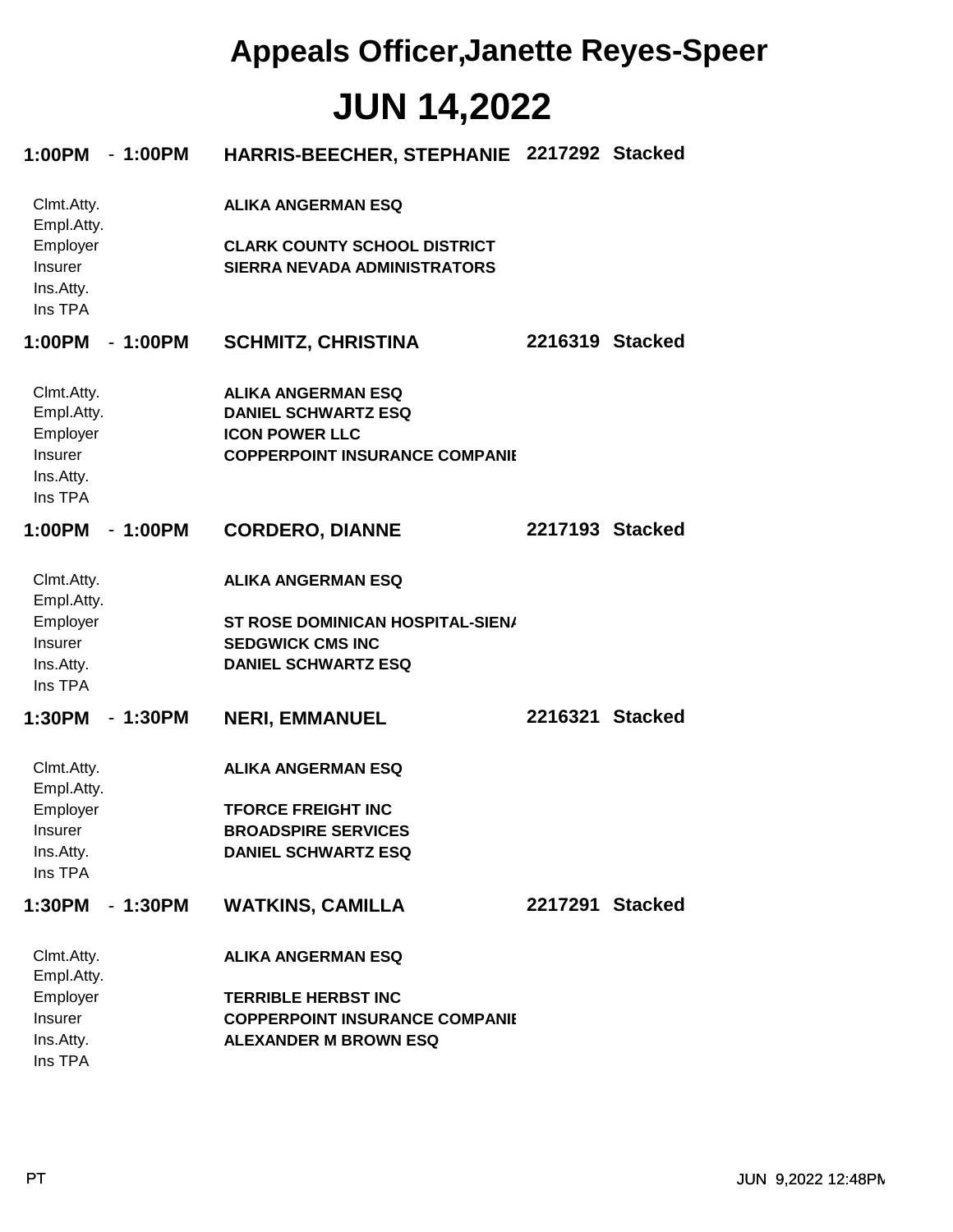# Appeals Officer,Janette Reyes-Speer

# JUN 14,2022

**1:00PM - 1:00PM** **HARRIS-BEECHER, STEPHANIE** **2217292 Stacked**

| | |
|---|---|
| Clmt.Atty. | **ALIKA ANGERMAN ESQ** |
| Empl.Atty. | |
| Employer | **CLARK COUNTY SCHOOL DISTRICT** |
| Insurer | **SIERRA NEVADA ADMINISTRATORS** |
| Ins.Atty. | |
| Ins TPA | |

**1:00PM - 1:00PM** **SCHMITZ, CHRISTINA** **2216319 Stacked**

| | |
|---|---|
| Clmt.Atty. | **ALIKA ANGERMAN ESQ** |
| Empl.Atty. | **DANIEL SCHWARTZ ESQ** |
| Employer | **ICON POWER LLC** |
| Insurer | **COPPERPOINT INSURANCE COMPANIE** |
| Ins.Atty. | |
| Ins TPA | |

**1:00PM - 1:00PM** **CORDERO, DIANNE** **2217193 Stacked**

| | |
|---|---|
| Clmt.Atty. | **ALIKA ANGERMAN ESQ** |
| Empl.Atty. | |
| Employer | **ST ROSE DOMINICAN HOSPITAL-SIENA** |
| Insurer | **SEDGWICK CMS INC** |
| Ins.Atty. | **DANIEL SCHWARTZ ESQ** |
| Ins TPA | |

**1:30PM - 1:30PM** **NERI, EMMANUEL** **2216321 Stacked**

| | |
|---|---|
| Clmt.Atty. | **ALIKA ANGERMAN ESQ** |
| Empl.Atty. | |
| Employer | **TFORCE FREIGHT INC** |
| Insurer | **BROADSPIRE SERVICES** |
| Ins.Atty. | **DANIEL SCHWARTZ ESQ** |
| Ins TPA | |

**1:30PM - 1:30PM** **WATKINS, CAMILLA** **2217291 Stacked**

| | |
|---|---|
| Clmt.Atty. | **ALIKA ANGERMAN ESQ** |
| Empl.Atty. | |
| Employer | **TERRIBLE HERBST INC** |
| Insurer | **COPPERPOINT INSURANCE COMPANIE** |
| Ins.Atty. | **ALEXANDER M BROWN ESQ** |
| Ins TPA | |

PT JUN 9,2022 12:48PM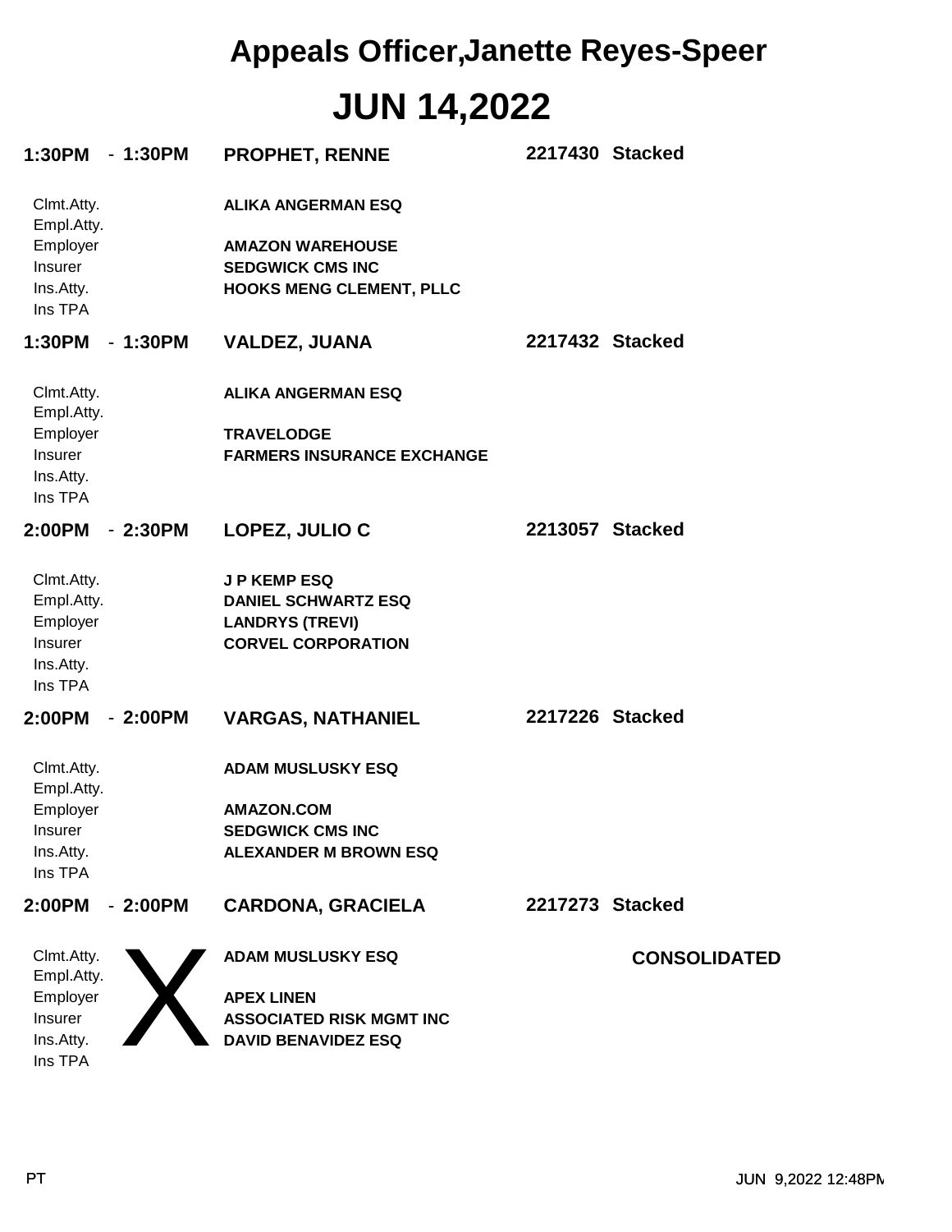# Appeals Officer,Janette Reyes-Speer

# JUN 14,2022

**1:30PM - 1:30PM** **PROPHET, RENNE** **2217430 Stacked**

| | |
|---|---|
| Clmt.Atty. | **ALIKA ANGERMAN ESQ** |
| Empl.Atty. | |
| Employer | **AMAZON WAREHOUSE** |
| Insurer | **SEDGWICK CMS INC** |
| Ins.Atty. | **HOOKS MENG CLEMENT, PLLC** |
| Ins TPA | |

**1:30PM - 1:30PM** **VALDEZ, JUANA** **2217432 Stacked**

| | |
|---|---|
| Clmt.Atty. | **ALIKA ANGERMAN ESQ** |
| Empl.Atty. | |
| Employer | **TRAVELODGE** |
| Insurer | **FARMERS INSURANCE EXCHANGE** |
| Ins.Atty. | |
| Ins TPA | |

**2:00PM - 2:30PM** **LOPEZ, JULIO C** **2213057 Stacked**

| | |
|---|---|
| Clmt.Atty. | **J P KEMP ESQ** |
| Empl.Atty. | **DANIEL SCHWARTZ ESQ** |
| Employer | **LANDRYS (TREVI)** |
| Insurer | **CORVEL CORPORATION** |
| Ins.Atty. | |
| Ins TPA | |

**2:00PM - 2:00PM** **VARGAS, NATHANIEL** **2217226 Stacked**

| | |
|---|---|
| Clmt.Atty. | **ADAM MUSLUSKY ESQ** |
| Empl.Atty. | |
| Employer | **AMAZON.COM** |
| Insurer | **SEDGWICK CMS INC** |
| Ins.Atty. | **ALEXANDER M BROWN ESQ** |
| Ins TPA | |

**2:00PM - 2:00PM** **CARDONA, GRACIELA** **2217273 Stacked**

X **CONSOLIDATED**

| | |
|---|---|
| Clmt.Atty. | **ADAM MUSLUSKY ESQ** |
| Empl.Atty. | |
| Employer | **APEX LINEN** |
| Insurer | **ASSOCIATED RISK MGMT INC** |
| Ins.Atty. | **DAVID BENAVIDEZ ESQ** |
| Ins TPA | |

PT

JUN 9,2022 12:48PM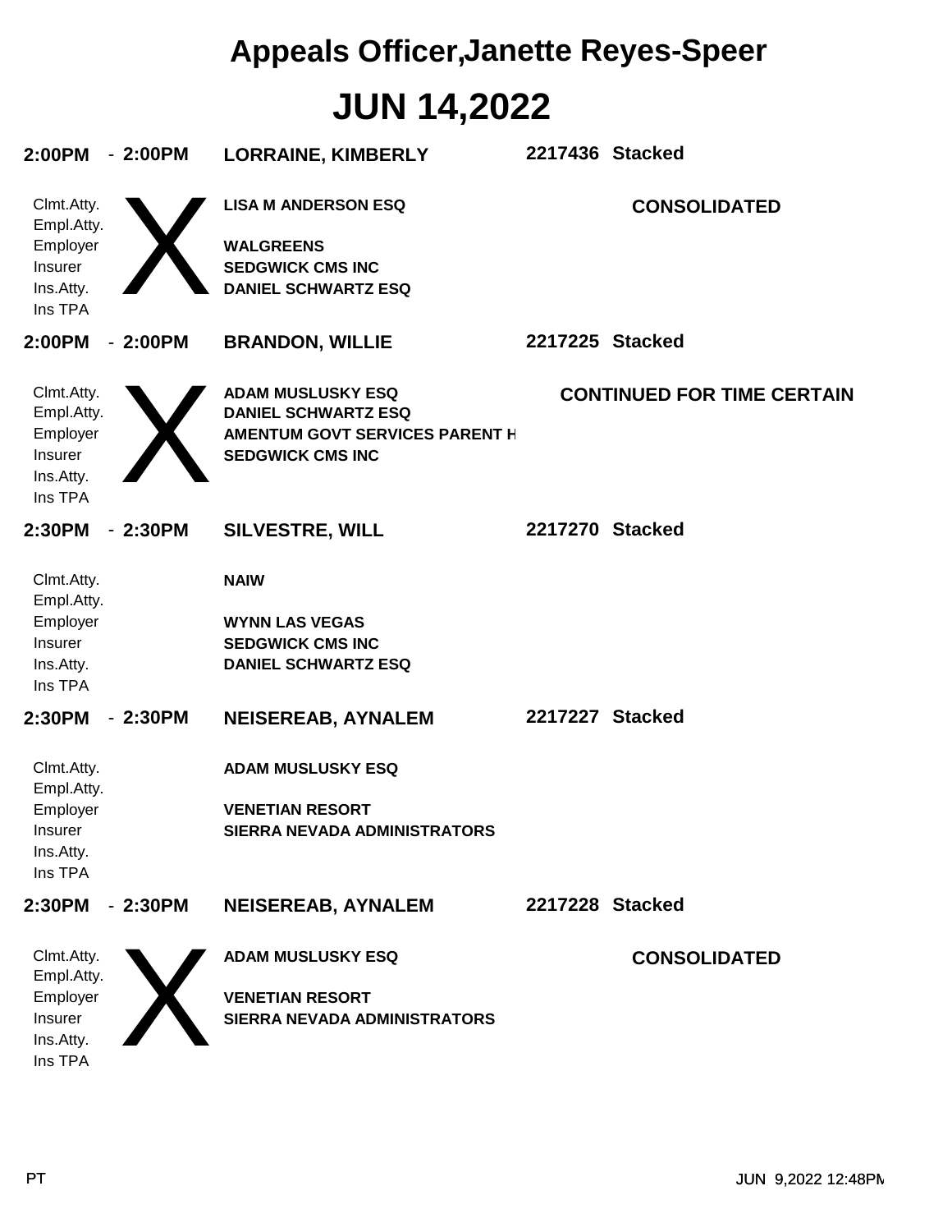# Appeals Officer,Janette Reyes-Speer

# JUN 14,2022

**2:00PM - 2:00PM** **LORRAINE, KIMBERLY** **2217436 Stacked**

X **CONSOLIDATED**

| | |
|---|---|
| Clmt.Atty. | **LISA M ANDERSON ESQ** |
| Empl.Atty. | |
| Employer | **WALGREENS** |
| Insurer | **SEDGWICK CMS INC** |
| Ins.Atty. | **DANIEL SCHWARTZ ESQ** |
| Ins TPA | |

**2:00PM - 2:00PM** **BRANDON, WILLIE** **2217225 Stacked**

X **CONTINUED FOR TIME CERTAIN**

| | |
|---|---|
| Clmt.Atty. | **ADAM MUSLUSKY ESQ** |
| Empl.Atty. | **DANIEL SCHWARTZ ESQ** |
| Employer | **AMENTUM GOVT SERVICES PARENT H** |
| Insurer | **SEDGWICK CMS INC** |
| Ins.Atty. | |
| Ins TPA | |

**2:30PM - 2:30PM** **SILVESTRE, WILL** **2217270 Stacked**

| | |
|---|---|
| Clmt.Atty. | **NAIW** |
| Empl.Atty. | |
| Employer | **WYNN LAS VEGAS** |
| Insurer | **SEDGWICK CMS INC** |
| Ins.Atty. | **DANIEL SCHWARTZ ESQ** |
| Ins TPA | |

**2:30PM - 2:30PM** **NEISEREAB, AYNALEM** **2217227 Stacked**

| | |
|---|---|
| Clmt.Atty. | **ADAM MUSLUSKY ESQ** |
| Empl.Atty. | |
| Employer | **VENETIAN RESORT** |
| Insurer | **SIERRA NEVADA ADMINISTRATORS** |
| Ins.Atty. | |
| Ins TPA | |

**2:30PM - 2:30PM** **NEISEREAB, AYNALEM** **2217228 Stacked**

X **CONSOLIDATED**

| | |
|---|---|
| Clmt.Atty. | **ADAM MUSLUSKY ESQ** |
| Empl.Atty. | |
| Employer | **VENETIAN RESORT** |
| Insurer | **SIERRA NEVADA ADMINISTRATORS** |
| Ins.Atty. | |
| Ins TPA | |

PT JUN 9,2022 12:48PM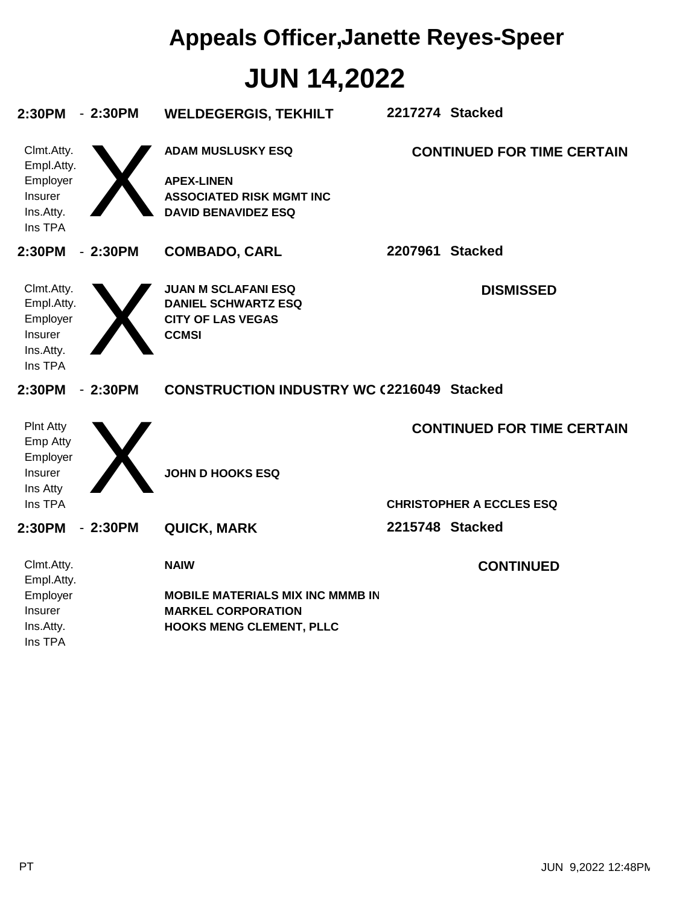# Appeals Officer,Janette Reyes-Speer

## JUN 14,2022

**2:30PM - 2:30PM** **WELDEGERGIS, TEKHILT** **2217274 Stacked**

| | | |
|---|---|---|
| Clmt.Atty. | X | ADAM MUSLUSKY ESQ |
| Empl.Atty. | | |
| Employer | | APEX-LINEN |
| Insurer | | ASSOCIATED RISK MGMT INC |
| Ins.Atty. | | DAVID BENAVIDEZ ESQ |
| Ins TPA | | |

**CONTINUED FOR TIME CERTAIN**

**2:30PM - 2:30PM** **COMBADO, CARL** **2207961 Stacked**

| | | |
|---|---|---|
| Clmt.Atty. | X | JUAN M SCLAFANI ESQ |
| Empl.Atty. | | DANIEL SCHWARTZ ESQ |
| Employer | | CITY OF LAS VEGAS |
| Insurer | | CCMSI |
| Ins.Atty. | | |
| Ins TPA | | |

**DISMISSED**

**2:30PM - 2:30PM** **CONSTRUCTION INDUSTRY WC (** **2216049 Stacked**

| | | |
|---|---|---|
| Plnt Atty | X | |
| Emp Atty | | |
| Employer | | |
| Insurer | | JOHN D HOOKS ESQ |
| Ins Atty | | |
| Ins TPA | | |

**CONTINUED FOR TIME CERTAIN**

**CHRISTOPHER A ECCLES ESQ**

**2:30PM - 2:30PM** **QUICK, MARK** **2215748 Stacked**

| | |
|---|---|
| Clmt.Atty. | NAIW |
| Empl.Atty. | |
| Employer | MOBILE MATERIALS MIX INC MMMB IN |
| Insurer | MARKEL CORPORATION |
| Ins.Atty. | HOOKS MENG CLEMENT, PLLC |
| Ins TPA | |

**CONTINUED**

PT

JUN 9,2022 12:48PM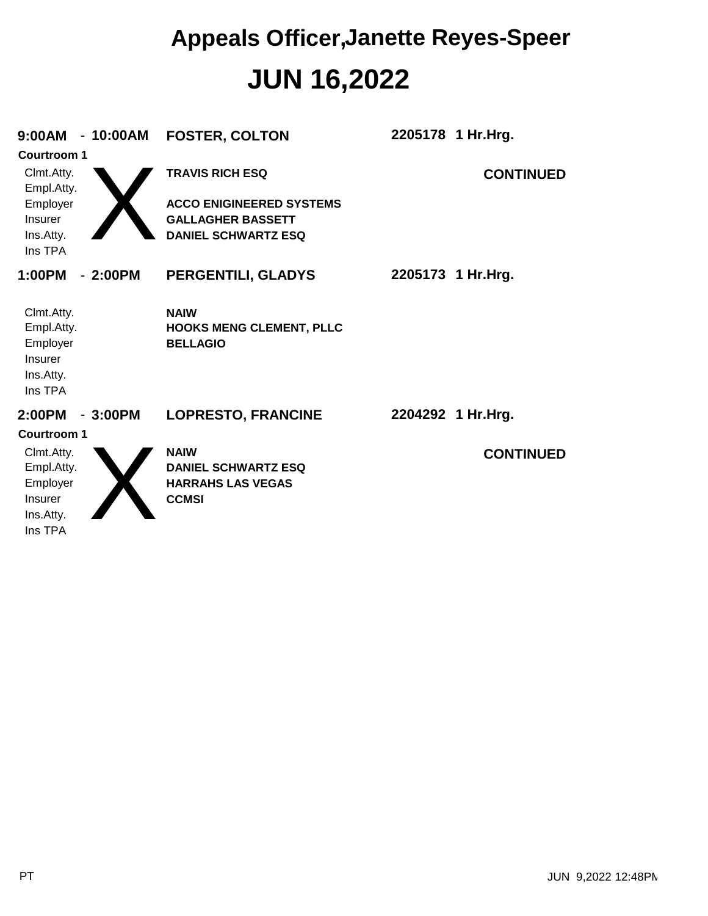# Appeals Officer,Janette Reyes-Speer

# JUN 16,2022

**9:00AM - 10:00AM** **FOSTER, COLTON** **2205178 1 Hr.Hrg.**

**Courtroom 1**

X

**CONTINUED**

| | |
|---|---|
| Clmt.Atty. | **TRAVIS RICH ESQ** |
| Empl.Atty. | |
| Employer | **ACCO ENIGINEERED SYSTEMS** |
| Insurer | **GALLAGHER BASSETT** |
| Ins.Atty. | **DANIEL SCHWARTZ ESQ** |
| Ins TPA | |

**1:00PM - 2:00PM** **PERGENTILI, GLADYS** **2205173 1 Hr.Hrg.**

| | |
|---|---|
| Clmt.Atty. | **NAIW** |
| Empl.Atty. | **HOOKS MENG CLEMENT, PLLC** |
| Employer | **BELLAGIO** |
| Insurer | |
| Ins.Atty. | |
| Ins TPA | |

**2:00PM - 3:00PM** **LOPRESTO, FRANCINE** **2204292 1 Hr.Hrg.**

**Courtroom 1**

X

**CONTINUED**

| | |
|---|---|
| Clmt.Atty. | **NAIW** |
| Empl.Atty. | **DANIEL SCHWARTZ ESQ** |
| Employer | **HARRAHS LAS VEGAS** |
| Insurer | **CCMSI** |
| Ins.Atty. | |
| Ins TPA | |

PT

JUN 9,2022 12:48PM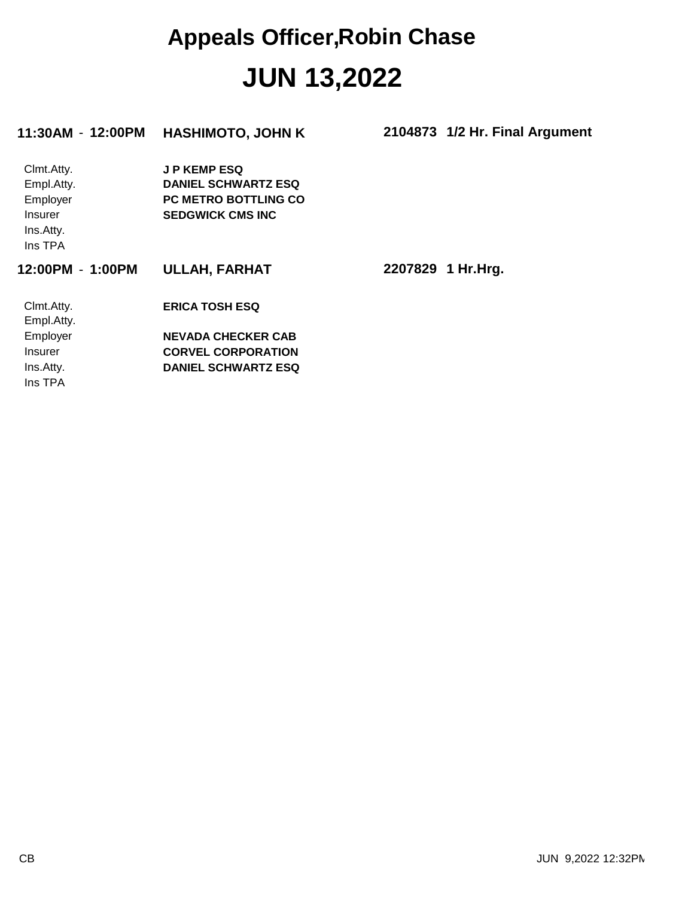# Appeals Officer,Robin Chase

# JUN 13,2022

**11:30AM - 12:00PM** **HASHIMOTO, JOHN K** **2104873 1/2 Hr. Final Argument**

| | |
|---|---|
| Clmt.Atty. | **J P KEMP ESQ** |
| Empl.Atty. | **DANIEL SCHWARTZ ESQ** |
| Employer | **PC METRO BOTTLING CO** |
| Insurer | **SEDGWICK CMS INC** |
| Ins.Atty. | |
| Ins TPA | |

**12:00PM - 1:00PM** **ULLAH, FARHAT** **2207829 1 Hr.Hrg.**

| | |
|---|---|
| Clmt.Atty. | **ERICA TOSH ESQ** |
| Empl.Atty. | |
| Employer | **NEVADA CHECKER CAB** |
| Insurer | **CORVEL CORPORATION** |
| Ins.Atty. | **DANIEL SCHWARTZ ESQ** |
| Ins TPA | |

CB JUN 9,2022 12:32PM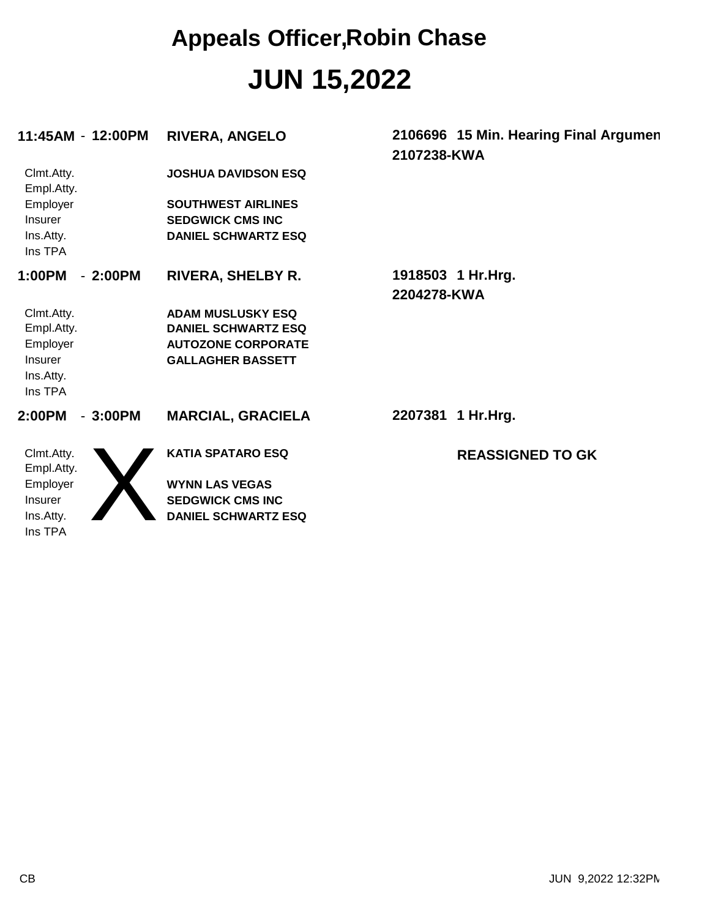# Appeals Officer,Robin Chase

# JUN 15,2022

**11:45AM - 12:00PM** **RIVERA, ANGELO** **2106696 15 Min. Hearing Final Argumen**
**2107238-KWA**

| | |
|---|---|
| Clmt.Atty. | **JOSHUA DAVIDSON ESQ** |
| Empl.Atty. | |
| Employer | **SOUTHWEST AIRLINES** |
| Insurer | **SEDGWICK CMS INC** |
| Ins.Atty. | **DANIEL SCHWARTZ ESQ** |
| Ins TPA | |

**1:00PM - 2:00PM** **RIVERA, SHELBY R.** **1918503 1 Hr.Hrg.**
**2204278-KWA**

| | |
|---|---|
| Clmt.Atty. | **ADAM MUSLUSKY ESQ** |
| Empl.Atty. | **DANIEL SCHWARTZ ESQ** |
| Employer | **AUTOZONE CORPORATE** |
| Insurer | **GALLAGHER BASSETT** |
| Ins.Atty. | |
| Ins TPA | |

**2:00PM - 3:00PM** **MARCIAL, GRACIELA** **2207381 1 Hr.Hrg.**

X

| | |
|---|---|
| Clmt.Atty. | **KATIA SPATARO ESQ** |
| Empl.Atty. | |
| Employer | **WYNN LAS VEGAS** |
| Insurer | **SEDGWICK CMS INC** |
| Ins.Atty. | **DANIEL SCHWARTZ ESQ** |
| Ins TPA | |

**REASSIGNED TO GK**

CB JUN 9,2022 12:32PM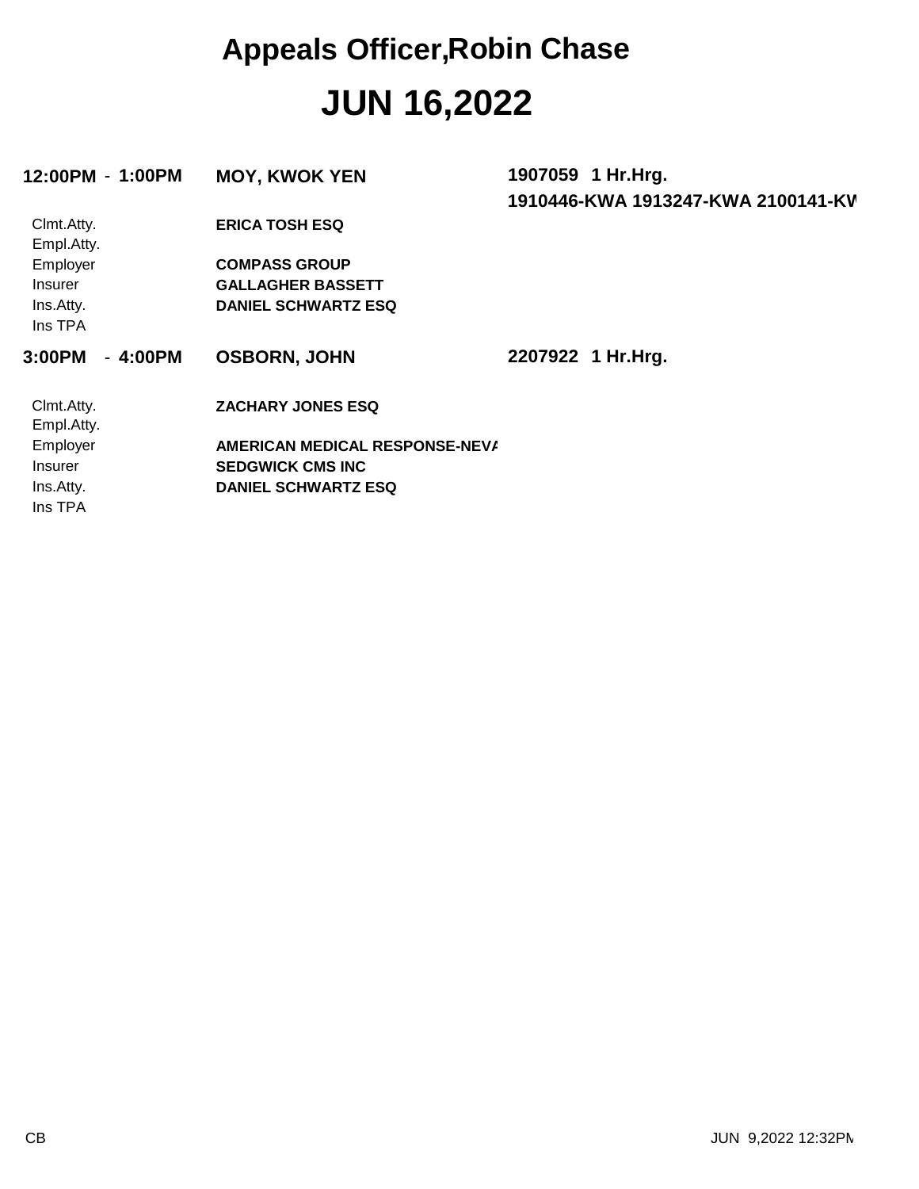# Appeals Officer,Robin Chase

# JUN 16,2022

**12:00PM - 1:00PM** **MOY, KWOK YEN** **1907059 1 Hr.Hrg.**
**1910446-KWA 1913247-KWA 2100141-KW**

| | |
|---|---|
| Clmt.Atty. | **ERICA TOSH ESQ** |
| Empl.Atty. | |
| Employer | **COMPASS GROUP** |
| Insurer | **GALLAGHER BASSETT** |
| Ins.Atty. | **DANIEL SCHWARTZ ESQ** |
| Ins TPA | |

**3:00PM - 4:00PM** **OSBORN, JOHN** **2207922 1 Hr.Hrg.**

| | |
|---|---|
| Clmt.Atty. | **ZACHARY JONES ESQ** |
| Empl.Atty. | |
| Employer | **AMERICAN MEDICAL RESPONSE-NEVA** |
| Insurer | **SEDGWICK CMS INC** |
| Ins.Atty. | **DANIEL SCHWARTZ ESQ** |
| Ins TPA | |

CB JUN 9,2022 12:32PM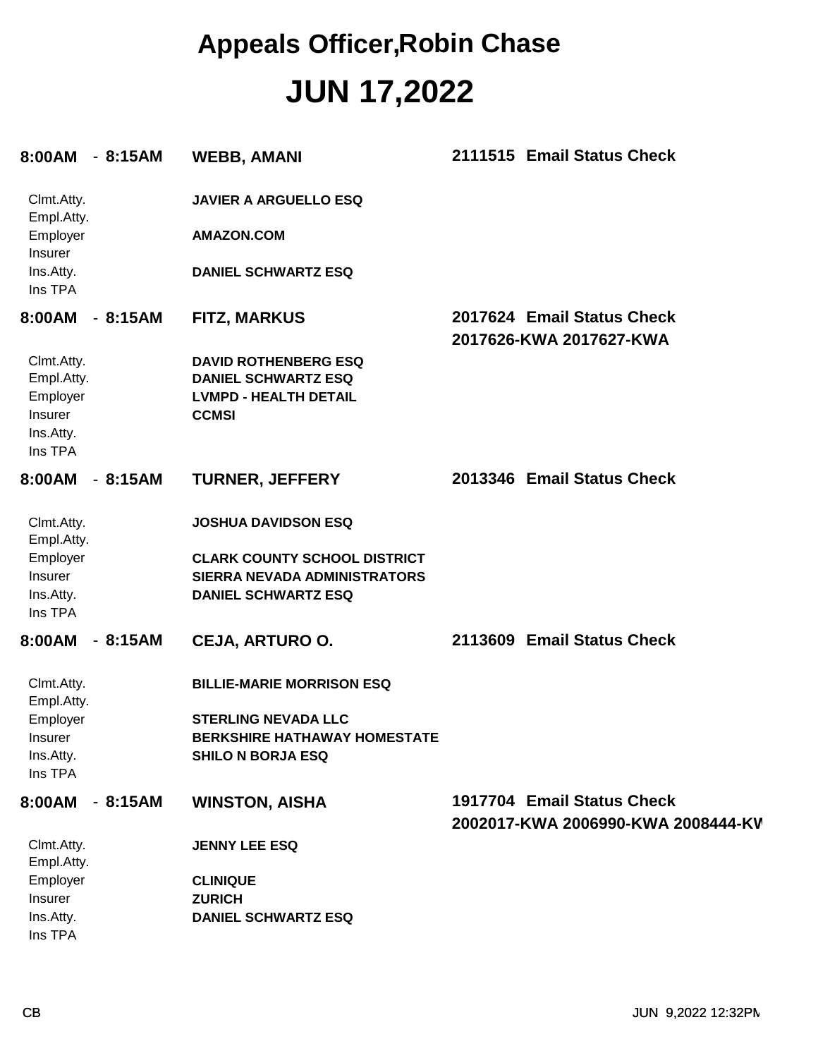# Appeals Officer,Robin Chase

# JUN 17,2022

**8:00AM - 8:15AM** **WEBB, AMANI** **2111515 Email Status Check**

| | |
|---|---|
| Clmt.Atty. | **JAVIER A ARGUELLO ESQ** |
| Empl.Atty. | |
| Employer | **AMAZON.COM** |
| Insurer | |
| Ins.Atty. | **DANIEL SCHWARTZ ESQ** |
| Ins TPA | |

**8:00AM - 8:15AM** **FITZ, MARKUS** **2017624 Email Status Check**
**2017626-KWA 2017627-KWA**

| | |
|---|---|
| Clmt.Atty. | **DAVID ROTHENBERG ESQ** |
| Empl.Atty. | **DANIEL SCHWARTZ ESQ** |
| Employer | **LVMPD - HEALTH DETAIL** |
| Insurer | **CCMSI** |
| Ins.Atty. | |
| Ins TPA | |

**8:00AM - 8:15AM** **TURNER, JEFFERY** **2013346 Email Status Check**

| | |
|---|---|
| Clmt.Atty. | **JOSHUA DAVIDSON ESQ** |
| Empl.Atty. | |
| Employer | **CLARK COUNTY SCHOOL DISTRICT** |
| Insurer | **SIERRA NEVADA ADMINISTRATORS** |
| Ins.Atty. | **DANIEL SCHWARTZ ESQ** |
| Ins TPA | |

**8:00AM - 8:15AM** **CEJA, ARTURO O.** **2113609 Email Status Check**

| | |
|---|---|
| Clmt.Atty. | **BILLIE-MARIE MORRISON ESQ** |
| Empl.Atty. | |
| Employer | **STERLING NEVADA LLC** |
| Insurer | **BERKSHIRE HATHAWAY HOMESTATE** |
| Ins.Atty. | **SHILO N BORJA ESQ** |
| Ins TPA | |

**8:00AM - 8:15AM** **WINSTON, AISHA** **1917704 Email Status Check**
**2002017-KWA 2006990-KWA 2008444-KV**

| | |
|---|---|
| Clmt.Atty. | **JENNY LEE ESQ** |
| Empl.Atty. | |
| Employer | **CLINIQUE** |
| Insurer | **ZURICH** |
| Ins.Atty. | **DANIEL SCHWARTZ ESQ** |
| Ins TPA | |

CB JUN 9,2022 12:32PM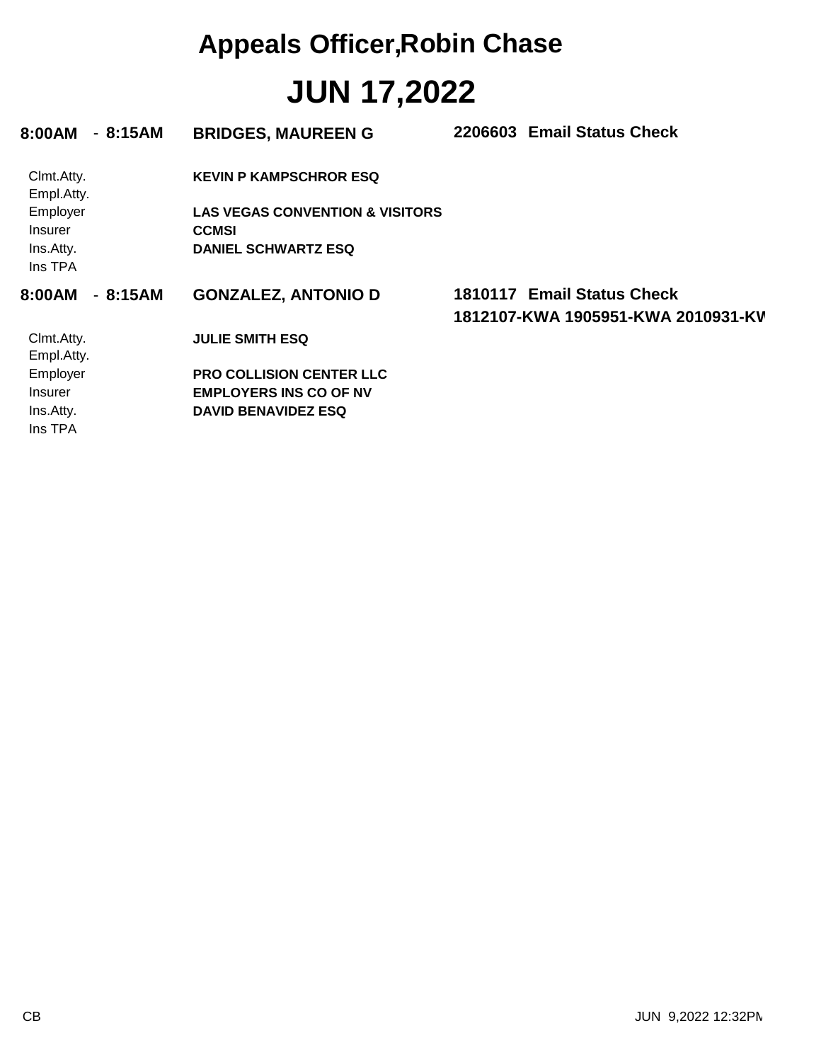# Appeals Officer,Robin Chase

# JUN 17,2022

**8:00AM - 8:15AM** **BRIDGES, MAUREEN G** **2206603 Email Status Check**

| | |
|---|---|
| Clmt.Atty. | **KEVIN P KAMPSCHROR ESQ** |
| Empl.Atty. | |
| Employer | **LAS VEGAS CONVENTION & VISITORS** |
| Insurer | **CCMSI** |
| Ins.Atty. | **DANIEL SCHWARTZ ESQ** |
| Ins TPA | |

**8:00AM - 8:15AM** **GONZALEZ, ANTONIO D** **1810117 Email Status Check**
**1812107-KWA 1905951-KWA 2010931-KW**

| | |
|---|---|
| Clmt.Atty. | **JULIE SMITH ESQ** |
| Empl.Atty. | |
| Employer | **PRO COLLISION CENTER LLC** |
| Insurer | **EMPLOYERS INS CO OF NV** |
| Ins.Atty. | **DAVID BENAVIDEZ ESQ** |
| Ins TPA | |

CB JUN 9,2022 12:32PM